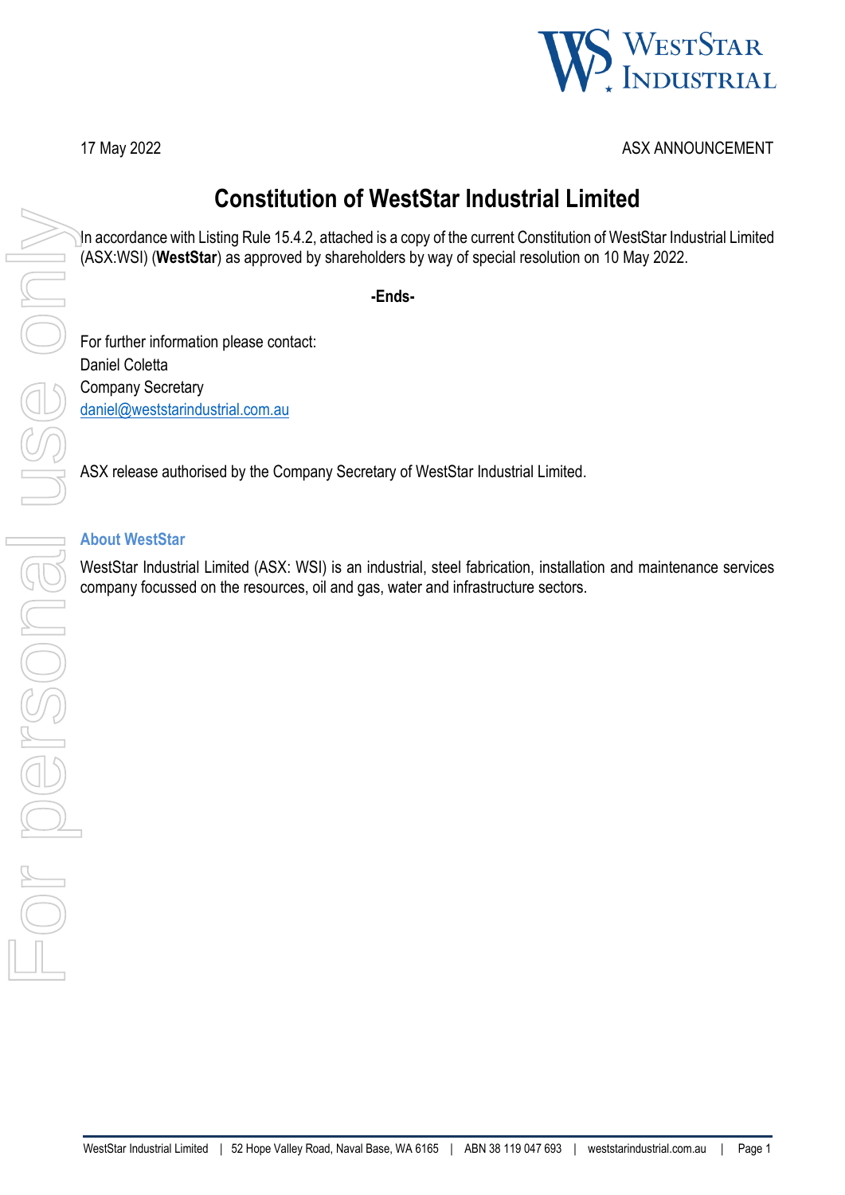17 May 2022

ASX ANNOUNCEMENT

# Constitution of WestStar Industrial Limited

In accordance with Listing Rule 15.4.2, attached is a copy of the current Constitution of WestStar Industrial Limited (ASX:WSI) (**WestStar**) as approved by shareholders by way of special resolution on 10 May 2022.

**-Ends-**

For further information please contact:
Daniel Coletta
Company Secretary
daniel@weststarindustrial.com.au

ASX release authorised by the Company Secretary of WestStar Industrial Limited.

## About WestStar

WestStar Industrial Limited (ASX: WSI) is an industrial, steel fabrication, installation and maintenance services company focussed on the resources, oil and gas, water and infrastructure sectors.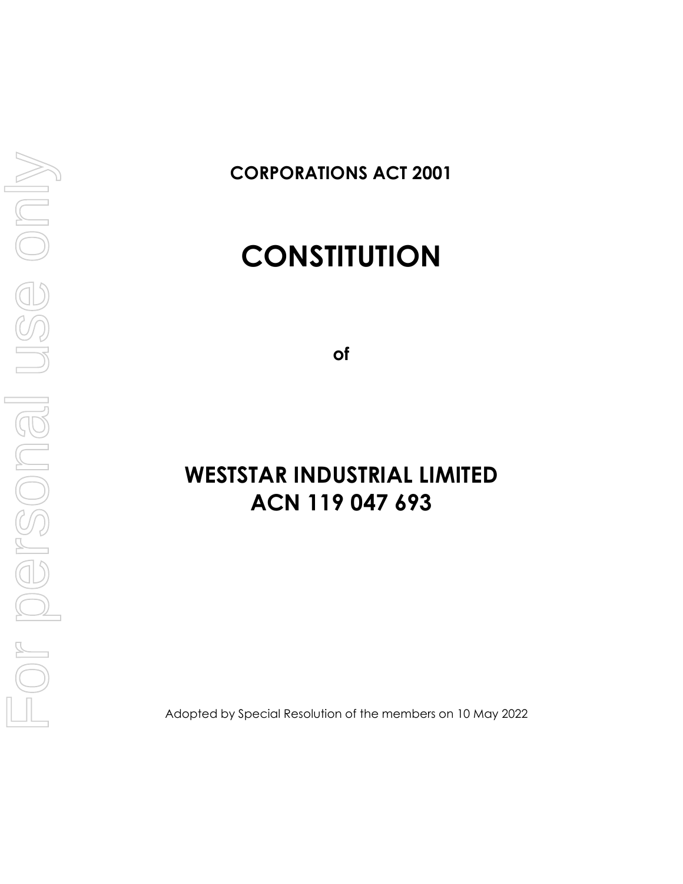**CORPORATIONS ACT 2001**

# CONSTITUTION

**of**

## WESTSTAR INDUSTRIAL LIMITED
## ACN 119 047 693

Adopted by Special Resolution of the members on 10 May 2022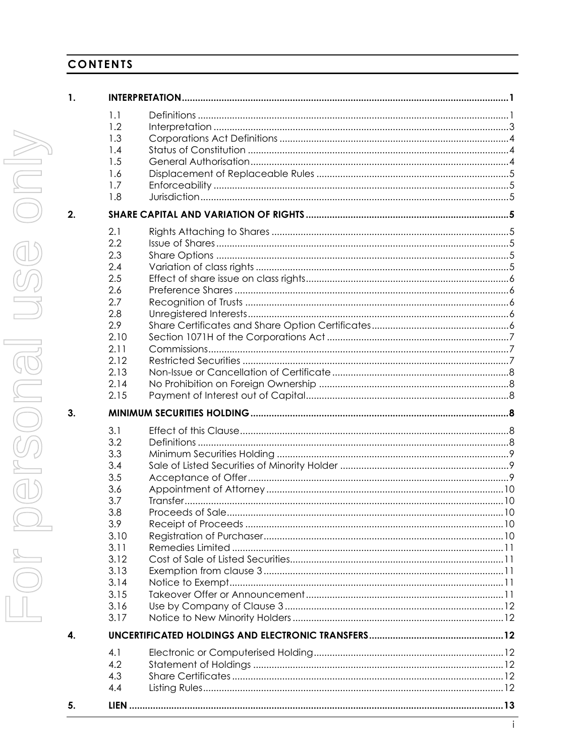## CONTENTS

**1. INTERPRETATION** ..... 1

- 1.1 Definitions ..... 1
- 1.2 Interpretation ..... 3
- 1.3 Corporations Act Definitions ..... 4
- 1.4 Status of Constitution ..... 4
- 1.5 General Authorisation ..... 4
- 1.6 Displacement of Replaceable Rules ..... 5
- 1.7 Enforceability ..... 5
- 1.8 Jurisdiction ..... 5

**2. SHARE CAPITAL AND VARIATION OF RIGHTS** ..... 5

- 2.1 Rights Attaching to Shares ..... 5
- 2.2 Issue of Shares ..... 5
- 2.3 Share Options ..... 5
- 2.4 Variation of class rights ..... 5
- 2.5 Effect of share issue on class rights ..... 6
- 2.6 Preference Shares ..... 6
- 2.7 Recognition of Trusts ..... 6
- 2.8 Unregistered Interests ..... 6
- 2.9 Share Certificates and Share Option Certificates ..... 6
- 2.10 Section 1071H of the Corporations Act ..... 7
- 2.11 Commissions ..... 7
- 2.12 Restricted Securities ..... 7
- 2.13 Non-Issue or Cancellation of Certificate ..... 8
- 2.14 No Prohibition on Foreign Ownership ..... 8
- 2.15 Payment of Interest out of Capital ..... 8

**3. MINIMUM SECURITIES HOLDING** ..... 8

- 3.1 Effect of this Clause ..... 8
- 3.2 Definitions ..... 8
- 3.3 Minimum Securities Holding ..... 9
- 3.4 Sale of Listed Securities of Minority Holder ..... 9
- 3.5 Acceptance of Offer ..... 9
- 3.6 Appointment of Attorney ..... 10
- 3.7 Transfer ..... 10
- 3.8 Proceeds of Sale ..... 10
- 3.9 Receipt of Proceeds ..... 10
- 3.10 Registration of Purchaser ..... 10
- 3.11 Remedies Limited ..... 11
- 3.12 Cost of Sale of Listed Securities ..... 11
- 3.13 Exemption from clause 3 ..... 11
- 3.14 Notice to Exempt ..... 11
- 3.15 Takeover Offer or Announcement ..... 11
- 3.16 Use by Company of Clause 3 ..... 12
- 3.17 Notice to New Minority Holders ..... 12

**4. UNCERTIFICATED HOLDINGS AND ELECTRONIC TRANSFERS** ..... 12

- 4.1 Electronic or Computerised Holding ..... 12
- 4.2 Statement of Holdings ..... 12
- 4.3 Share Certificates ..... 12
- 4.4 Listing Rules ..... 12

**5. LIEN** ..... 13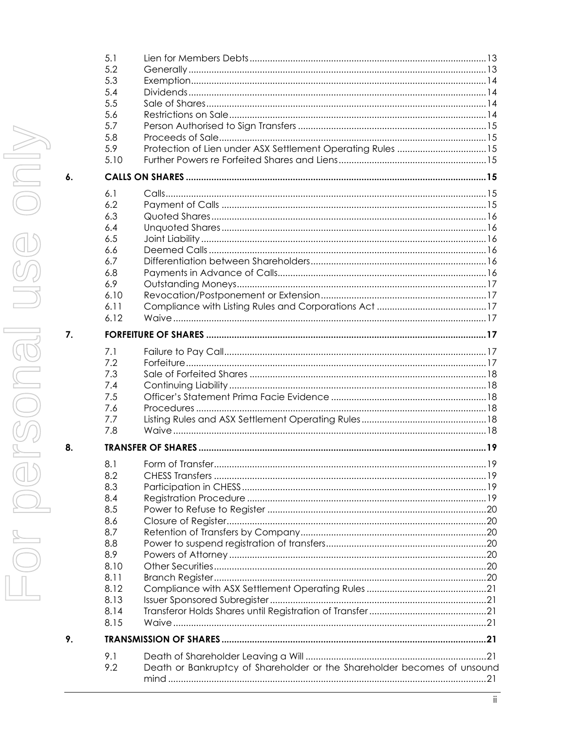| | | |
|---|---|---|
| 5.1 | Lien for Members Debts | 13 |
| 5.2 | Generally | 13 |
| 5.3 | Exemption | 14 |
| 5.4 | Dividends | 14 |
| 5.5 | Sale of Shares | 14 |
| 5.6 | Restrictions on Sale | 14 |
| 5.7 | Person Authorised to Sign Transfers | 15 |
| 5.8 | Proceeds of Sale | 15 |
| 5.9 | Protection of Lien under ASX Settlement Operating Rules | 15 |
| 5.10 | Further Powers re Forfeited Shares and Liens | 15 |
| **6.** | **CALLS ON SHARES** | **15** |
| 6.1 | Calls | 15 |
| 6.2 | Payment of Calls | 15 |
| 6.3 | Quoted Shares | 16 |
| 6.4 | Unquoted Shares | 16 |
| 6.5 | Joint Liability | 16 |
| 6.6 | Deemed Calls | 16 |
| 6.7 | Differentiation between Shareholders | 16 |
| 6.8 | Payments in Advance of Calls | 16 |
| 6.9 | Outstanding Moneys | 17 |
| 6.10 | Revocation/Postponement or Extension | 17 |
| 6.11 | Compliance with Listing Rules and Corporations Act | 17 |
| 6.12 | Waive | 17 |
| **7.** | **FORFEITURE OF SHARES** | **17** |
| 7.1 | Failure to Pay Call | 17 |
| 7.2 | Forfeiture | 17 |
| 7.3 | Sale of Forfeited Shares | 18 |
| 7.4 | Continuing Liability | 18 |
| 7.5 | Officer's Statement Prima Facie Evidence | 18 |
| 7.6 | Procedures | 18 |
| 7.7 | Listing Rules and ASX Settlement Operating Rules | 18 |
| 7.8 | Waive | 18 |
| **8.** | **TRANSFER OF SHARES** | **19** |
| 8.1 | Form of Transfer | 19 |
| 8.2 | CHESS Transfers | 19 |
| 8.3 | Participation in CHESS | 19 |
| 8.4 | Registration Procedure | 19 |
| 8.5 | Power to Refuse to Register | 20 |
| 8.6 | Closure of Register | 20 |
| 8.7 | Retention of Transfers by Company | 20 |
| 8.8 | Power to suspend registration of transfers | 20 |
| 8.9 | Powers of Attorney | 20 |
| 8.10 | Other Securities | 20 |
| 8.11 | Branch Register | 20 |
| 8.12 | Compliance with ASX Settlement Operating Rules | 21 |
| 8.13 | Issuer Sponsored Subregister | 21 |
| 8.14 | Transferor Holds Shares until Registration of Transfer | 21 |
| 8.15 | Waive | 21 |
| **9.** | **TRANSMISSION OF SHARES** | **21** |
| 9.1 | Death of Shareholder Leaving a Will | 21 |
| 9.2 | Death or Bankruptcy of Shareholder or the Shareholder becomes of unsound mind | 21 |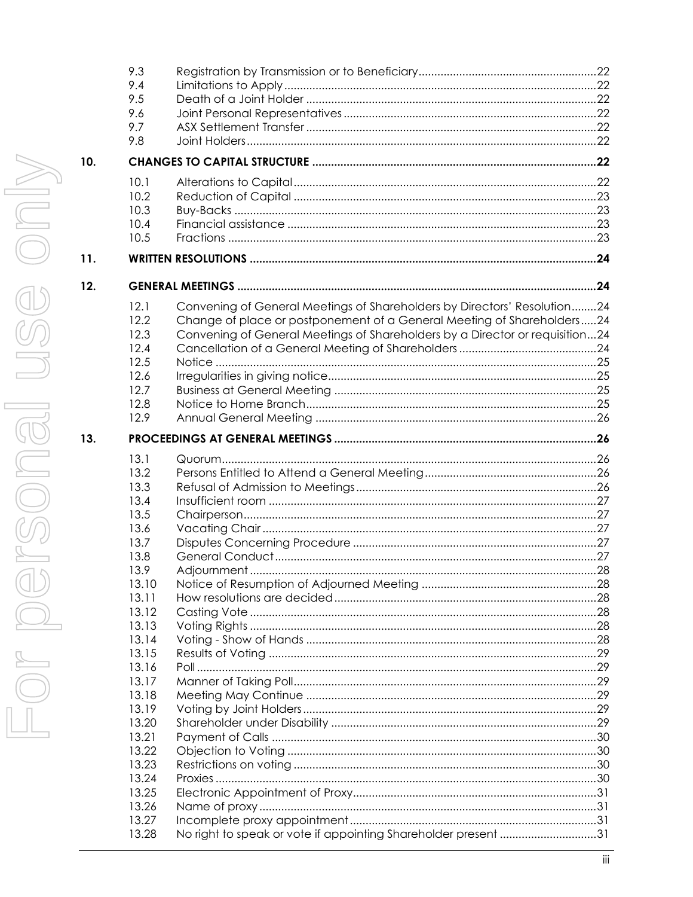| | | |
|---|---|---|
| 9.3 | Registration by Transmission or to Beneficiary | 22 |
| 9.4 | Limitations to Apply | 22 |
| 9.5 | Death of a Joint Holder | 22 |
| 9.6 | Joint Personal Representatives | 22 |
| 9.7 | ASX Settlement Transfer | 22 |
| 9.8 | Joint Holders | 22 |

**10. CHANGES TO CAPITAL STRUCTURE** ..... **22**

| | | |
|---|---|---|
| 10.1 | Alterations to Capital | 22 |
| 10.2 | Reduction of Capital | 23 |
| 10.3 | Buy-Backs | 23 |
| 10.4 | Financial assistance | 23 |
| 10.5 | Fractions | 23 |

**11. WRITTEN RESOLUTIONS** ..... **24**

**12. GENERAL MEETINGS** ..... **24**

| | | |
|---|---|---|
| 12.1 | Convening of General Meetings of Shareholders by Directors' Resolution | 24 |
| 12.2 | Change of place or postponement of a General Meeting of Shareholders | 24 |
| 12.3 | Convening of General Meetings of Shareholders by a Director or requisition | 24 |
| 12.4 | Cancellation of a General Meeting of Shareholders | 24 |
| 12.5 | Notice | 25 |
| 12.6 | Irregularities in giving notice | 25 |
| 12.7 | Business at General Meeting | 25 |
| 12.8 | Notice to Home Branch | 25 |
| 12.9 | Annual General Meeting | 26 |

**13. PROCEEDINGS AT GENERAL MEETINGS** ..... **26**

| | | |
|---|---|---|
| 13.1 | Quorum | 26 |
| 13.2 | Persons Entitled to Attend a General Meeting | 26 |
| 13.3 | Refusal of Admission to Meetings | 26 |
| 13.4 | Insufficient room | 27 |
| 13.5 | Chairperson | 27 |
| 13.6 | Vacating Chair | 27 |
| 13.7 | Disputes Concerning Procedure | 27 |
| 13.8 | General Conduct | 27 |
| 13.9 | Adjournment | 28 |
| 13.10 | Notice of Resumption of Adjourned Meeting | 28 |
| 13.11 | How resolutions are decided | 28 |
| 13.12 | Casting Vote | 28 |
| 13.13 | Voting Rights | 28 |
| 13.14 | Voting - Show of Hands | 28 |
| 13.15 | Results of Voting | 29 |
| 13.16 | Poll | 29 |
| 13.17 | Manner of Taking Poll | 29 |
| 13.18 | Meeting May Continue | 29 |
| 13.19 | Voting by Joint Holders | 29 |
| 13.20 | Shareholder under Disability | 29 |
| 13.21 | Payment of Calls | 30 |
| 13.22 | Objection to Voting | 30 |
| 13.23 | Restrictions on voting | 30 |
| 13.24 | Proxies | 30 |
| 13.25 | Electronic Appointment of Proxy | 31 |
| 13.26 | Name of proxy | 31 |
| 13.27 | Incomplete proxy appointment | 31 |
| 13.28 | No right to speak or vote if appointing Shareholder present | 31 |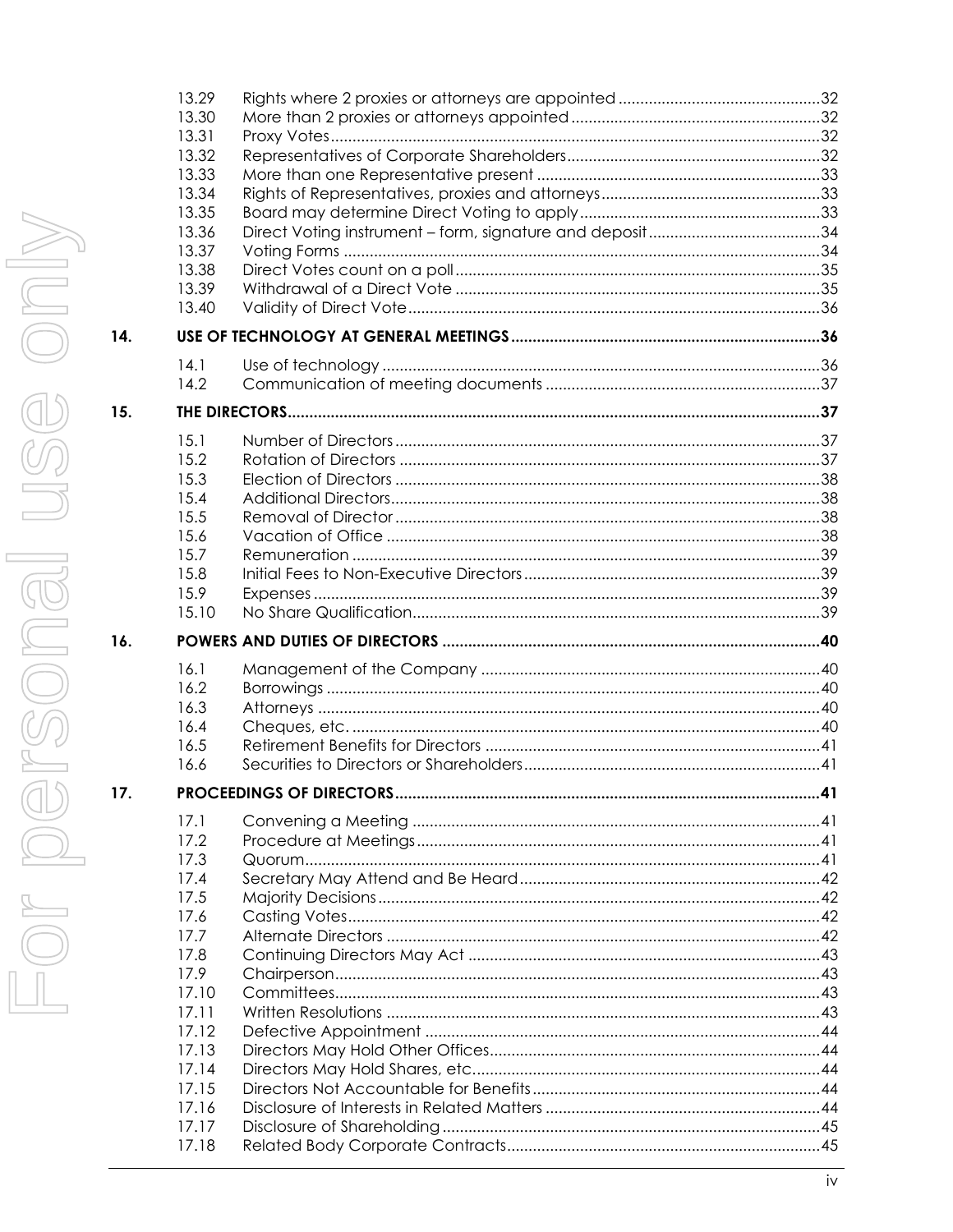| | | |
|---|---|---|
| 13.29 | Rights where 2 proxies or attorneys are appointed | 32 |
| 13.30 | More than 2 proxies or attorneys appointed | 32 |
| 13.31 | Proxy Votes | 32 |
| 13.32 | Representatives of Corporate Shareholders | 32 |
| 13.33 | More than one Representative present | 33 |
| 13.34 | Rights of Representatives, proxies and attorneys | 33 |
| 13.35 | Board may determine Direct Voting to apply | 33 |
| 13.36 | Direct Voting instrument – form, signature and deposit | 34 |
| 13.37 | Voting Forms | 34 |
| 13.38 | Direct Votes count on a poll | 35 |
| 13.39 | Withdrawal of a Direct Vote | 35 |
| 13.40 | Validity of Direct Vote | 36 |
| **14.** | **USE OF TECHNOLOGY AT GENERAL MEETINGS** | **36** |
| 14.1 | Use of technology | 36 |
| 14.2 | Communication of meeting documents | 37 |
| **15.** | **THE DIRECTORS** | **37** |
| 15.1 | Number of Directors | 37 |
| 15.2 | Rotation of Directors | 37 |
| 15.3 | Election of Directors | 38 |
| 15.4 | Additional Directors | 38 |
| 15.5 | Removal of Director | 38 |
| 15.6 | Vacation of Office | 38 |
| 15.7 | Remuneration | 39 |
| 15.8 | Initial Fees to Non-Executive Directors | 39 |
| 15.9 | Expenses | 39 |
| 15.10 | No Share Qualification | 39 |
| **16.** | **POWERS AND DUTIES OF DIRECTORS** | **40** |
| 16.1 | Management of the Company | 40 |
| 16.2 | Borrowings | 40 |
| 16.3 | Attorneys | 40 |
| 16.4 | Cheques, etc. | 40 |
| 16.5 | Retirement Benefits for Directors | 41 |
| 16.6 | Securities to Directors or Shareholders | 41 |
| **17.** | **PROCEEDINGS OF DIRECTORS** | **41** |
| 17.1 | Convening a Meeting | 41 |
| 17.2 | Procedure at Meetings | 41 |
| 17.3 | Quorum | 41 |
| 17.4 | Secretary May Attend and Be Heard | 42 |
| 17.5 | Majority Decisions | 42 |
| 17.6 | Casting Votes | 42 |
| 17.7 | Alternate Directors | 42 |
| 17.8 | Continuing Directors May Act | 43 |
| 17.9 | Chairperson | 43 |
| 17.10 | Committees | 43 |
| 17.11 | Written Resolutions | 43 |
| 17.12 | Defective Appointment | 44 |
| 17.13 | Directors May Hold Other Offices | 44 |
| 17.14 | Directors May Hold Shares, etc | 44 |
| 17.15 | Directors Not Accountable for Benefits | 44 |
| 17.16 | Disclosure of Interests in Related Matters | 44 |
| 17.17 | Disclosure of Shareholding | 45 |
| 17.18 | Related Body Corporate Contracts | 45 |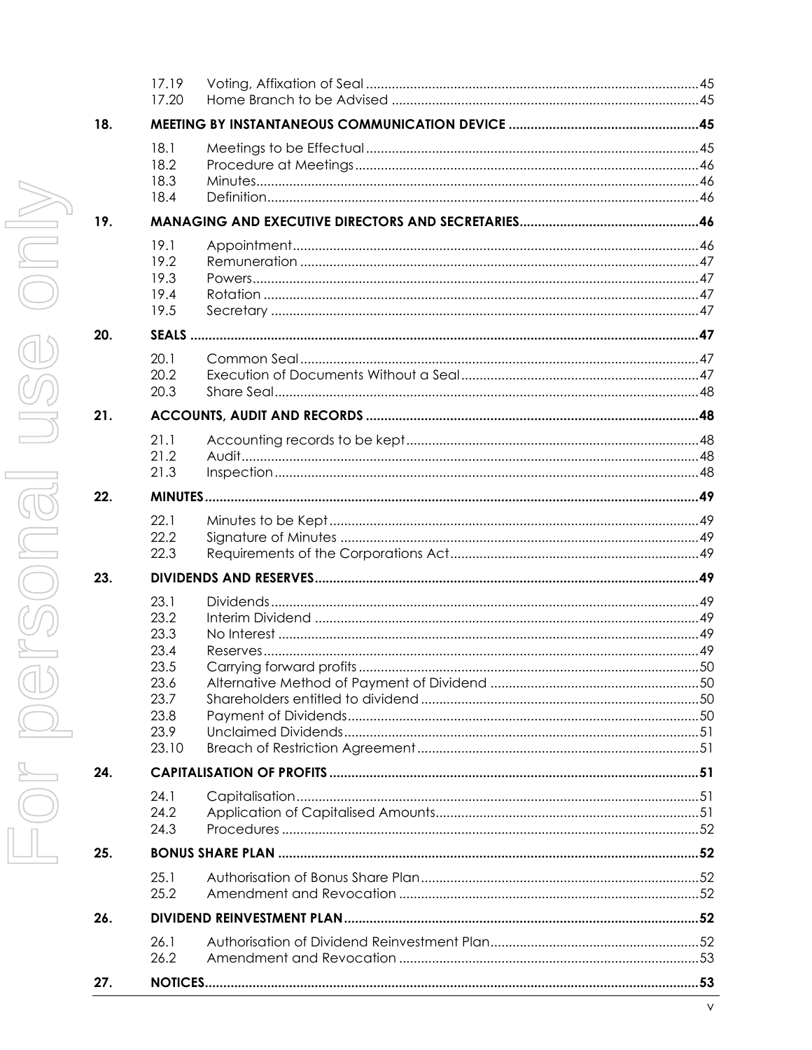| | | | |
|---|---|---|---|
| | 17.19 | Voting, Affixation of Seal | 45 |
| | 17.20 | Home Branch to be Advised | 45 |
| **18.** | **MEETING BY INSTANTANEOUS COMMUNICATION DEVICE** | | **45** |
| | 18.1 | Meetings to be Effectual | 45 |
| | 18.2 | Procedure at Meetings | 46 |
| | 18.3 | Minutes | 46 |
| | 18.4 | Definition | 46 |
| **19.** | **MANAGING AND EXECUTIVE DIRECTORS AND SECRETARIES** | | **46** |
| | 19.1 | Appointment | 46 |
| | 19.2 | Remuneration | 47 |
| | 19.3 | Powers | 47 |
| | 19.4 | Rotation | 47 |
| | 19.5 | Secretary | 47 |
| **20.** | **SEALS** | | **47** |
| | 20.1 | Common Seal | 47 |
| | 20.2 | Execution of Documents Without a Seal | 47 |
| | 20.3 | Share Seal | 48 |
| **21.** | **ACCOUNTS, AUDIT AND RECORDS** | | **48** |
| | 21.1 | Accounting records to be kept | 48 |
| | 21.2 | Audit | 48 |
| | 21.3 | Inspection | 48 |
| **22.** | **MINUTES** | | **49** |
| | 22.1 | Minutes to be Kept | 49 |
| | 22.2 | Signature of Minutes | 49 |
| | 22.3 | Requirements of the Corporations Act | 49 |
| **23.** | **DIVIDENDS AND RESERVES** | | **49** |
| | 23.1 | Dividends | 49 |
| | 23.2 | Interim Dividend | 49 |
| | 23.3 | No Interest | 49 |
| | 23.4 | Reserves | 49 |
| | 23.5 | Carrying forward profits | 50 |
| | 23.6 | Alternative Method of Payment of Dividend | 50 |
| | 23.7 | Shareholders entitled to dividend | 50 |
| | 23.8 | Payment of Dividends | 50 |
| | 23.9 | Unclaimed Dividends | 51 |
| | 23.10 | Breach of Restriction Agreement | 51 |
| **24.** | **CAPITALISATION OF PROFITS** | | **51** |
| | 24.1 | Capitalisation | 51 |
| | 24.2 | Application of Capitalised Amounts | 51 |
| | 24.3 | Procedures | 52 |
| **25.** | **BONUS SHARE PLAN** | | **52** |
| | 25.1 | Authorisation of Bonus Share Plan | 52 |
| | 25.2 | Amendment and Revocation | 52 |
| **26.** | **DIVIDEND REINVESTMENT PLAN** | | **52** |
| | 26.1 | Authorisation of Dividend Reinvestment Plan | 52 |
| | 26.2 | Amendment and Revocation | 53 |
| **27.** | **NOTICES** | | **53** |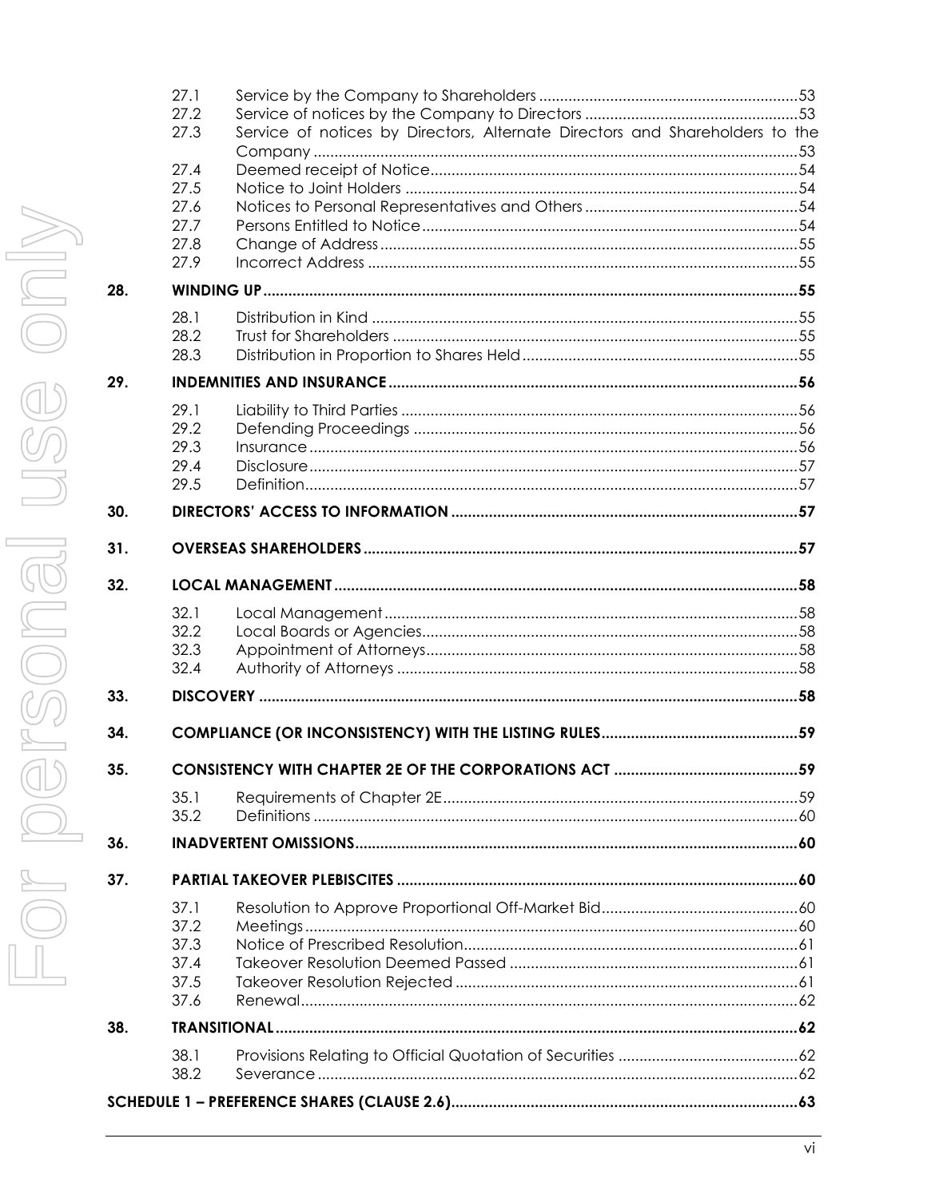| | | | |
|---|---|---|---|
| | 27.1 | Service by the Company to Shareholders | 53 |
| | 27.2 | Service of notices by the Company to Directors | 53 |
| | 27.3 | Service of notices by Directors, Alternate Directors and Shareholders to the Company | 53 |
| | 27.4 | Deemed receipt of Notice | 54 |
| | 27.5 | Notice to Joint Holders | 54 |
| | 27.6 | Notices to Personal Representatives and Others | 54 |
| | 27.7 | Persons Entitled to Notice | 54 |
| | 27.8 | Change of Address | 55 |
| | 27.9 | Incorrect Address | 55 |
| **28.** | **WINDING UP** | | **55** |
| | 28.1 | Distribution in Kind | 55 |
| | 28.2 | Trust for Shareholders | 55 |
| | 28.3 | Distribution in Proportion to Shares Held | 55 |
| **29.** | **INDEMNITIES AND INSURANCE** | | **56** |
| | 29.1 | Liability to Third Parties | 56 |
| | 29.2 | Defending Proceedings | 56 |
| | 29.3 | Insurance | 56 |
| | 29.4 | Disclosure | 57 |
| | 29.5 | Definition | 57 |
| **30.** | **DIRECTORS' ACCESS TO INFORMATION** | | **57** |
| **31.** | **OVERSEAS SHAREHOLDERS** | | **57** |
| **32.** | **LOCAL MANAGEMENT** | | **58** |
| | 32.1 | Local Management | 58 |
| | 32.2 | Local Boards or Agencies | 58 |
| | 32.3 | Appointment of Attorneys | 58 |
| | 32.4 | Authority of Attorneys | 58 |
| **33.** | **DISCOVERY** | | **58** |
| **34.** | **COMPLIANCE (OR INCONSISTENCY) WITH THE LISTING RULES** | | **59** |
| **35.** | **CONSISTENCY WITH CHAPTER 2E OF THE CORPORATIONS ACT** | | **59** |
| | 35.1 | Requirements of Chapter 2E | 59 |
| | 35.2 | Definitions | 60 |
| **36.** | **INADVERTENT OMISSIONS** | | **60** |
| **37.** | **PARTIAL TAKEOVER PLEBISCITES** | | **60** |
| | 37.1 | Resolution to Approve Proportional Off-Market Bid | 60 |
| | 37.2 | Meetings | 60 |
| | 37.3 | Notice of Prescribed Resolution | 61 |
| | 37.4 | Takeover Resolution Deemed Passed | 61 |
| | 37.5 | Takeover Resolution Rejected | 61 |
| | 37.6 | Renewal | 62 |
| **38.** | **TRANSITIONAL** | | **62** |
| | 38.1 | Provisions Relating to Official Quotation of Securities | 62 |
| | 38.2 | Severance | 62 |
| **SCHEDULE 1 – PREFERENCE SHARES (CLAUSE 2.6)** | | | **63** |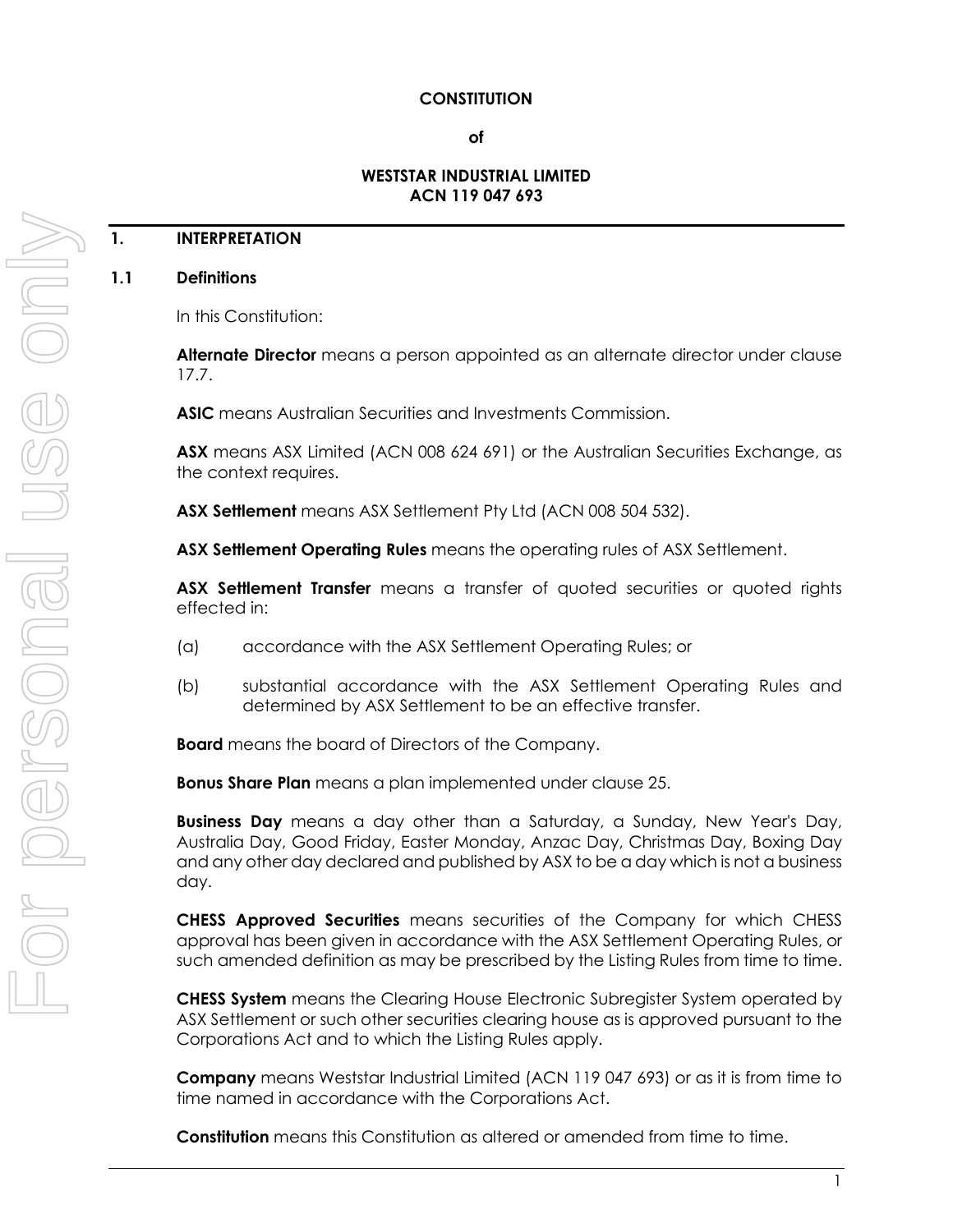**CONSTITUTION**

**of**

**WESTSTAR INDUSTRIAL LIMITED**
**ACN 119 047 693**

# 1. INTERPRETATION

## 1.1 Definitions

In this Constitution:

**Alternate Director** means a person appointed as an alternate director under clause 17.7.

**ASIC** means Australian Securities and Investments Commission.

**ASX** means ASX Limited (ACN 008 624 691) or the Australian Securities Exchange, as the context requires.

**ASX Settlement** means ASX Settlement Pty Ltd (ACN 008 504 532).

**ASX Settlement Operating Rules** means the operating rules of ASX Settlement.

**ASX Settlement Transfer** means a transfer of quoted securities or quoted rights effected in:

(a) accordance with the ASX Settlement Operating Rules; or

(b) substantial accordance with the ASX Settlement Operating Rules and determined by ASX Settlement to be an effective transfer.

**Board** means the board of Directors of the Company.

**Bonus Share Plan** means a plan implemented under clause 25.

**Business Day** means a day other than a Saturday, a Sunday, New Year's Day, Australia Day, Good Friday, Easter Monday, Anzac Day, Christmas Day, Boxing Day and any other day declared and published by ASX to be a day which is not a business day.

**CHESS Approved Securities** means securities of the Company for which CHESS approval has been given in accordance with the ASX Settlement Operating Rules, or such amended definition as may be prescribed by the Listing Rules from time to time.

**CHESS System** means the Clearing House Electronic Subregister System operated by ASX Settlement or such other securities clearing house as is approved pursuant to the Corporations Act and to which the Listing Rules apply.

**Company** means Weststar Industrial Limited (ACN 119 047 693) or as it is from time to time named in accordance with the Corporations Act.

**Constitution** means this Constitution as altered or amended from time to time.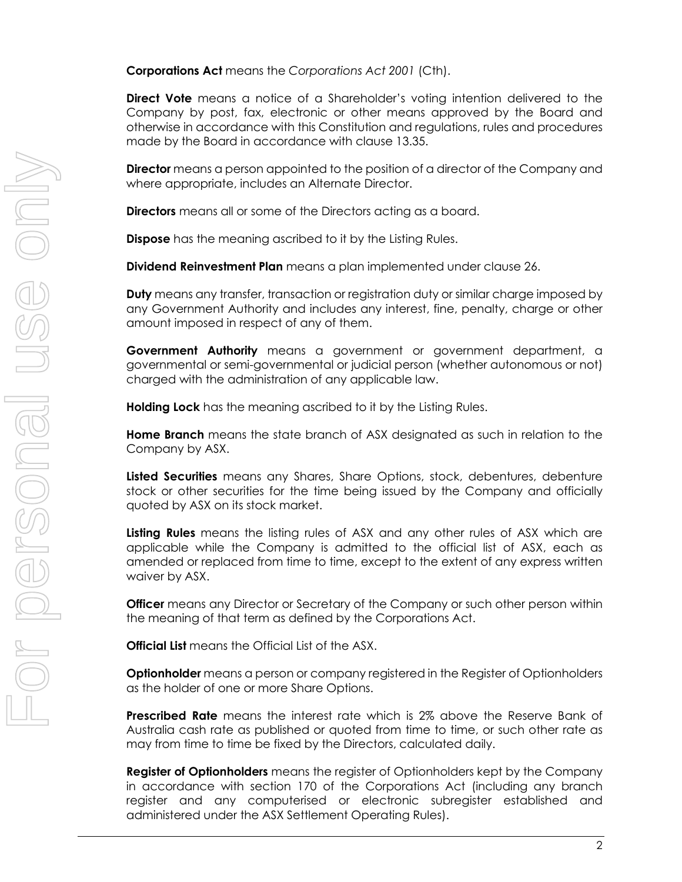**Corporations Act** means the *Corporations Act 2001* (Cth).

**Direct Vote** means a notice of a Shareholder's voting intention delivered to the Company by post, fax, electronic or other means approved by the Board and otherwise in accordance with this Constitution and regulations, rules and procedures made by the Board in accordance with clause 13.35.

**Director** means a person appointed to the position of a director of the Company and where appropriate, includes an Alternate Director.

**Directors** means all or some of the Directors acting as a board.

**Dispose** has the meaning ascribed to it by the Listing Rules.

**Dividend Reinvestment Plan** means a plan implemented under clause 26.

**Duty** means any transfer, transaction or registration duty or similar charge imposed by any Government Authority and includes any interest, fine, penalty, charge or other amount imposed in respect of any of them.

**Government Authority** means a government or government department, a governmental or semi-governmental or judicial person (whether autonomous or not) charged with the administration of any applicable law.

**Holding Lock** has the meaning ascribed to it by the Listing Rules.

**Home Branch** means the state branch of ASX designated as such in relation to the Company by ASX.

**Listed Securities** means any Shares, Share Options, stock, debentures, debenture stock or other securities for the time being issued by the Company and officially quoted by ASX on its stock market.

**Listing Rules** means the listing rules of ASX and any other rules of ASX which are applicable while the Company is admitted to the official list of ASX, each as amended or replaced from time to time, except to the extent of any express written waiver by ASX.

**Officer** means any Director or Secretary of the Company or such other person within the meaning of that term as defined by the Corporations Act.

**Official List** means the Official List of the ASX.

**Optionholder** means a person or company registered in the Register of Optionholders as the holder of one or more Share Options.

**Prescribed Rate** means the interest rate which is 2% above the Reserve Bank of Australia cash rate as published or quoted from time to time, or such other rate as may from time to time be fixed by the Directors, calculated daily.

**Register of Optionholders** means the register of Optionholders kept by the Company in accordance with section 170 of the Corporations Act (including any branch register and any computerised or electronic subregister established and administered under the ASX Settlement Operating Rules).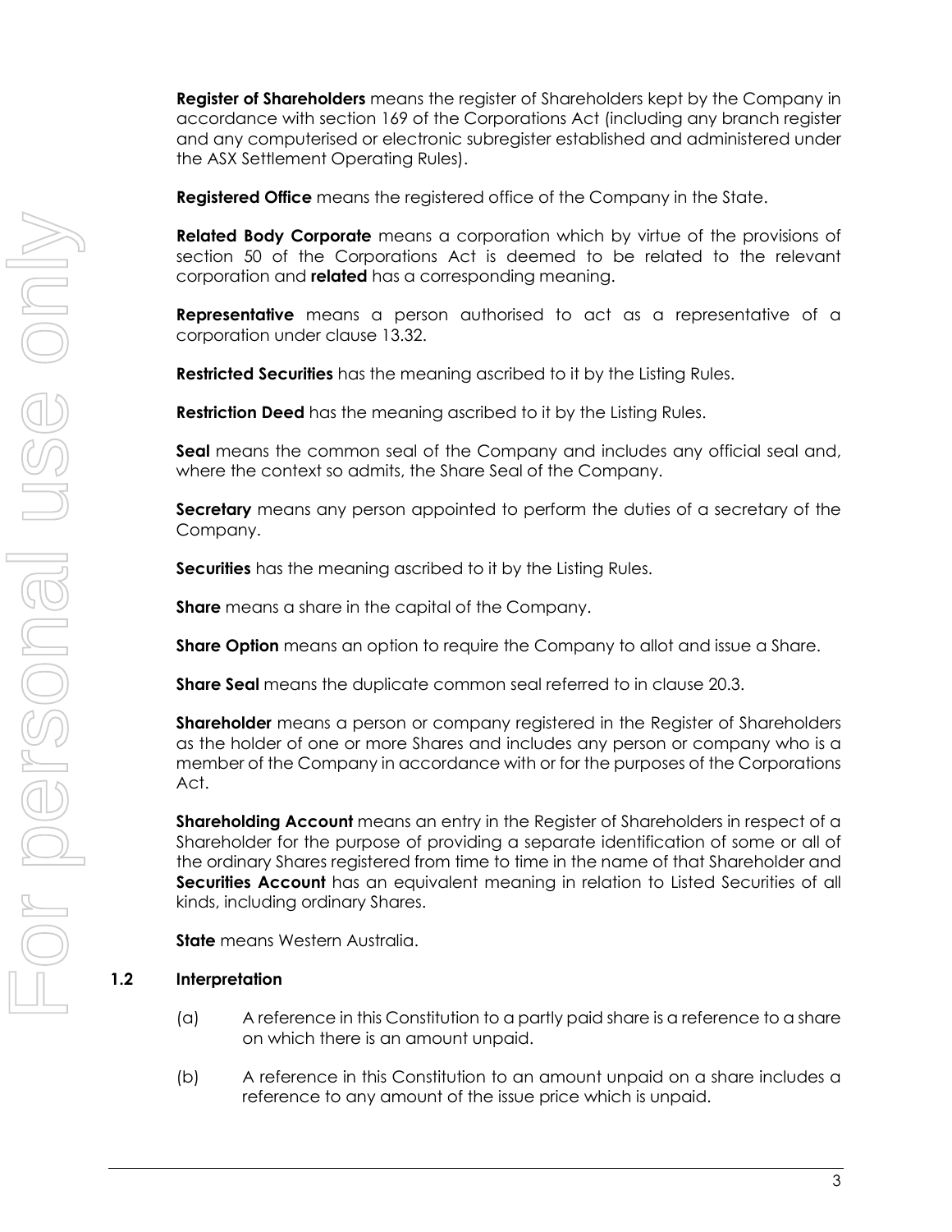**Register of Shareholders** means the register of Shareholders kept by the Company in accordance with section 169 of the Corporations Act (including any branch register and any computerised or electronic subregister established and administered under the ASX Settlement Operating Rules).

**Registered Office** means the registered office of the Company in the State.

**Related Body Corporate** means a corporation which by virtue of the provisions of section 50 of the Corporations Act is deemed to be related to the relevant corporation and **related** has a corresponding meaning.

**Representative** means a person authorised to act as a representative of a corporation under clause 13.32.

**Restricted Securities** has the meaning ascribed to it by the Listing Rules.

**Restriction Deed** has the meaning ascribed to it by the Listing Rules.

**Seal** means the common seal of the Company and includes any official seal and, where the context so admits, the Share Seal of the Company.

**Secretary** means any person appointed to perform the duties of a secretary of the Company.

**Securities** has the meaning ascribed to it by the Listing Rules.

**Share** means a share in the capital of the Company.

**Share Option** means an option to require the Company to allot and issue a Share.

**Share Seal** means the duplicate common seal referred to in clause 20.3.

**Shareholder** means a person or company registered in the Register of Shareholders as the holder of one or more Shares and includes any person or company who is a member of the Company in accordance with or for the purposes of the Corporations Act.

**Shareholding Account** means an entry in the Register of Shareholders in respect of a Shareholder for the purpose of providing a separate identification of some or all of the ordinary Shares registered from time to time in the name of that Shareholder and **Securities Account** has an equivalent meaning in relation to Listed Securities of all kinds, including ordinary Shares.

**State** means Western Australia.

### 1.2 Interpretation

(a) A reference in this Constitution to a partly paid share is a reference to a share on which there is an amount unpaid.

(b) A reference in this Constitution to an amount unpaid on a share includes a reference to any amount of the issue price which is unpaid.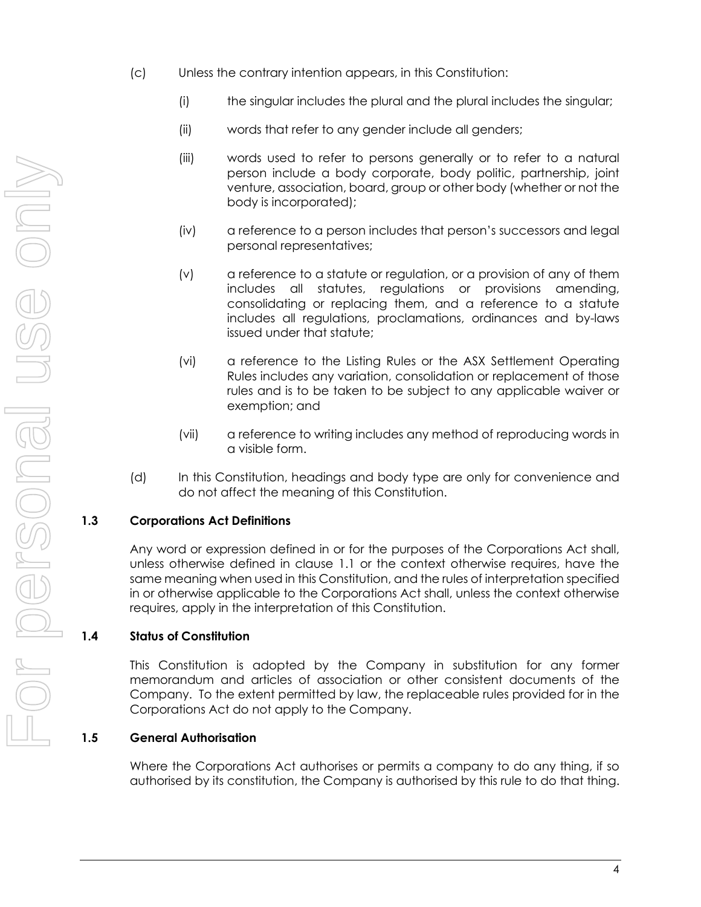(c) Unless the contrary intention appears, in this Constitution:

(i) the singular includes the plural and the plural includes the singular;

(ii) words that refer to any gender include all genders;

(iii) words used to refer to persons generally or to refer to a natural person include a body corporate, body politic, partnership, joint venture, association, board, group or other body (whether or not the body is incorporated);

(iv) a reference to a person includes that person's successors and legal personal representatives;

(v) a reference to a statute or regulation, or a provision of any of them includes all statutes, regulations or provisions amending, consolidating or replacing them, and a reference to a statute includes all regulations, proclamations, ordinances and by-laws issued under that statute;

(vi) a reference to the Listing Rules or the ASX Settlement Operating Rules includes any variation, consolidation or replacement of those rules and is to be taken to be subject to any applicable waiver or exemption; and

(vii) a reference to writing includes any method of reproducing words in a visible form.

(d) In this Constitution, headings and body type are only for convenience and do not affect the meaning of this Constitution.

### 1.3 Corporations Act Definitions

Any word or expression defined in or for the purposes of the Corporations Act shall, unless otherwise defined in clause 1.1 or the context otherwise requires, have the same meaning when used in this Constitution, and the rules of interpretation specified in or otherwise applicable to the Corporations Act shall, unless the context otherwise requires, apply in the interpretation of this Constitution.

### 1.4 Status of Constitution

This Constitution is adopted by the Company in substitution for any former memorandum and articles of association or other consistent documents of the Company. To the extent permitted by law, the replaceable rules provided for in the Corporations Act do not apply to the Company.

### 1.5 General Authorisation

Where the Corporations Act authorises or permits a company to do any thing, if so authorised by its constitution, the Company is authorised by this rule to do that thing.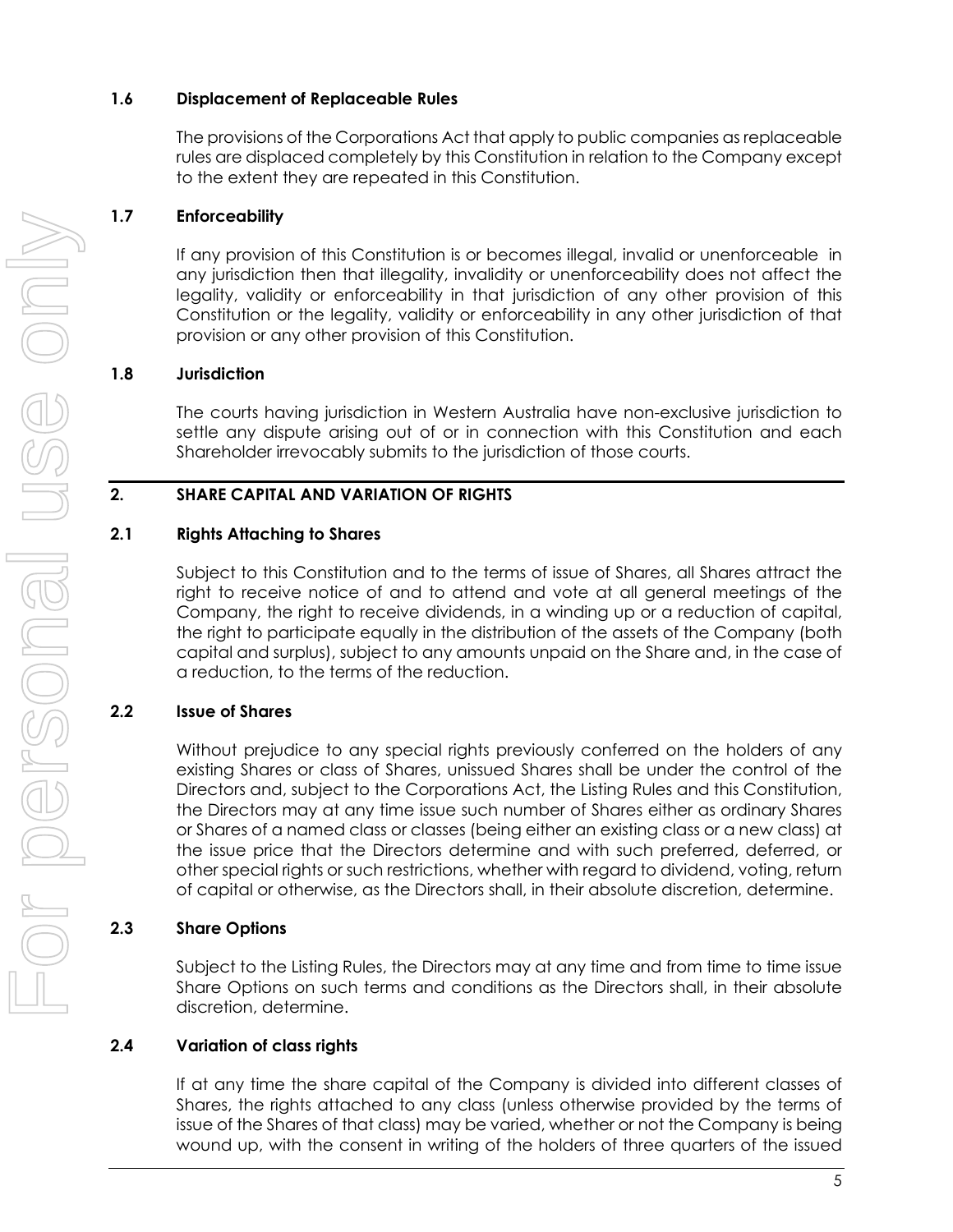### 1.6 Displacement of Replaceable Rules

The provisions of the Corporations Act that apply to public companies as replaceable rules are displaced completely by this Constitution in relation to the Company except to the extent they are repeated in this Constitution.

### 1.7 Enforceability

If any provision of this Constitution is or becomes illegal, invalid or unenforceable in any jurisdiction then that illegality, invalidity or unenforceability does not affect the legality, validity or enforceability in that jurisdiction of any other provision of this Constitution or the legality, validity or enforceability in any other jurisdiction of that provision or any other provision of this Constitution.

### 1.8 Jurisdiction

The courts having jurisdiction in Western Australia have non-exclusive jurisdiction to settle any dispute arising out of or in connection with this Constitution and each Shareholder irrevocably submits to the jurisdiction of those courts.

## 2. SHARE CAPITAL AND VARIATION OF RIGHTS

### 2.1 Rights Attaching to Shares

Subject to this Constitution and to the terms of issue of Shares, all Shares attract the right to receive notice of and to attend and vote at all general meetings of the Company, the right to receive dividends, in a winding up or a reduction of capital, the right to participate equally in the distribution of the assets of the Company (both capital and surplus), subject to any amounts unpaid on the Share and, in the case of a reduction, to the terms of the reduction.

### 2.2 Issue of Shares

Without prejudice to any special rights previously conferred on the holders of any existing Shares or class of Shares, unissued Shares shall be under the control of the Directors and, subject to the Corporations Act, the Listing Rules and this Constitution, the Directors may at any time issue such number of Shares either as ordinary Shares or Shares of a named class or classes (being either an existing class or a new class) at the issue price that the Directors determine and with such preferred, deferred, or other special rights or such restrictions, whether with regard to dividend, voting, return of capital or otherwise, as the Directors shall, in their absolute discretion, determine.

### 2.3 Share Options

Subject to the Listing Rules, the Directors may at any time and from time to time issue Share Options on such terms and conditions as the Directors shall, in their absolute discretion, determine.

### 2.4 Variation of class rights

If at any time the share capital of the Company is divided into different classes of Shares, the rights attached to any class (unless otherwise provided by the terms of issue of the Shares of that class) may be varied, whether or not the Company is being wound up, with the consent in writing of the holders of three quarters of the issued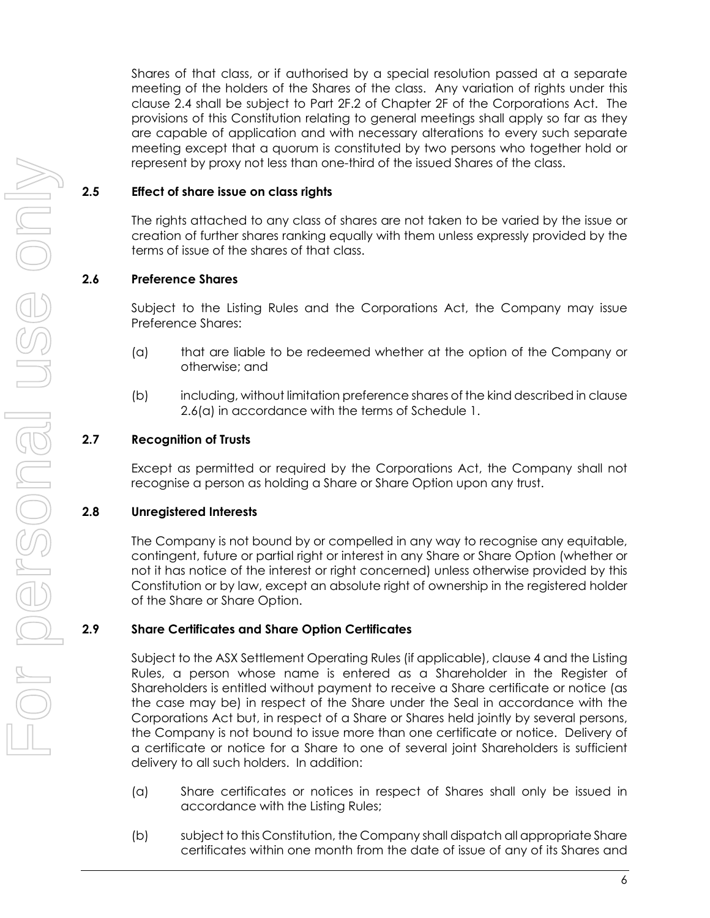Shares of that class, or if authorised by a special resolution passed at a separate meeting of the holders of the Shares of the class. Any variation of rights under this clause 2.4 shall be subject to Part 2F.2 of Chapter 2F of the Corporations Act. The provisions of this Constitution relating to general meetings shall apply so far as they are capable of application and with necessary alterations to every such separate meeting except that a quorum is constituted by two persons who together hold or represent by proxy not less than one-third of the issued Shares of the class.

### 2.5 Effect of share issue on class rights

The rights attached to any class of shares are not taken to be varied by the issue or creation of further shares ranking equally with them unless expressly provided by the terms of issue of the shares of that class.

### 2.6 Preference Shares

Subject to the Listing Rules and the Corporations Act, the Company may issue Preference Shares:

(a) that are liable to be redeemed whether at the option of the Company or otherwise; and

(b) including, without limitation preference shares of the kind described in clause 2.6(a) in accordance with the terms of Schedule 1.

### 2.7 Recognition of Trusts

Except as permitted or required by the Corporations Act, the Company shall not recognise a person as holding a Share or Share Option upon any trust.

### 2.8 Unregistered Interests

The Company is not bound by or compelled in any way to recognise any equitable, contingent, future or partial right or interest in any Share or Share Option (whether or not it has notice of the interest or right concerned) unless otherwise provided by this Constitution or by law, except an absolute right of ownership in the registered holder of the Share or Share Option.

### 2.9 Share Certificates and Share Option Certificates

Subject to the ASX Settlement Operating Rules (if applicable), clause 4 and the Listing Rules, a person whose name is entered as a Shareholder in the Register of Shareholders is entitled without payment to receive a Share certificate or notice (as the case may be) in respect of the Share under the Seal in accordance with the Corporations Act but, in respect of a Share or Shares held jointly by several persons, the Company is not bound to issue more than one certificate or notice. Delivery of a certificate or notice for a Share to one of several joint Shareholders is sufficient delivery to all such holders. In addition:

(a) Share certificates or notices in respect of Shares shall only be issued in accordance with the Listing Rules;

(b) subject to this Constitution, the Company shall dispatch all appropriate Share certificates within one month from the date of issue of any of its Shares and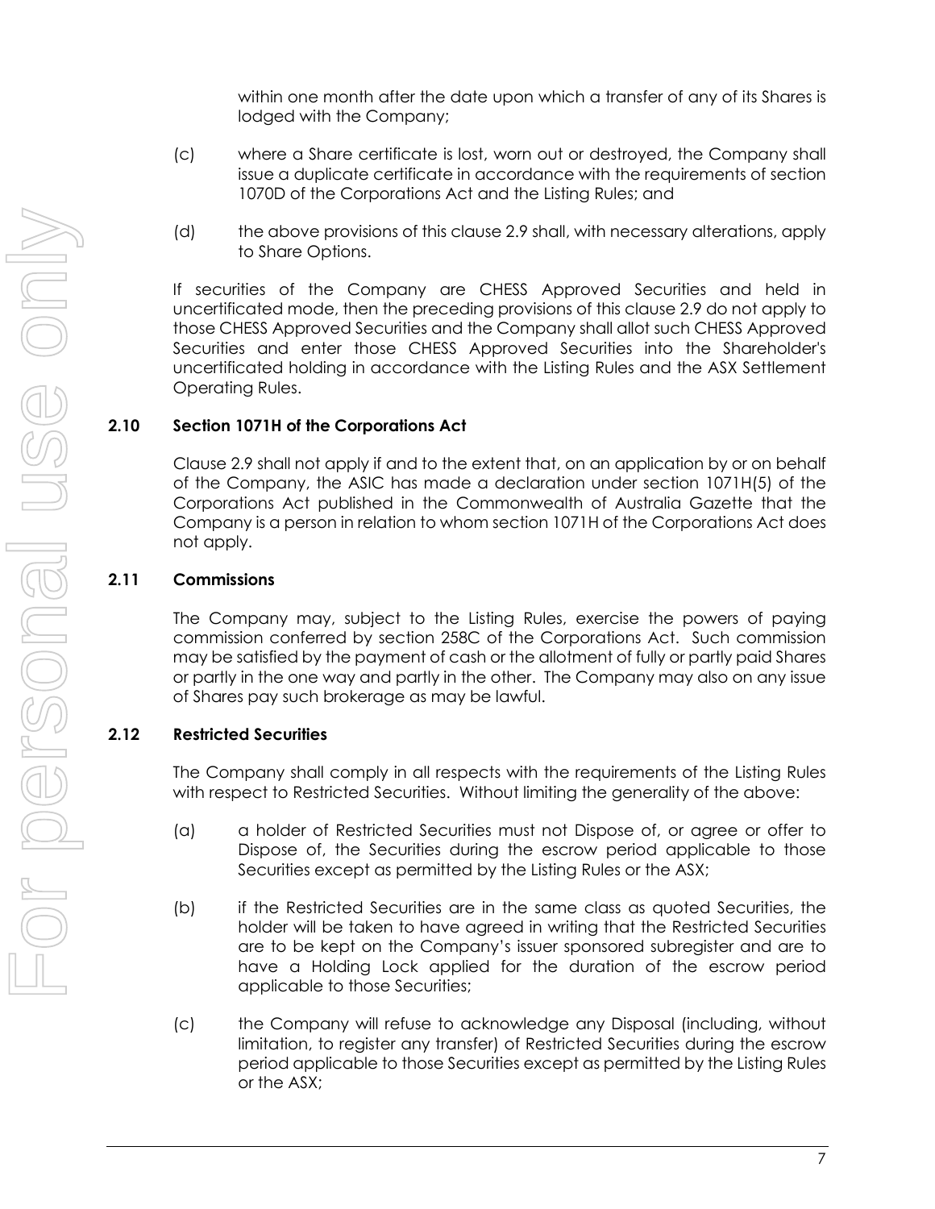within one month after the date upon which a transfer of any of its Shares is lodged with the Company;

(c) where a Share certificate is lost, worn out or destroyed, the Company shall issue a duplicate certificate in accordance with the requirements of section 1070D of the Corporations Act and the Listing Rules; and

(d) the above provisions of this clause 2.9 shall, with necessary alterations, apply to Share Options.

If securities of the Company are CHESS Approved Securities and held in uncertificated mode, then the preceding provisions of this clause 2.9 do not apply to those CHESS Approved Securities and the Company shall allot such CHESS Approved Securities and enter those CHESS Approved Securities into the Shareholder's uncertificated holding in accordance with the Listing Rules and the ASX Settlement Operating Rules.

### 2.10 Section 1071H of the Corporations Act

Clause 2.9 shall not apply if and to the extent that, on an application by or on behalf of the Company, the ASIC has made a declaration under section 1071H(5) of the Corporations Act published in the Commonwealth of Australia Gazette that the Company is a person in relation to whom section 1071H of the Corporations Act does not apply.

### 2.11 Commissions

The Company may, subject to the Listing Rules, exercise the powers of paying commission conferred by section 258C of the Corporations Act. Such commission may be satisfied by the payment of cash or the allotment of fully or partly paid Shares or partly in the one way and partly in the other. The Company may also on any issue of Shares pay such brokerage as may be lawful.

### 2.12 Restricted Securities

The Company shall comply in all respects with the requirements of the Listing Rules with respect to Restricted Securities. Without limiting the generality of the above:

(a) a holder of Restricted Securities must not Dispose of, or agree or offer to Dispose of, the Securities during the escrow period applicable to those Securities except as permitted by the Listing Rules or the ASX;

(b) if the Restricted Securities are in the same class as quoted Securities, the holder will be taken to have agreed in writing that the Restricted Securities are to be kept on the Company's issuer sponsored subregister and are to have a Holding Lock applied for the duration of the escrow period applicable to those Securities;

(c) the Company will refuse to acknowledge any Disposal (including, without limitation, to register any transfer) of Restricted Securities during the escrow period applicable to those Securities except as permitted by the Listing Rules or the ASX;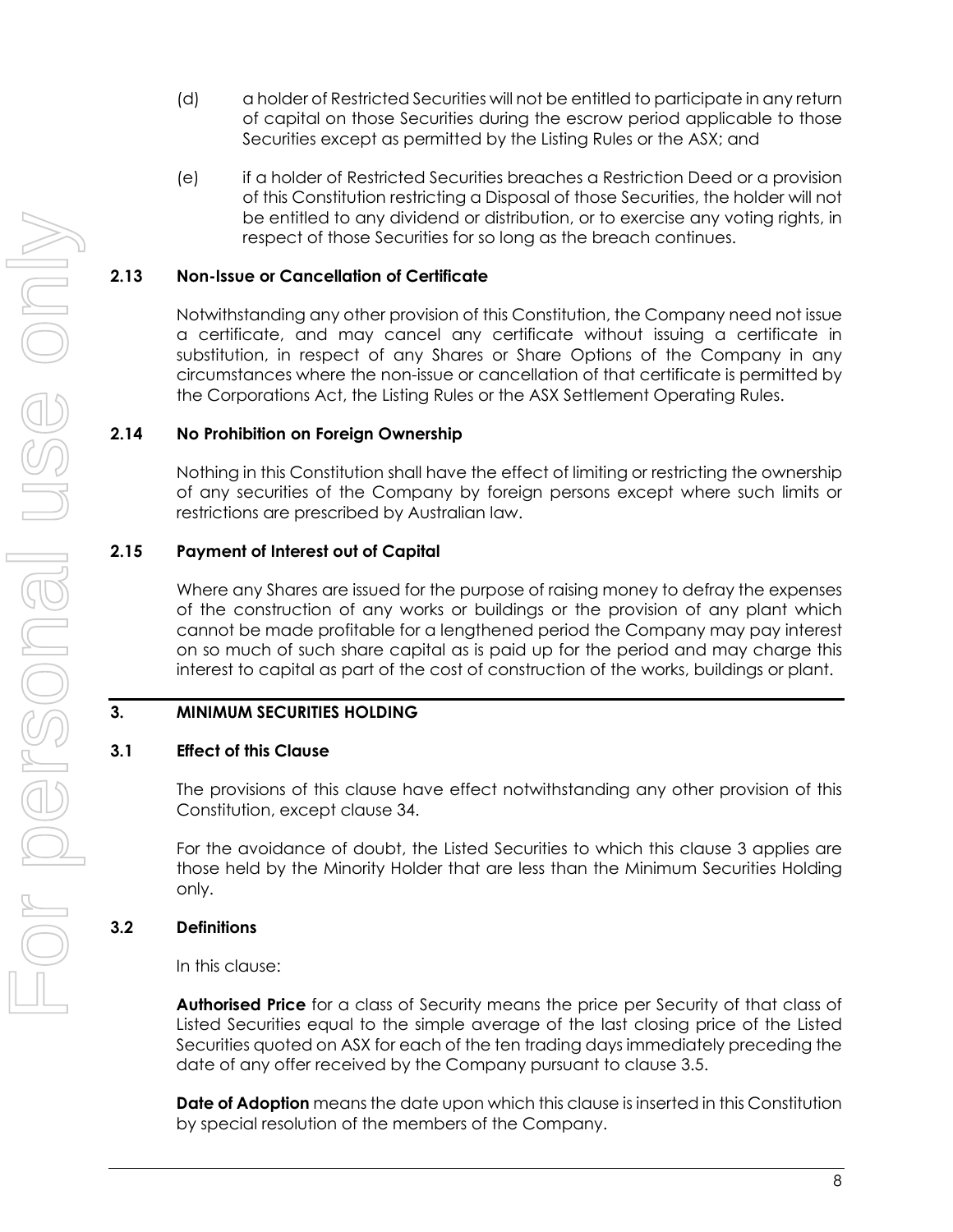(d) a holder of Restricted Securities will not be entitled to participate in any return of capital on those Securities during the escrow period applicable to those Securities except as permitted by the Listing Rules or the ASX; and

(e) if a holder of Restricted Securities breaches a Restriction Deed or a provision of this Constitution restricting a Disposal of those Securities, the holder will not be entitled to any dividend or distribution, or to exercise any voting rights, in respect of those Securities for so long as the breach continues.

### 2.13 Non-Issue or Cancellation of Certificate

Notwithstanding any other provision of this Constitution, the Company need not issue a certificate, and may cancel any certificate without issuing a certificate in substitution, in respect of any Shares or Share Options of the Company in any circumstances where the non-issue or cancellation of that certificate is permitted by the Corporations Act, the Listing Rules or the ASX Settlement Operating Rules.

### 2.14 No Prohibition on Foreign Ownership

Nothing in this Constitution shall have the effect of limiting or restricting the ownership of any securities of the Company by foreign persons except where such limits or restrictions are prescribed by Australian law.

### 2.15 Payment of Interest out of Capital

Where any Shares are issued for the purpose of raising money to defray the expenses of the construction of any works or buildings or the provision of any plant which cannot be made profitable for a lengthened period the Company may pay interest on so much of such share capital as is paid up for the period and may charge this interest to capital as part of the cost of construction of the works, buildings or plant.

## 3. MINIMUM SECURITIES HOLDING

### 3.1 Effect of this Clause

The provisions of this clause have effect notwithstanding any other provision of this Constitution, except clause 34.

For the avoidance of doubt, the Listed Securities to which this clause 3 applies are those held by the Minority Holder that are less than the Minimum Securities Holding only.

### 3.2 Definitions

In this clause:

**Authorised Price** for a class of Security means the price per Security of that class of Listed Securities equal to the simple average of the last closing price of the Listed Securities quoted on ASX for each of the ten trading days immediately preceding the date of any offer received by the Company pursuant to clause 3.5.

**Date of Adoption** means the date upon which this clause is inserted in this Constitution by special resolution of the members of the Company.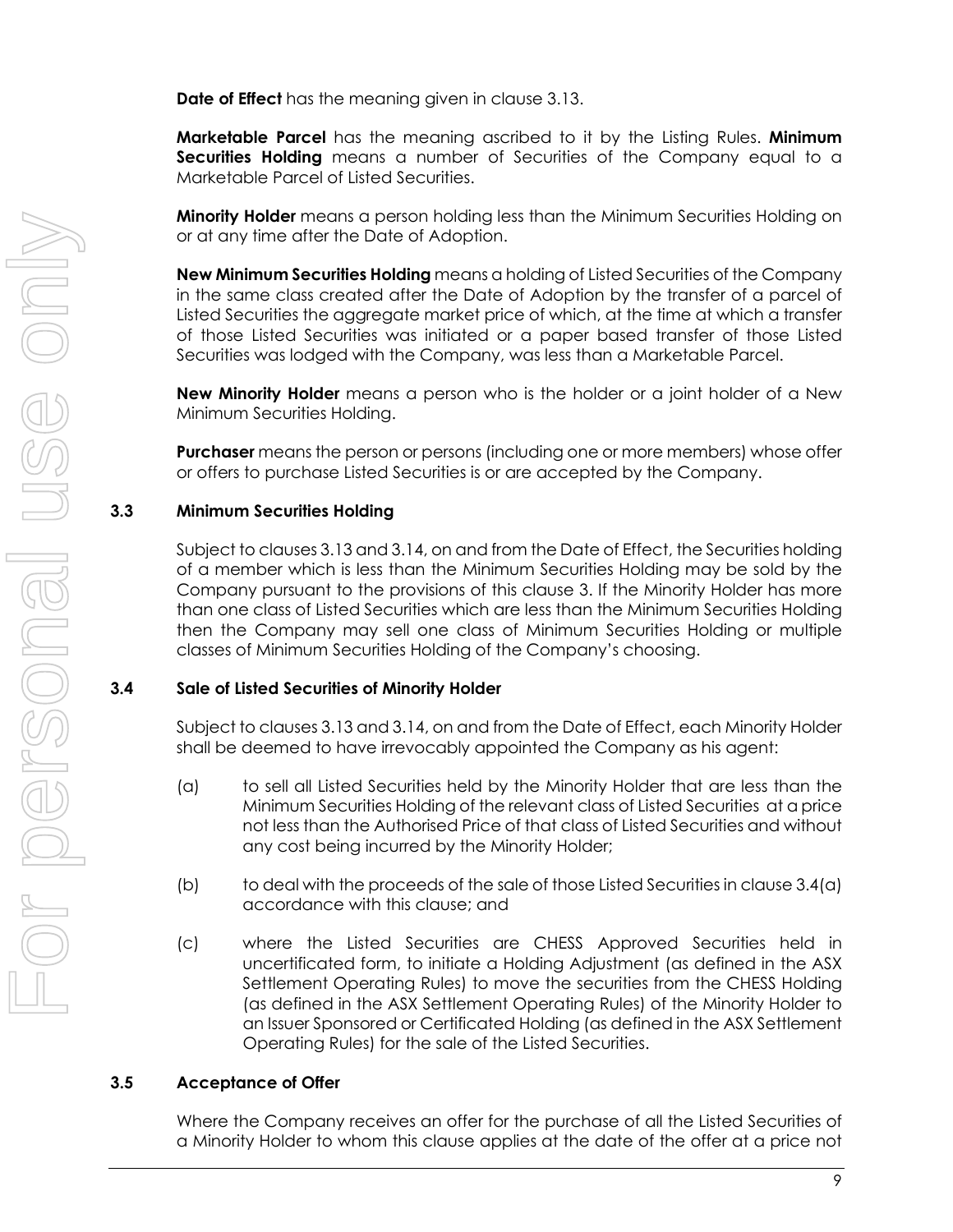**Date of Effect** has the meaning given in clause 3.13.

**Marketable Parcel** has the meaning ascribed to it by the Listing Rules. **Minimum Securities Holding** means a number of Securities of the Company equal to a Marketable Parcel of Listed Securities.

**Minority Holder** means a person holding less than the Minimum Securities Holding on or at any time after the Date of Adoption.

**New Minimum Securities Holding** means a holding of Listed Securities of the Company in the same class created after the Date of Adoption by the transfer of a parcel of Listed Securities the aggregate market price of which, at the time at which a transfer of those Listed Securities was initiated or a paper based transfer of those Listed Securities was lodged with the Company, was less than a Marketable Parcel.

**New Minority Holder** means a person who is the holder or a joint holder of a New Minimum Securities Holding.

**Purchaser** means the person or persons (including one or more members) whose offer or offers to purchase Listed Securities is or are accepted by the Company.

### 3.3 Minimum Securities Holding

Subject to clauses 3.13 and 3.14, on and from the Date of Effect, the Securities holding of a member which is less than the Minimum Securities Holding may be sold by the Company pursuant to the provisions of this clause 3. If the Minority Holder has more than one class of Listed Securities which are less than the Minimum Securities Holding then the Company may sell one class of Minimum Securities Holding or multiple classes of Minimum Securities Holding of the Company's choosing.

### 3.4 Sale of Listed Securities of Minority Holder

Subject to clauses 3.13 and 3.14, on and from the Date of Effect, each Minority Holder shall be deemed to have irrevocably appointed the Company as his agent:

(a) to sell all Listed Securities held by the Minority Holder that are less than the Minimum Securities Holding of the relevant class of Listed Securities at a price not less than the Authorised Price of that class of Listed Securities and without any cost being incurred by the Minority Holder;

(b) to deal with the proceeds of the sale of those Listed Securities in clause 3.4(a) accordance with this clause; and

(c) where the Listed Securities are CHESS Approved Securities held in uncertificated form, to initiate a Holding Adjustment (as defined in the ASX Settlement Operating Rules) to move the securities from the CHESS Holding (as defined in the ASX Settlement Operating Rules) of the Minority Holder to an Issuer Sponsored or Certificated Holding (as defined in the ASX Settlement Operating Rules) for the sale of the Listed Securities.

### 3.5 Acceptance of Offer

Where the Company receives an offer for the purchase of all the Listed Securities of a Minority Holder to whom this clause applies at the date of the offer at a price not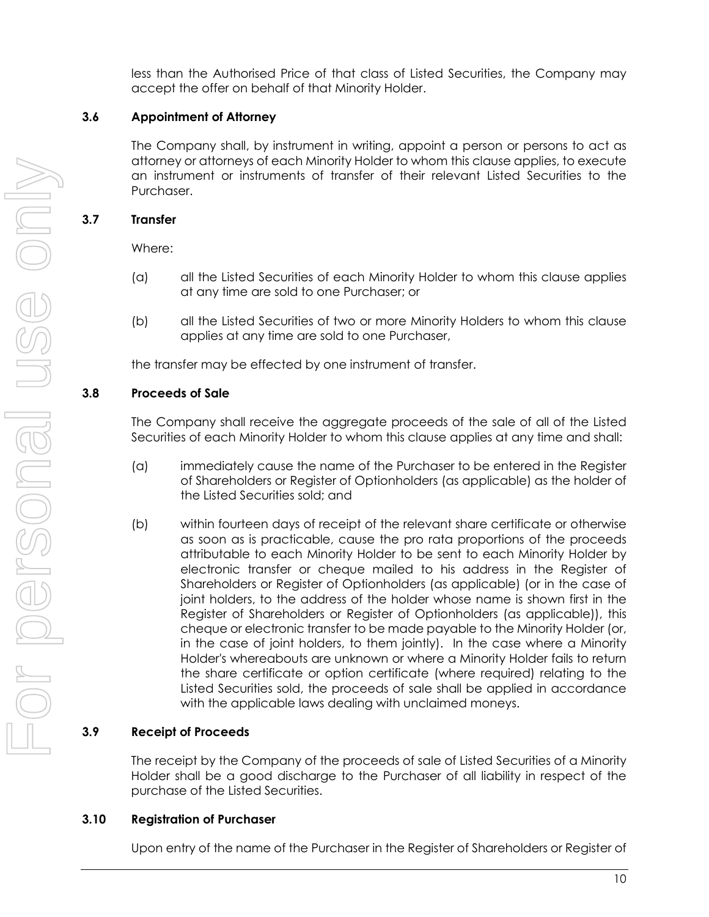less than the Authorised Price of that class of Listed Securities, the Company may accept the offer on behalf of that Minority Holder.

### 3.6 Appointment of Attorney

The Company shall, by instrument in writing, appoint a person or persons to act as attorney or attorneys of each Minority Holder to whom this clause applies, to execute an instrument or instruments of transfer of their relevant Listed Securities to the Purchaser.

### 3.7 Transfer

Where:

(a) all the Listed Securities of each Minority Holder to whom this clause applies at any time are sold to one Purchaser; or

(b) all the Listed Securities of two or more Minority Holders to whom this clause applies at any time are sold to one Purchaser,

the transfer may be effected by one instrument of transfer.

### 3.8 Proceeds of Sale

The Company shall receive the aggregate proceeds of the sale of all of the Listed Securities of each Minority Holder to whom this clause applies at any time and shall:

(a) immediately cause the name of the Purchaser to be entered in the Register of Shareholders or Register of Optionholders (as applicable) as the holder of the Listed Securities sold; and

(b) within fourteen days of receipt of the relevant share certificate or otherwise as soon as is practicable, cause the pro rata proportions of the proceeds attributable to each Minority Holder to be sent to each Minority Holder by electronic transfer or cheque mailed to his address in the Register of Shareholders or Register of Optionholders (as applicable) (or in the case of joint holders, to the address of the holder whose name is shown first in the Register of Shareholders or Register of Optionholders (as applicable)), this cheque or electronic transfer to be made payable to the Minority Holder (or, in the case of joint holders, to them jointly). In the case where a Minority Holder's whereabouts are unknown or where a Minority Holder fails to return the share certificate or option certificate (where required) relating to the Listed Securities sold, the proceeds of sale shall be applied in accordance with the applicable laws dealing with unclaimed moneys.

### 3.9 Receipt of Proceeds

The receipt by the Company of the proceeds of sale of Listed Securities of a Minority Holder shall be a good discharge to the Purchaser of all liability in respect of the purchase of the Listed Securities.

### 3.10 Registration of Purchaser

Upon entry of the name of the Purchaser in the Register of Shareholders or Register of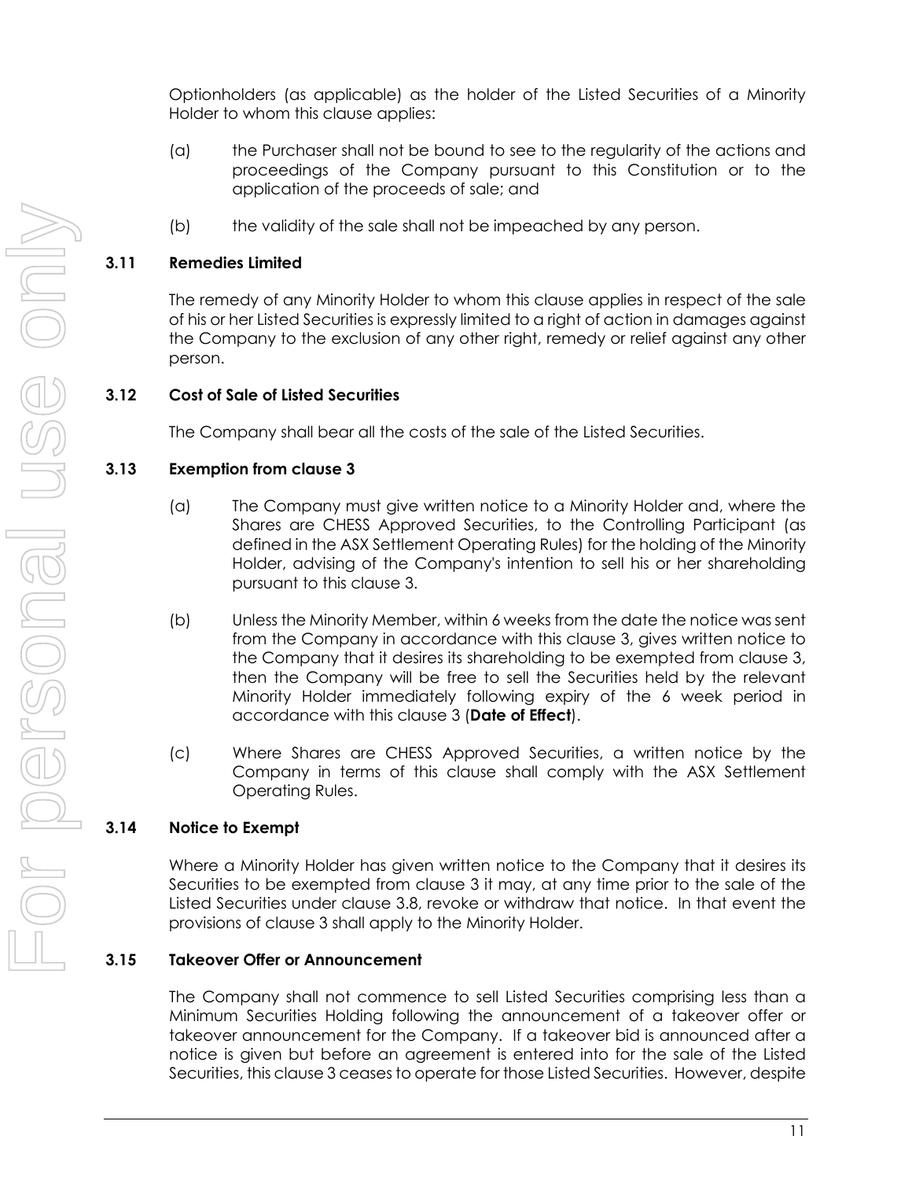Optionholders (as applicable) as the holder of the Listed Securities of a Minority Holder to whom this clause applies:

(a) the Purchaser shall not be bound to see to the regularity of the actions and proceedings of the Company pursuant to this Constitution or to the application of the proceeds of sale; and

(b) the validity of the sale shall not be impeached by any person.

### 3.11 Remedies Limited

The remedy of any Minority Holder to whom this clause applies in respect of the sale of his or her Listed Securities is expressly limited to a right of action in damages against the Company to the exclusion of any other right, remedy or relief against any other person.

### 3.12 Cost of Sale of Listed Securities

The Company shall bear all the costs of the sale of the Listed Securities.

### 3.13 Exemption from clause 3

(a) The Company must give written notice to a Minority Holder and, where the Shares are CHESS Approved Securities, to the Controlling Participant (as defined in the ASX Settlement Operating Rules) for the holding of the Minority Holder, advising of the Company's intention to sell his or her shareholding pursuant to this clause 3.

(b) Unless the Minority Member, within 6 weeks from the date the notice was sent from the Company in accordance with this clause 3, gives written notice to the Company that it desires its shareholding to be exempted from clause 3, then the Company will be free to sell the Securities held by the relevant Minority Holder immediately following expiry of the 6 week period in accordance with this clause 3 (**Date of Effect**).

(c) Where Shares are CHESS Approved Securities, a written notice by the Company in terms of this clause shall comply with the ASX Settlement Operating Rules.

### 3.14 Notice to Exempt

Where a Minority Holder has given written notice to the Company that it desires its Securities to be exempted from clause 3 it may, at any time prior to the sale of the Listed Securities under clause 3.8, revoke or withdraw that notice. In that event the provisions of clause 3 shall apply to the Minority Holder.

### 3.15 Takeover Offer or Announcement

The Company shall not commence to sell Listed Securities comprising less than a Minimum Securities Holding following the announcement of a takeover offer or takeover announcement for the Company. If a takeover bid is announced after a notice is given but before an agreement is entered into for the sale of the Listed Securities, this clause 3 ceases to operate for those Listed Securities. However, despite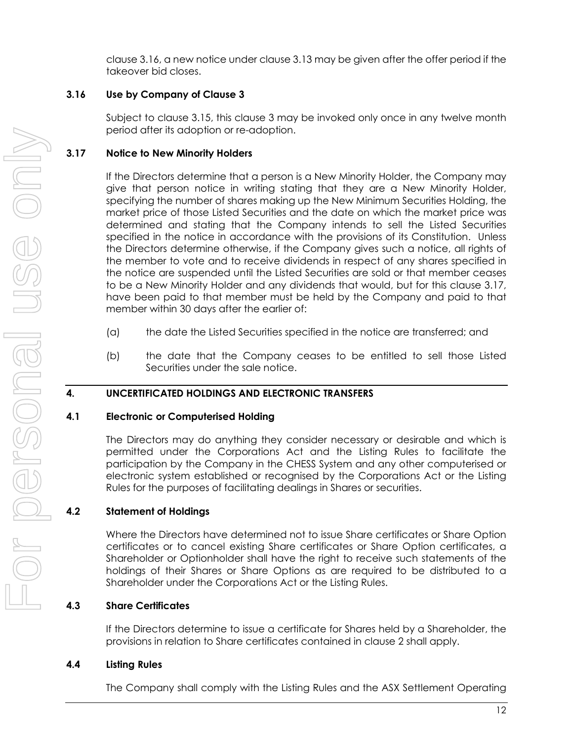clause 3.16, a new notice under clause 3.13 may be given after the offer period if the takeover bid closes.

### 3.16 Use by Company of Clause 3

Subject to clause 3.15, this clause 3 may be invoked only once in any twelve month period after its adoption or re-adoption.

### 3.17 Notice to New Minority Holders

If the Directors determine that a person is a New Minority Holder, the Company may give that person notice in writing stating that they are a New Minority Holder, specifying the number of shares making up the New Minimum Securities Holding, the market price of those Listed Securities and the date on which the market price was determined and stating that the Company intends to sell the Listed Securities specified in the notice in accordance with the provisions of its Constitution. Unless the Directors determine otherwise, if the Company gives such a notice, all rights of the member to vote and to receive dividends in respect of any shares specified in the notice are suspended until the Listed Securities are sold or that member ceases to be a New Minority Holder and any dividends that would, but for this clause 3.17, have been paid to that member must be held by the Company and paid to that member within 30 days after the earlier of:

(a) the date the Listed Securities specified in the notice are transferred; and

(b) the date that the Company ceases to be entitled to sell those Listed Securities under the sale notice.

## 4. UNCERTIFICATED HOLDINGS AND ELECTRONIC TRANSFERS

### 4.1 Electronic or Computerised Holding

The Directors may do anything they consider necessary or desirable and which is permitted under the Corporations Act and the Listing Rules to facilitate the participation by the Company in the CHESS System and any other computerised or electronic system established or recognised by the Corporations Act or the Listing Rules for the purposes of facilitating dealings in Shares or securities.

### 4.2 Statement of Holdings

Where the Directors have determined not to issue Share certificates or Share Option certificates or to cancel existing Share certificates or Share Option certificates, a Shareholder or Optionholder shall have the right to receive such statements of the holdings of their Shares or Share Options as are required to be distributed to a Shareholder under the Corporations Act or the Listing Rules.

### 4.3 Share Certificates

If the Directors determine to issue a certificate for Shares held by a Shareholder, the provisions in relation to Share certificates contained in clause 2 shall apply.

### 4.4 Listing Rules

The Company shall comply with the Listing Rules and the ASX Settlement Operating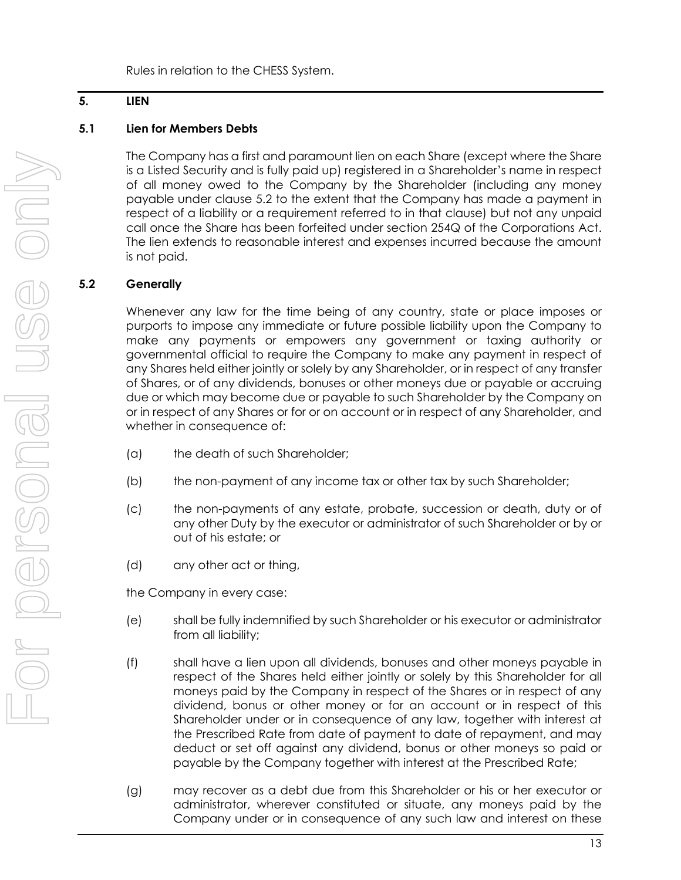Rules in relation to the CHESS System.

## 5. LIEN

### 5.1 Lien for Members Debts

The Company has a first and paramount lien on each Share (except where the Share is a Listed Security and is fully paid up) registered in a Shareholder's name in respect of all money owed to the Company by the Shareholder (including any money payable under clause 5.2 to the extent that the Company has made a payment in respect of a liability or a requirement referred to in that clause) but not any unpaid call once the Share has been forfeited under section 254Q of the Corporations Act. The lien extends to reasonable interest and expenses incurred because the amount is not paid.

### 5.2 Generally

Whenever any law for the time being of any country, state or place imposes or purports to impose any immediate or future possible liability upon the Company to make any payments or empowers any government or taxing authority or governmental official to require the Company to make any payment in respect of any Shares held either jointly or solely by any Shareholder, or in respect of any transfer of Shares, or of any dividends, bonuses or other moneys due or payable or accruing due or which may become due or payable to such Shareholder by the Company on or in respect of any Shares or for or on account or in respect of any Shareholder, and whether in consequence of:

(a) the death of such Shareholder;

(b) the non-payment of any income tax or other tax by such Shareholder;

(c) the non-payments of any estate, probate, succession or death, duty or of any other Duty by the executor or administrator of such Shareholder or by or out of his estate; or

(d) any other act or thing,

the Company in every case:

(e) shall be fully indemnified by such Shareholder or his executor or administrator from all liability;

(f) shall have a lien upon all dividends, bonuses and other moneys payable in respect of the Shares held either jointly or solely by this Shareholder for all moneys paid by the Company in respect of the Shares or in respect of any dividend, bonus or other money or for an account or in respect of this Shareholder under or in consequence of any law, together with interest at the Prescribed Rate from date of payment to date of repayment, and may deduct or set off against any dividend, bonus or other moneys so paid or payable by the Company together with interest at the Prescribed Rate;

(g) may recover as a debt due from this Shareholder or his or her executor or administrator, wherever constituted or situate, any moneys paid by the Company under or in consequence of any such law and interest on these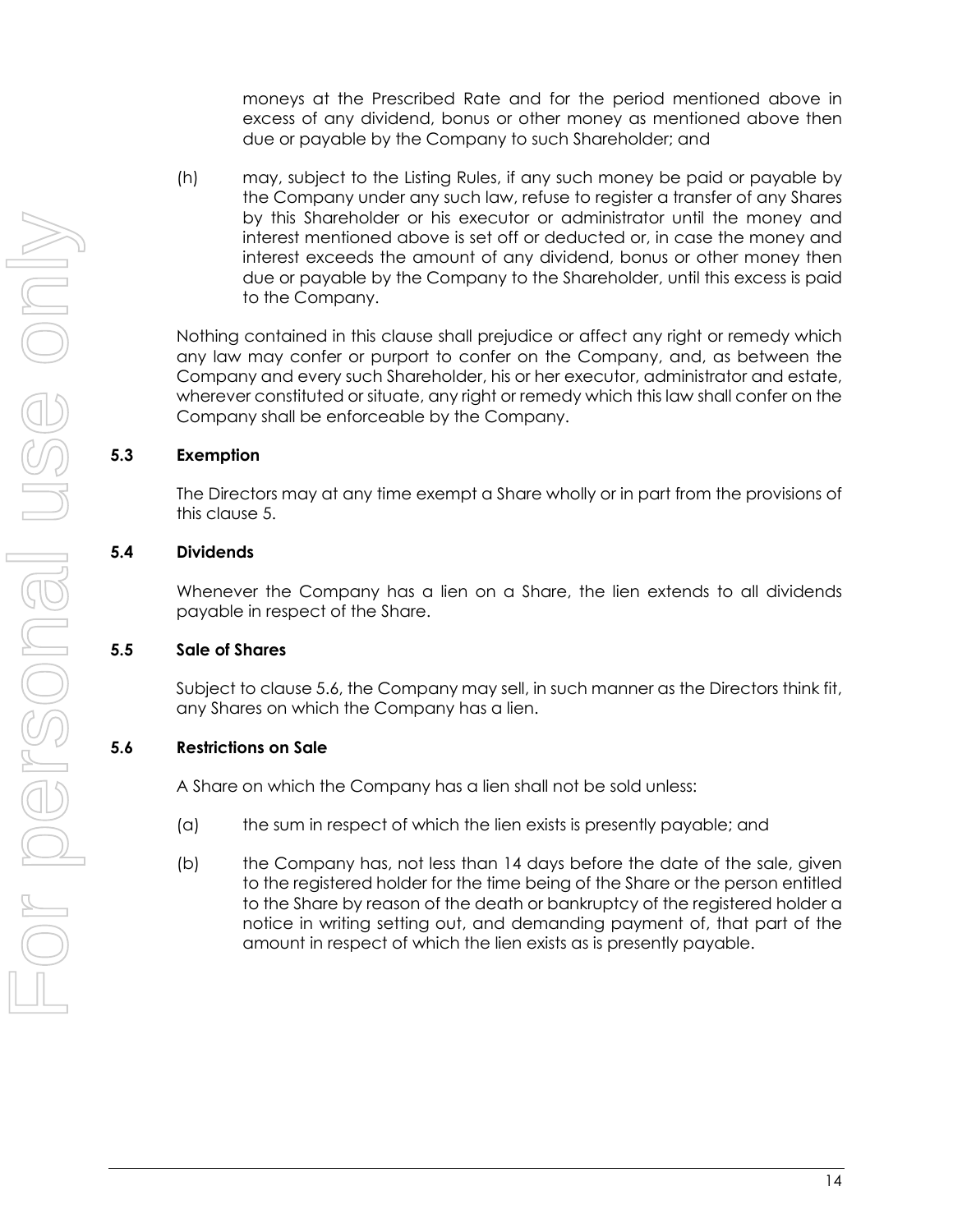moneys at the Prescribed Rate and for the period mentioned above in excess of any dividend, bonus or other money as mentioned above then due or payable by the Company to such Shareholder; and

(h) may, subject to the Listing Rules, if any such money be paid or payable by the Company under any such law, refuse to register a transfer of any Shares by this Shareholder or his executor or administrator until the money and interest mentioned above is set off or deducted or, in case the money and interest exceeds the amount of any dividend, bonus or other money then due or payable by the Company to the Shareholder, until this excess is paid to the Company.

Nothing contained in this clause shall prejudice or affect any right or remedy which any law may confer or purport to confer on the Company, and, as between the Company and every such Shareholder, his or her executor, administrator and estate, wherever constituted or situate, any right or remedy which this law shall confer on the Company shall be enforceable by the Company.

### 5.3 Exemption

The Directors may at any time exempt a Share wholly or in part from the provisions of this clause 5.

### 5.4 Dividends

Whenever the Company has a lien on a Share, the lien extends to all dividends payable in respect of the Share.

### 5.5 Sale of Shares

Subject to clause 5.6, the Company may sell, in such manner as the Directors think fit, any Shares on which the Company has a lien.

### 5.6 Restrictions on Sale

A Share on which the Company has a lien shall not be sold unless:

(a) the sum in respect of which the lien exists is presently payable; and

(b) the Company has, not less than 14 days before the date of the sale, given to the registered holder for the time being of the Share or the person entitled to the Share by reason of the death or bankruptcy of the registered holder a notice in writing setting out, and demanding payment of, that part of the amount in respect of which the lien exists as is presently payable.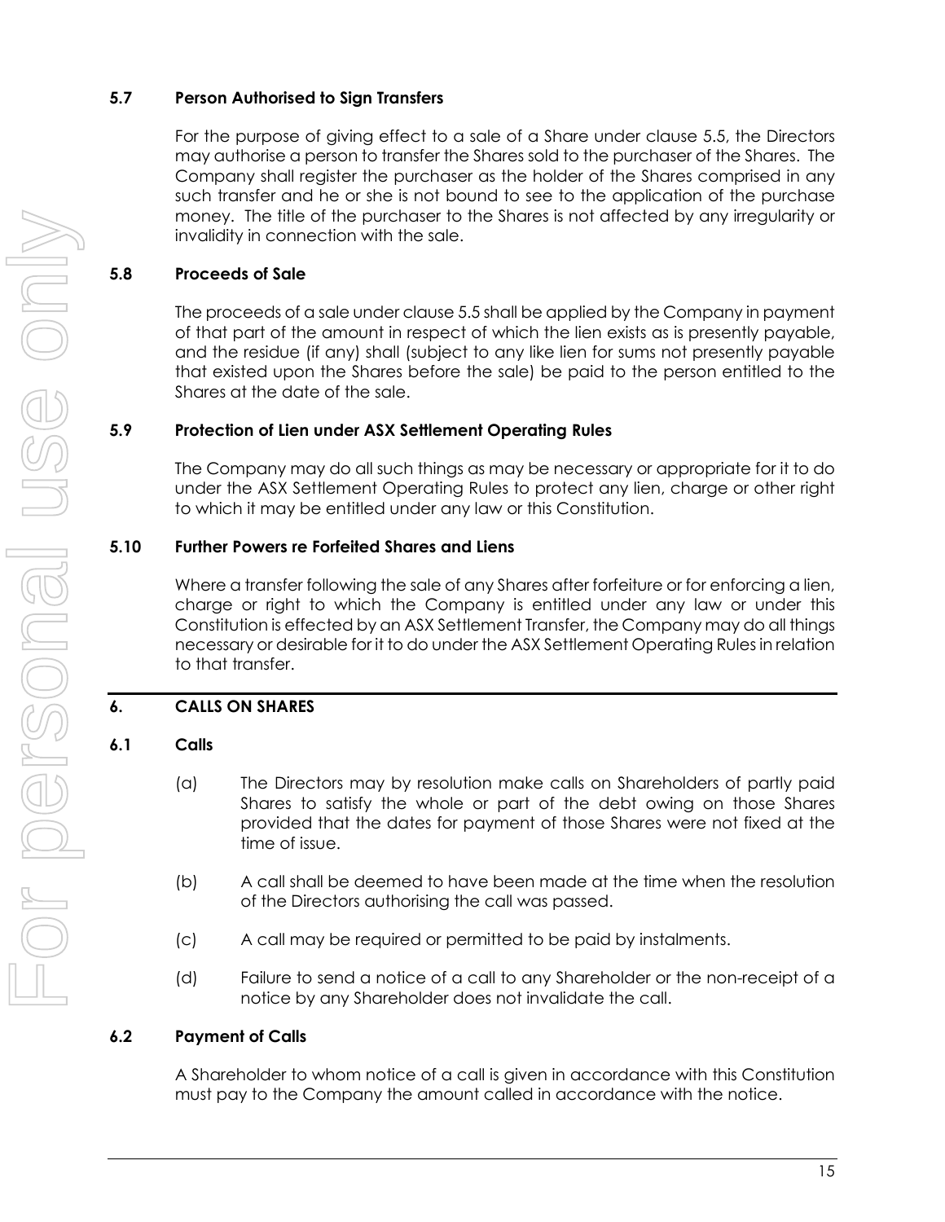### 5.7 Person Authorised to Sign Transfers

For the purpose of giving effect to a sale of a Share under clause 5.5, the Directors may authorise a person to transfer the Shares sold to the purchaser of the Shares. The Company shall register the purchaser as the holder of the Shares comprised in any such transfer and he or she is not bound to see to the application of the purchase money. The title of the purchaser to the Shares is not affected by any irregularity or invalidity in connection with the sale.

### 5.8 Proceeds of Sale

The proceeds of a sale under clause 5.5 shall be applied by the Company in payment of that part of the amount in respect of which the lien exists as is presently payable, and the residue (if any) shall (subject to any like lien for sums not presently payable that existed upon the Shares before the sale) be paid to the person entitled to the Shares at the date of the sale.

### 5.9 Protection of Lien under ASX Settlement Operating Rules

The Company may do all such things as may be necessary or appropriate for it to do under the ASX Settlement Operating Rules to protect any lien, charge or other right to which it may be entitled under any law or this Constitution.

### 5.10 Further Powers re Forfeited Shares and Liens

Where a transfer following the sale of any Shares after forfeiture or for enforcing a lien, charge or right to which the Company is entitled under any law or under this Constitution is effected by an ASX Settlement Transfer, the Company may do all things necessary or desirable for it to do under the ASX Settlement Operating Rules in relation to that transfer.

## 6. CALLS ON SHARES

### 6.1 Calls

(a) The Directors may by resolution make calls on Shareholders of partly paid Shares to satisfy the whole or part of the debt owing on those Shares provided that the dates for payment of those Shares were not fixed at the time of issue.

(b) A call shall be deemed to have been made at the time when the resolution of the Directors authorising the call was passed.

(c) A call may be required or permitted to be paid by instalments.

(d) Failure to send a notice of a call to any Shareholder or the non-receipt of a notice by any Shareholder does not invalidate the call.

### 6.2 Payment of Calls

A Shareholder to whom notice of a call is given in accordance with this Constitution must pay to the Company the amount called in accordance with the notice.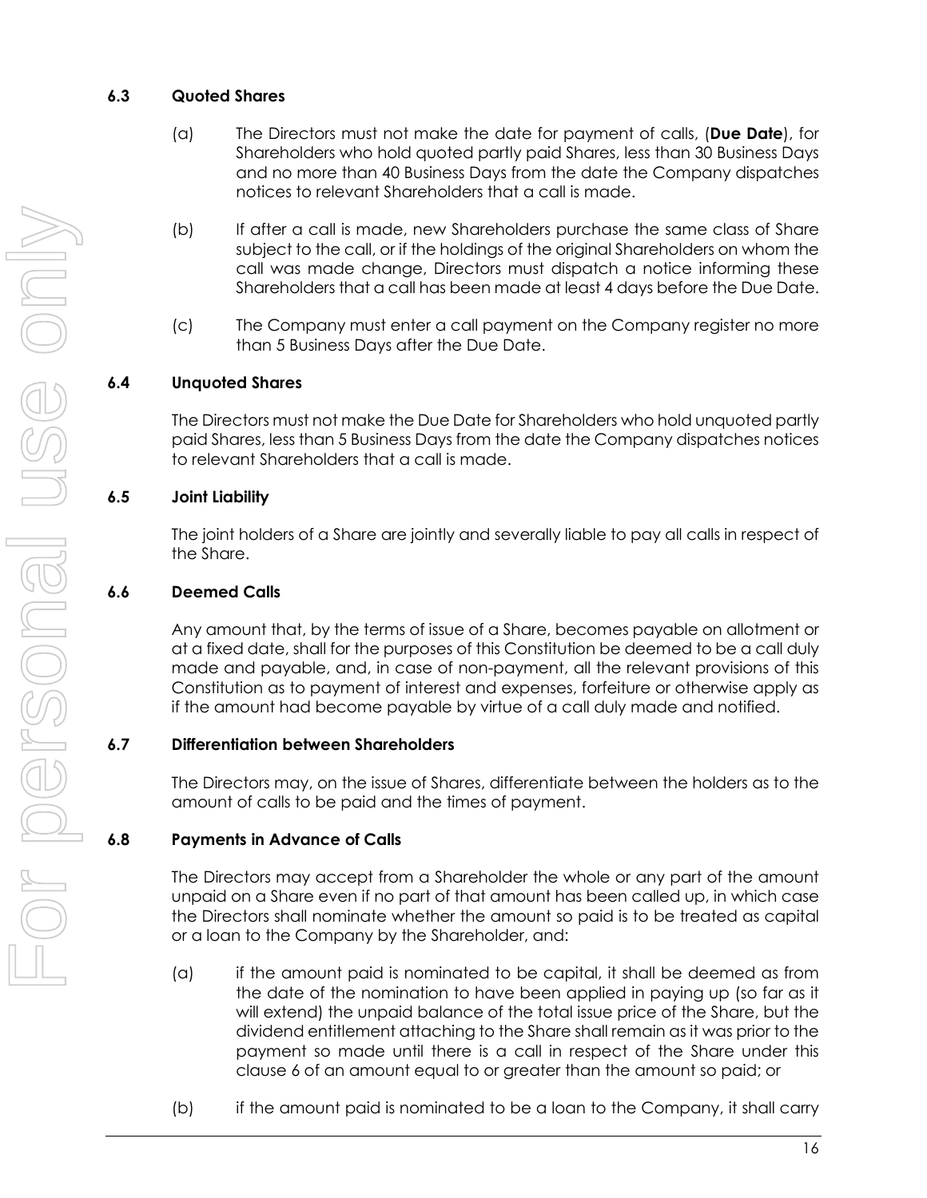### 6.3 Quoted Shares

(a) The Directors must not make the date for payment of calls, (**Due Date**), for Shareholders who hold quoted partly paid Shares, less than 30 Business Days and no more than 40 Business Days from the date the Company dispatches notices to relevant Shareholders that a call is made.

(b) If after a call is made, new Shareholders purchase the same class of Share subject to the call, or if the holdings of the original Shareholders on whom the call was made change, Directors must dispatch a notice informing these Shareholders that a call has been made at least 4 days before the Due Date.

(c) The Company must enter a call payment on the Company register no more than 5 Business Days after the Due Date.

### 6.4 Unquoted Shares

The Directors must not make the Due Date for Shareholders who hold unquoted partly paid Shares, less than 5 Business Days from the date the Company dispatches notices to relevant Shareholders that a call is made.

### 6.5 Joint Liability

The joint holders of a Share are jointly and severally liable to pay all calls in respect of the Share.

### 6.6 Deemed Calls

Any amount that, by the terms of issue of a Share, becomes payable on allotment or at a fixed date, shall for the purposes of this Constitution be deemed to be a call duly made and payable, and, in case of non-payment, all the relevant provisions of this Constitution as to payment of interest and expenses, forfeiture or otherwise apply as if the amount had become payable by virtue of a call duly made and notified.

### 6.7 Differentiation between Shareholders

The Directors may, on the issue of Shares, differentiate between the holders as to the amount of calls to be paid and the times of payment.

### 6.8 Payments in Advance of Calls

The Directors may accept from a Shareholder the whole or any part of the amount unpaid on a Share even if no part of that amount has been called up, in which case the Directors shall nominate whether the amount so paid is to be treated as capital or a loan to the Company by the Shareholder, and:

(a) if the amount paid is nominated to be capital, it shall be deemed as from the date of the nomination to have been applied in paying up (so far as it will extend) the unpaid balance of the total issue price of the Share, but the dividend entitlement attaching to the Share shall remain as it was prior to the payment so made until there is a call in respect of the Share under this clause 6 of an amount equal to or greater than the amount so paid; or

(b) if the amount paid is nominated to be a loan to the Company, it shall carry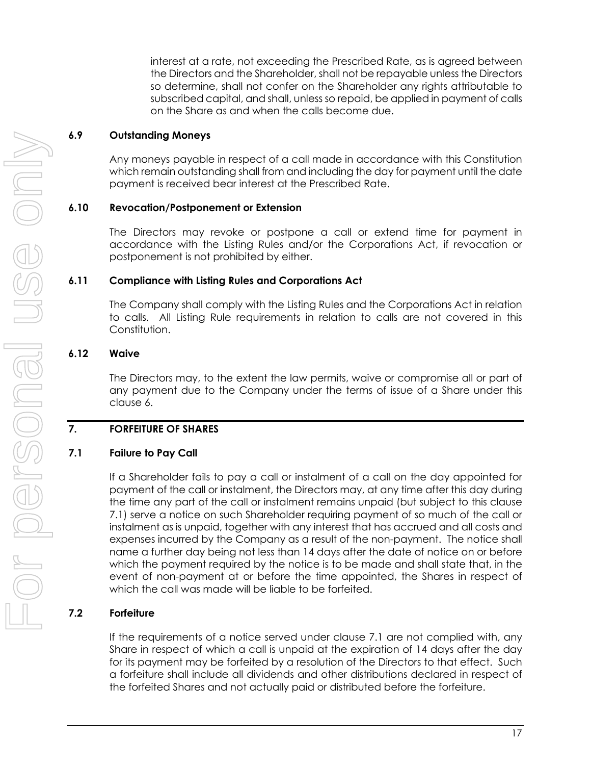interest at a rate, not exceeding the Prescribed Rate, as is agreed between the Directors and the Shareholder, shall not be repayable unless the Directors so determine, shall not confer on the Shareholder any rights attributable to subscribed capital, and shall, unless so repaid, be applied in payment of calls on the Share as and when the calls become due.

### 6.9 Outstanding Moneys

Any moneys payable in respect of a call made in accordance with this Constitution which remain outstanding shall from and including the day for payment until the date payment is received bear interest at the Prescribed Rate.

### 6.10 Revocation/Postponement or Extension

The Directors may revoke or postpone a call or extend time for payment in accordance with the Listing Rules and/or the Corporations Act, if revocation or postponement is not prohibited by either.

### 6.11 Compliance with Listing Rules and Corporations Act

The Company shall comply with the Listing Rules and the Corporations Act in relation to calls. All Listing Rule requirements in relation to calls are not covered in this Constitution.

### 6.12 Waive

The Directors may, to the extent the law permits, waive or compromise all or part of any payment due to the Company under the terms of issue of a Share under this clause 6.

## 7. FORFEITURE OF SHARES

### 7.1 Failure to Pay Call

If a Shareholder fails to pay a call or instalment of a call on the day appointed for payment of the call or instalment, the Directors may, at any time after this day during the time any part of the call or instalment remains unpaid (but subject to this clause 7.1) serve a notice on such Shareholder requiring payment of so much of the call or instalment as is unpaid, together with any interest that has accrued and all costs and expenses incurred by the Company as a result of the non-payment. The notice shall name a further day being not less than 14 days after the date of notice on or before which the payment required by the notice is to be made and shall state that, in the event of non-payment at or before the time appointed, the Shares in respect of which the call was made will be liable to be forfeited.

### 7.2 Forfeiture

If the requirements of a notice served under clause 7.1 are not complied with, any Share in respect of which a call is unpaid at the expiration of 14 days after the day for its payment may be forfeited by a resolution of the Directors to that effect. Such a forfeiture shall include all dividends and other distributions declared in respect of the forfeited Shares and not actually paid or distributed before the forfeiture.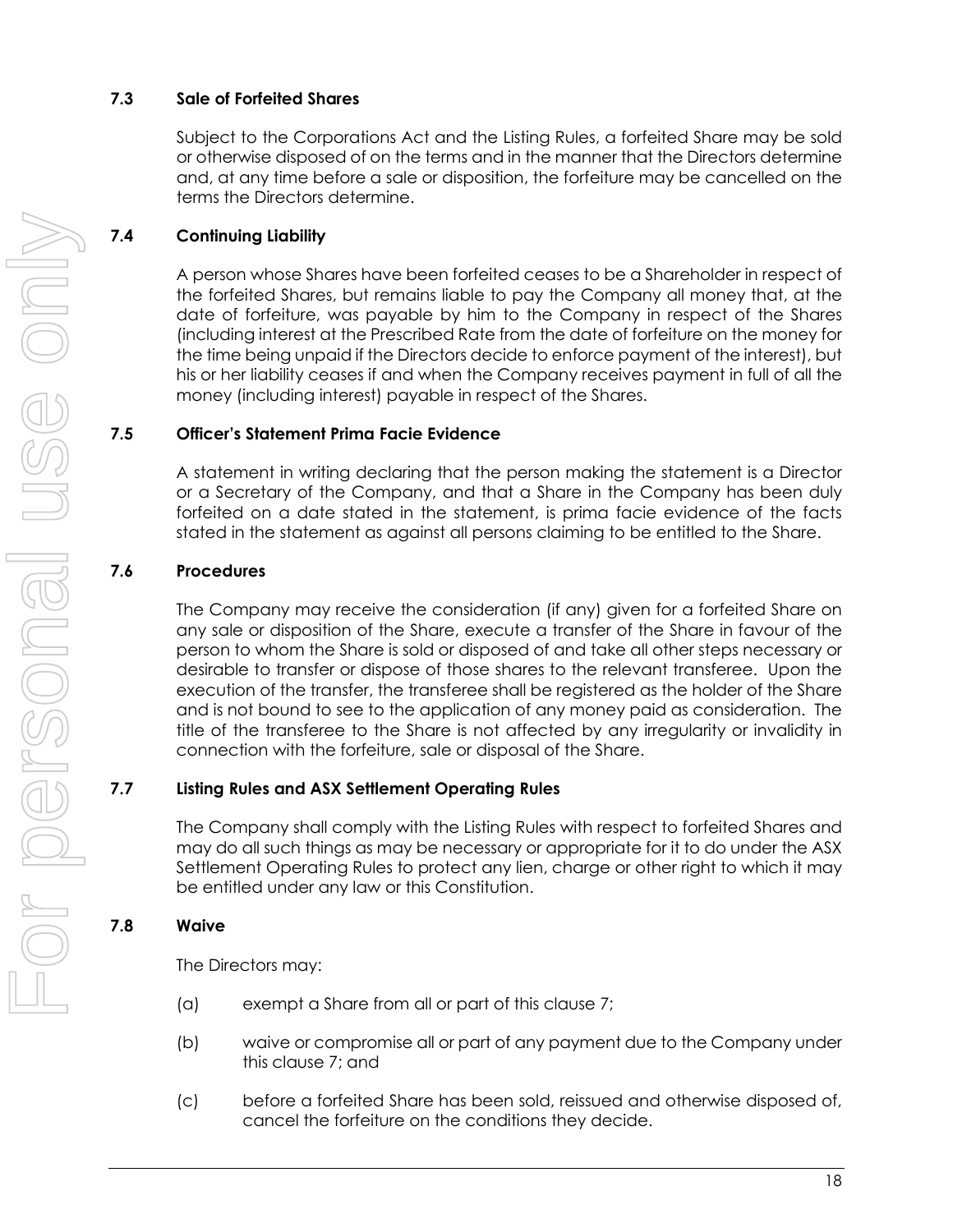### 7.3 Sale of Forfeited Shares

Subject to the Corporations Act and the Listing Rules, a forfeited Share may be sold or otherwise disposed of on the terms and in the manner that the Directors determine and, at any time before a sale or disposition, the forfeiture may be cancelled on the terms the Directors determine.

### 7.4 Continuing Liability

A person whose Shares have been forfeited ceases to be a Shareholder in respect of the forfeited Shares, but remains liable to pay the Company all money that, at the date of forfeiture, was payable by him to the Company in respect of the Shares (including interest at the Prescribed Rate from the date of forfeiture on the money for the time being unpaid if the Directors decide to enforce payment of the interest), but his or her liability ceases if and when the Company receives payment in full of all the money (including interest) payable in respect of the Shares.

### 7.5 Officer's Statement Prima Facie Evidence

A statement in writing declaring that the person making the statement is a Director or a Secretary of the Company, and that a Share in the Company has been duly forfeited on a date stated in the statement, is prima facie evidence of the facts stated in the statement as against all persons claiming to be entitled to the Share.

### 7.6 Procedures

The Company may receive the consideration (if any) given for a forfeited Share on any sale or disposition of the Share, execute a transfer of the Share in favour of the person to whom the Share is sold or disposed of and take all other steps necessary or desirable to transfer or dispose of those shares to the relevant transferee. Upon the execution of the transfer, the transferee shall be registered as the holder of the Share and is not bound to see to the application of any money paid as consideration. The title of the transferee to the Share is not affected by any irregularity or invalidity in connection with the forfeiture, sale or disposal of the Share.

### 7.7 Listing Rules and ASX Settlement Operating Rules

The Company shall comply with the Listing Rules with respect to forfeited Shares and may do all such things as may be necessary or appropriate for it to do under the ASX Settlement Operating Rules to protect any lien, charge or other right to which it may be entitled under any law or this Constitution.

### 7.8 Waive

The Directors may:

(a) exempt a Share from all or part of this clause 7;

(b) waive or compromise all or part of any payment due to the Company under this clause 7; and

(c) before a forfeited Share has been sold, reissued and otherwise disposed of, cancel the forfeiture on the conditions they decide.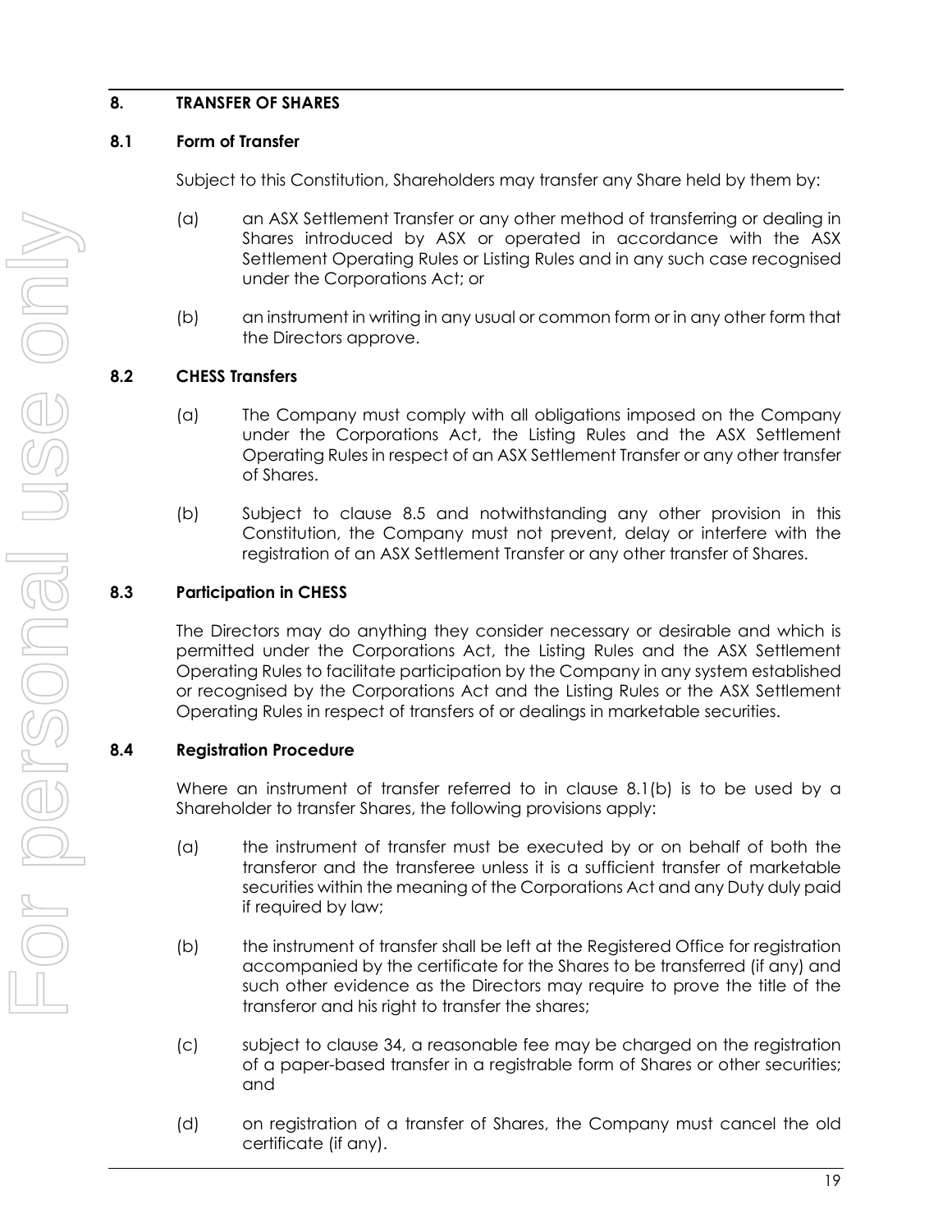## 8. TRANSFER OF SHARES

### 8.1 Form of Transfer

Subject to this Constitution, Shareholders may transfer any Share held by them by:

(a) an ASX Settlement Transfer or any other method of transferring or dealing in Shares introduced by ASX or operated in accordance with the ASX Settlement Operating Rules or Listing Rules and in any such case recognised under the Corporations Act; or

(b) an instrument in writing in any usual or common form or in any other form that the Directors approve.

### 8.2 CHESS Transfers

(a) The Company must comply with all obligations imposed on the Company under the Corporations Act, the Listing Rules and the ASX Settlement Operating Rules in respect of an ASX Settlement Transfer or any other transfer of Shares.

(b) Subject to clause 8.5 and notwithstanding any other provision in this Constitution, the Company must not prevent, delay or interfere with the registration of an ASX Settlement Transfer or any other transfer of Shares.

### 8.3 Participation in CHESS

The Directors may do anything they consider necessary or desirable and which is permitted under the Corporations Act, the Listing Rules and the ASX Settlement Operating Rules to facilitate participation by the Company in any system established or recognised by the Corporations Act and the Listing Rules or the ASX Settlement Operating Rules in respect of transfers of or dealings in marketable securities.

### 8.4 Registration Procedure

Where an instrument of transfer referred to in clause 8.1(b) is to be used by a Shareholder to transfer Shares, the following provisions apply:

(a) the instrument of transfer must be executed by or on behalf of both the transferor and the transferee unless it is a sufficient transfer of marketable securities within the meaning of the Corporations Act and any Duty duly paid if required by law;

(b) the instrument of transfer shall be left at the Registered Office for registration accompanied by the certificate for the Shares to be transferred (if any) and such other evidence as the Directors may require to prove the title of the transferor and his right to transfer the shares;

(c) subject to clause 34, a reasonable fee may be charged on the registration of a paper-based transfer in a registrable form of Shares or other securities; and

(d) on registration of a transfer of Shares, the Company must cancel the old certificate (if any).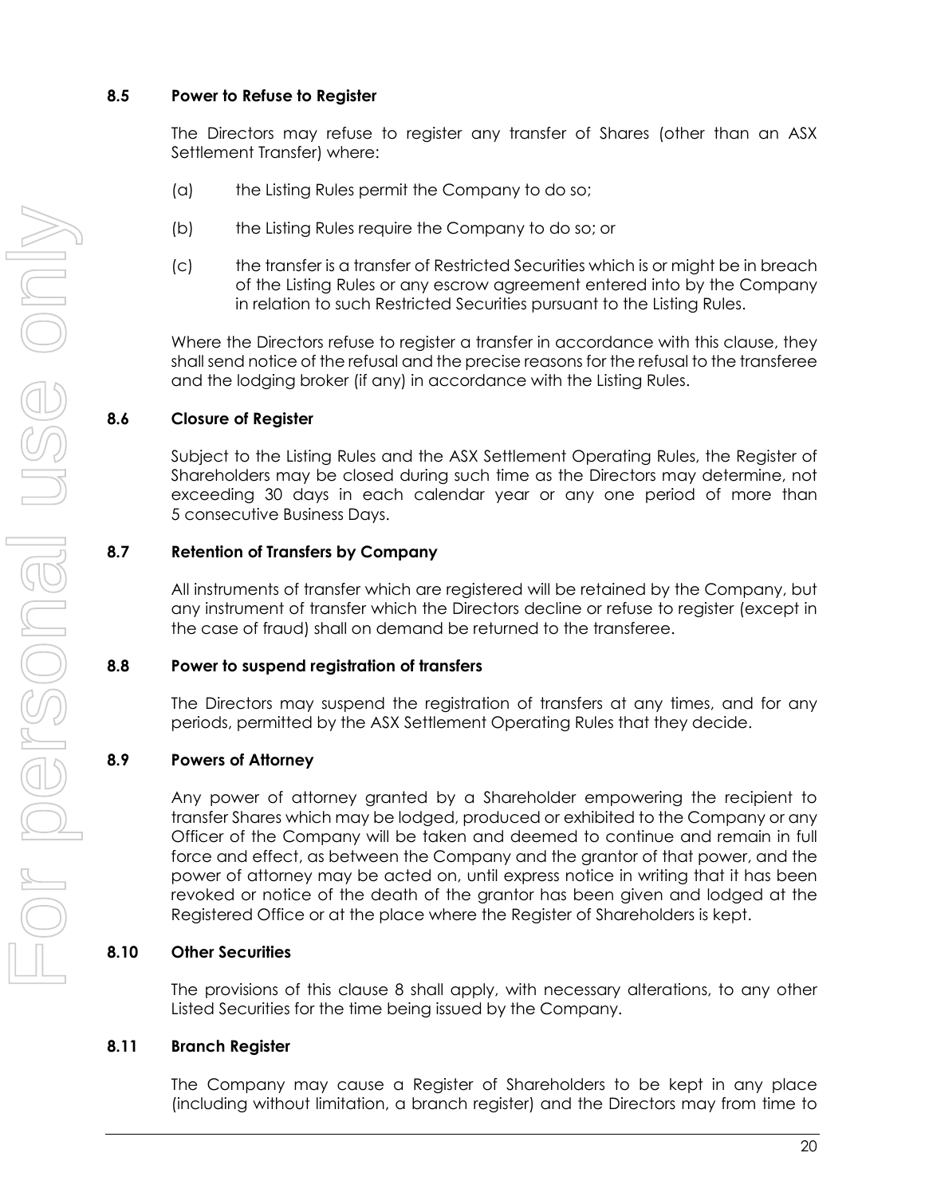### 8.5 Power to Refuse to Register

The Directors may refuse to register any transfer of Shares (other than an ASX Settlement Transfer) where:

(a) the Listing Rules permit the Company to do so;

(b) the Listing Rules require the Company to do so; or

(c) the transfer is a transfer of Restricted Securities which is or might be in breach of the Listing Rules or any escrow agreement entered into by the Company in relation to such Restricted Securities pursuant to the Listing Rules.

Where the Directors refuse to register a transfer in accordance with this clause, they shall send notice of the refusal and the precise reasons for the refusal to the transferee and the lodging broker (if any) in accordance with the Listing Rules.

### 8.6 Closure of Register

Subject to the Listing Rules and the ASX Settlement Operating Rules, the Register of Shareholders may be closed during such time as the Directors may determine, not exceeding 30 days in each calendar year or any one period of more than 5 consecutive Business Days.

### 8.7 Retention of Transfers by Company

All instruments of transfer which are registered will be retained by the Company, but any instrument of transfer which the Directors decline or refuse to register (except in the case of fraud) shall on demand be returned to the transferee.

### 8.8 Power to suspend registration of transfers

The Directors may suspend the registration of transfers at any times, and for any periods, permitted by the ASX Settlement Operating Rules that they decide.

### 8.9 Powers of Attorney

Any power of attorney granted by a Shareholder empowering the recipient to transfer Shares which may be lodged, produced or exhibited to the Company or any Officer of the Company will be taken and deemed to continue and remain in full force and effect, as between the Company and the grantor of that power, and the power of attorney may be acted on, until express notice in writing that it has been revoked or notice of the death of the grantor has been given and lodged at the Registered Office or at the place where the Register of Shareholders is kept.

### 8.10 Other Securities

The provisions of this clause 8 shall apply, with necessary alterations, to any other Listed Securities for the time being issued by the Company.

### 8.11 Branch Register

The Company may cause a Register of Shareholders to be kept in any place (including without limitation, a branch register) and the Directors may from time to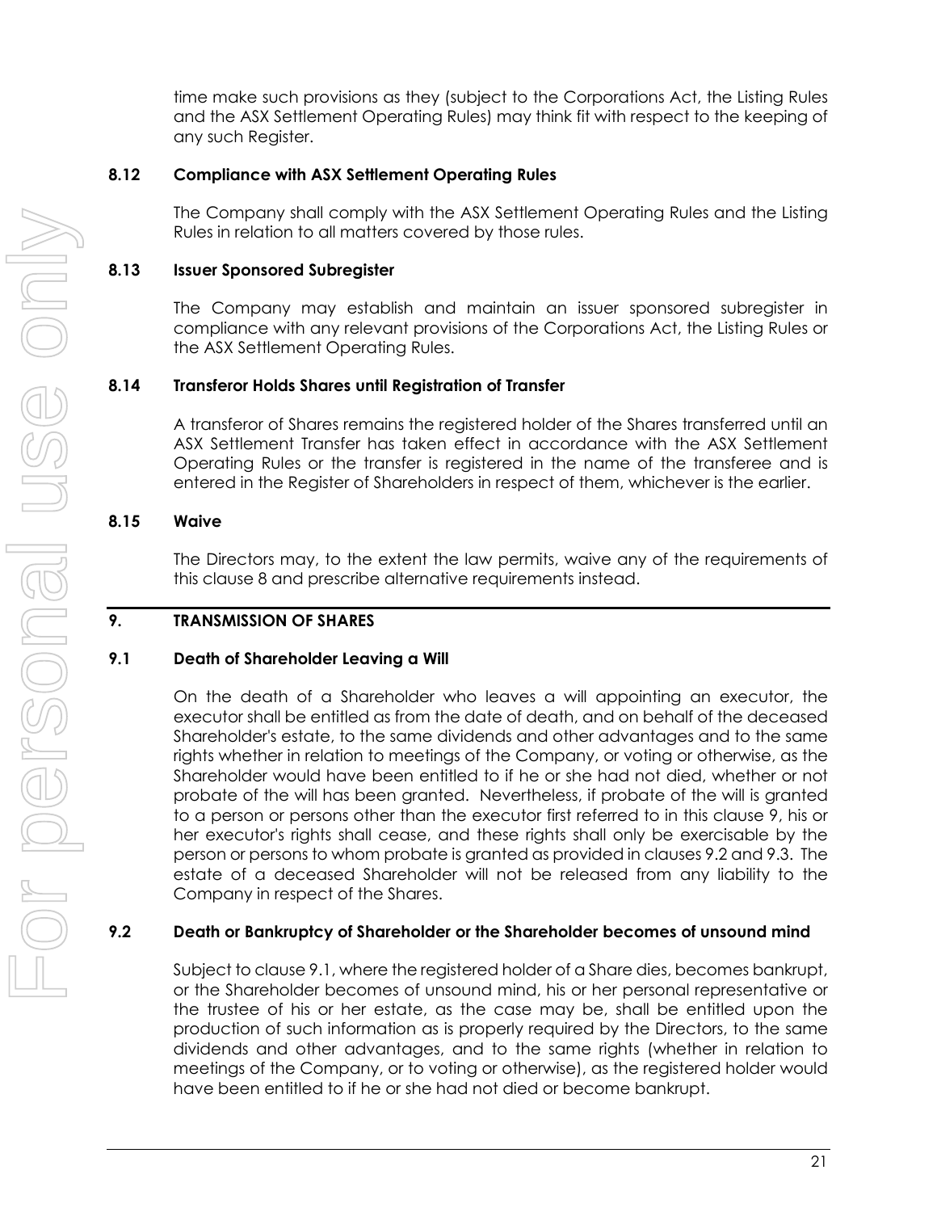time make such provisions as they (subject to the Corporations Act, the Listing Rules and the ASX Settlement Operating Rules) may think fit with respect to the keeping of any such Register.

### 8.12 Compliance with ASX Settlement Operating Rules

The Company shall comply with the ASX Settlement Operating Rules and the Listing Rules in relation to all matters covered by those rules.

### 8.13 Issuer Sponsored Subregister

The Company may establish and maintain an issuer sponsored subregister in compliance with any relevant provisions of the Corporations Act, the Listing Rules or the ASX Settlement Operating Rules.

### 8.14 Transferor Holds Shares until Registration of Transfer

A transferor of Shares remains the registered holder of the Shares transferred until an ASX Settlement Transfer has taken effect in accordance with the ASX Settlement Operating Rules or the transfer is registered in the name of the transferee and is entered in the Register of Shareholders in respect of them, whichever is the earlier.

### 8.15 Waive

The Directors may, to the extent the law permits, waive any of the requirements of this clause 8 and prescribe alternative requirements instead.

## 9. TRANSMISSION OF SHARES

### 9.1 Death of Shareholder Leaving a Will

On the death of a Shareholder who leaves a will appointing an executor, the executor shall be entitled as from the date of death, and on behalf of the deceased Shareholder's estate, to the same dividends and other advantages and to the same rights whether in relation to meetings of the Company, or voting or otherwise, as the Shareholder would have been entitled to if he or she had not died, whether or not probate of the will has been granted. Nevertheless, if probate of the will is granted to a person or persons other than the executor first referred to in this clause 9, his or her executor's rights shall cease, and these rights shall only be exercisable by the person or persons to whom probate is granted as provided in clauses 9.2 and 9.3. The estate of a deceased Shareholder will not be released from any liability to the Company in respect of the Shares.

### 9.2 Death or Bankruptcy of Shareholder or the Shareholder becomes of unsound mind

Subject to clause 9.1, where the registered holder of a Share dies, becomes bankrupt, or the Shareholder becomes of unsound mind, his or her personal representative or the trustee of his or her estate, as the case may be, shall be entitled upon the production of such information as is properly required by the Directors, to the same dividends and other advantages, and to the same rights (whether in relation to meetings of the Company, or to voting or otherwise), as the registered holder would have been entitled to if he or she had not died or become bankrupt.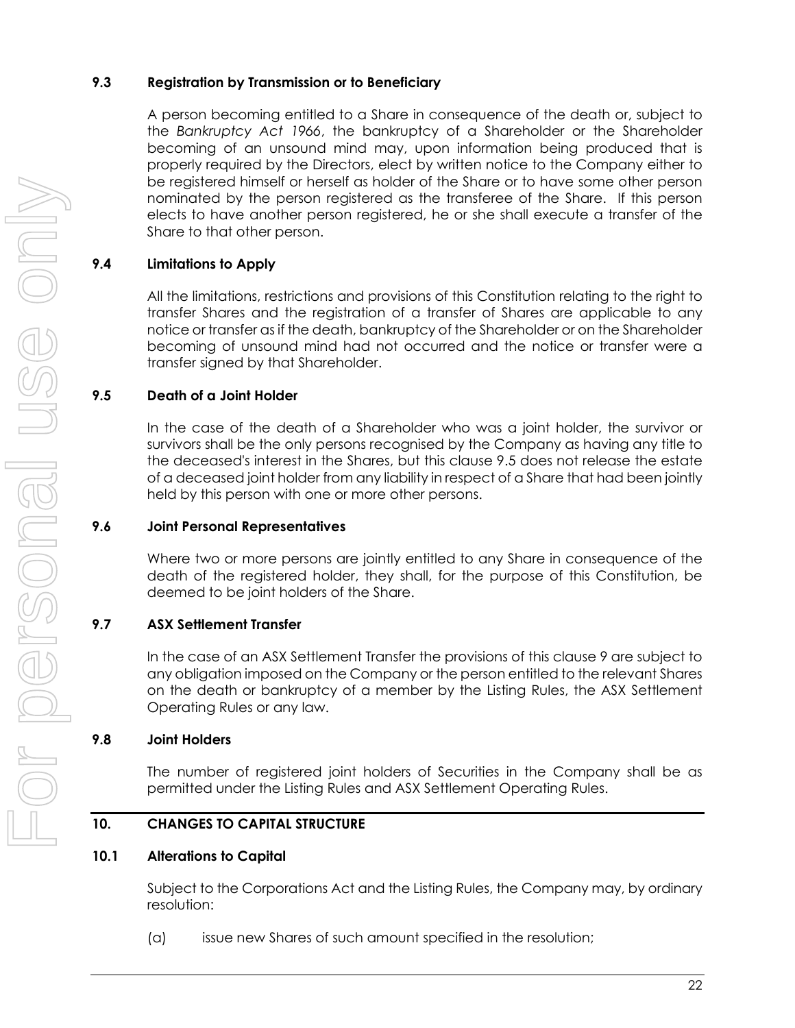### 9.3 Registration by Transmission or to Beneficiary

A person becoming entitled to a Share in consequence of the death or, subject to the *Bankruptcy Act 1966*, the bankruptcy of a Shareholder or the Shareholder becoming of an unsound mind may, upon information being produced that is properly required by the Directors, elect by written notice to the Company either to be registered himself or herself as holder of the Share or to have some other person nominated by the person registered as the transferee of the Share. If this person elects to have another person registered, he or she shall execute a transfer of the Share to that other person.

### 9.4 Limitations to Apply

All the limitations, restrictions and provisions of this Constitution relating to the right to transfer Shares and the registration of a transfer of Shares are applicable to any notice or transfer as if the death, bankruptcy of the Shareholder or on the Shareholder becoming of unsound mind had not occurred and the notice or transfer were a transfer signed by that Shareholder.

### 9.5 Death of a Joint Holder

In the case of the death of a Shareholder who was a joint holder, the survivor or survivors shall be the only persons recognised by the Company as having any title to the deceased's interest in the Shares, but this clause 9.5 does not release the estate of a deceased joint holder from any liability in respect of a Share that had been jointly held by this person with one or more other persons.

### 9.6 Joint Personal Representatives

Where two or more persons are jointly entitled to any Share in consequence of the death of the registered holder, they shall, for the purpose of this Constitution, be deemed to be joint holders of the Share.

### 9.7 ASX Settlement Transfer

In the case of an ASX Settlement Transfer the provisions of this clause 9 are subject to any obligation imposed on the Company or the person entitled to the relevant Shares on the death or bankruptcy of a member by the Listing Rules, the ASX Settlement Operating Rules or any law.

### 9.8 Joint Holders

The number of registered joint holders of Securities in the Company shall be as permitted under the Listing Rules and ASX Settlement Operating Rules.

## 10. CHANGES TO CAPITAL STRUCTURE

### 10.1 Alterations to Capital

Subject to the Corporations Act and the Listing Rules, the Company may, by ordinary resolution:

(a) issue new Shares of such amount specified in the resolution;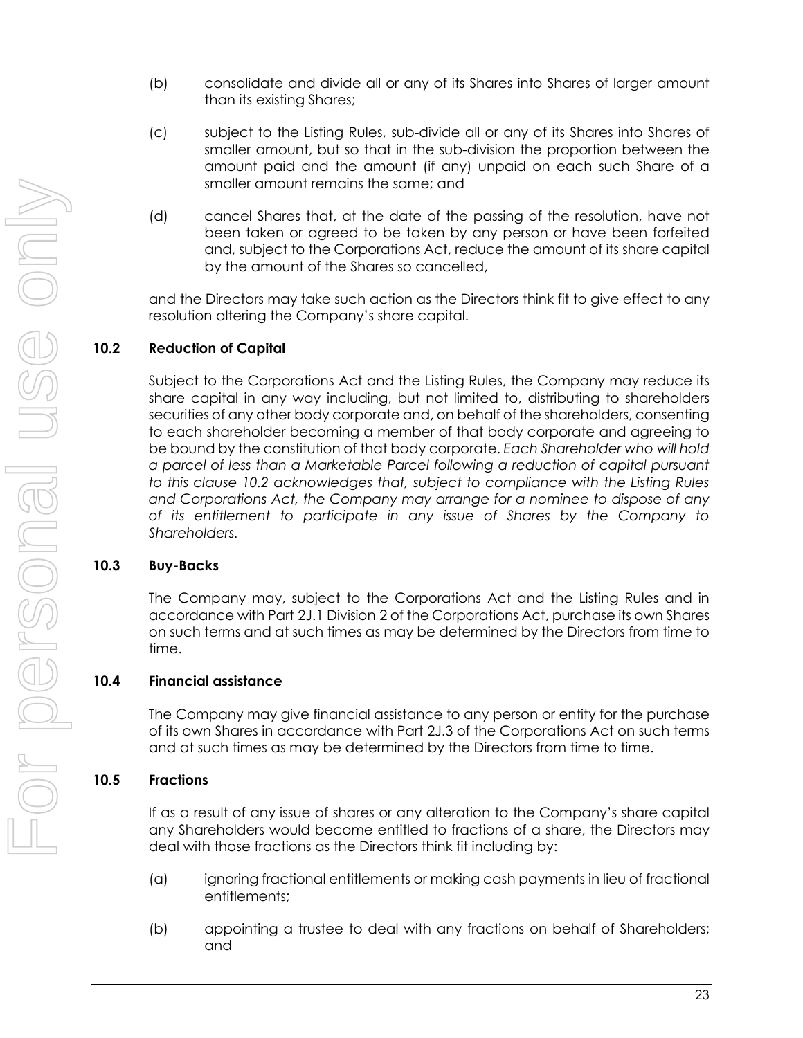(b) consolidate and divide all or any of its Shares into Shares of larger amount than its existing Shares;

(c) subject to the Listing Rules, sub-divide all or any of its Shares into Shares of smaller amount, but so that in the sub-division the proportion between the amount paid and the amount (if any) unpaid on each such Share of a smaller amount remains the same; and

(d) cancel Shares that, at the date of the passing of the resolution, have not been taken or agreed to be taken by any person or have been forfeited and, subject to the Corporations Act, reduce the amount of its share capital by the amount of the Shares so cancelled,

and the Directors may take such action as the Directors think fit to give effect to any resolution altering the Company's share capital.

### 10.2 Reduction of Capital

Subject to the Corporations Act and the Listing Rules, the Company may reduce its share capital in any way including, but not limited to, distributing to shareholders securities of any other body corporate and, on behalf of the shareholders, consenting to each shareholder becoming a member of that body corporate and agreeing to be bound by the constitution of that body corporate. *Each Shareholder who will hold a parcel of less than a Marketable Parcel following a reduction of capital pursuant to this clause 10.2 acknowledges that, subject to compliance with the Listing Rules and Corporations Act, the Company may arrange for a nominee to dispose of any of its entitlement to participate in any issue of Shares by the Company to Shareholders.*

### 10.3 Buy-Backs

The Company may, subject to the Corporations Act and the Listing Rules and in accordance with Part 2J.1 Division 2 of the Corporations Act, purchase its own Shares on such terms and at such times as may be determined by the Directors from time to time.

### 10.4 Financial assistance

The Company may give financial assistance to any person or entity for the purchase of its own Shares in accordance with Part 2J.3 of the Corporations Act on such terms and at such times as may be determined by the Directors from time to time.

### 10.5 Fractions

If as a result of any issue of shares or any alteration to the Company's share capital any Shareholders would become entitled to fractions of a share, the Directors may deal with those fractions as the Directors think fit including by:

(a) ignoring fractional entitlements or making cash payments in lieu of fractional entitlements;

(b) appointing a trustee to deal with any fractions on behalf of Shareholders; and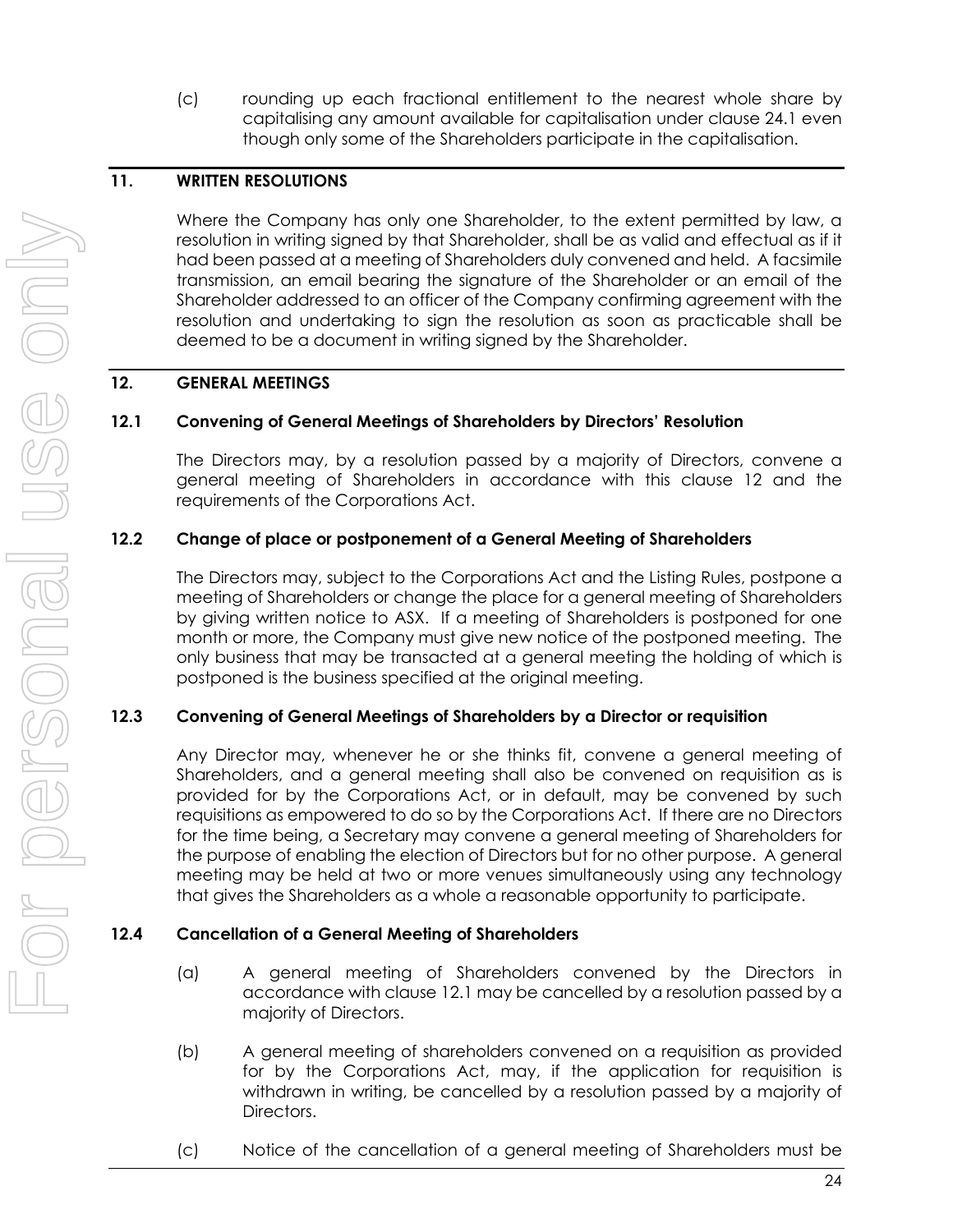(c) rounding up each fractional entitlement to the nearest whole share by capitalising any amount available for capitalisation under clause 24.1 even though only some of the Shareholders participate in the capitalisation.

## 11. WRITTEN RESOLUTIONS

Where the Company has only one Shareholder, to the extent permitted by law, a resolution in writing signed by that Shareholder, shall be as valid and effectual as if it had been passed at a meeting of Shareholders duly convened and held. A facsimile transmission, an email bearing the signature of the Shareholder or an email of the Shareholder addressed to an officer of the Company confirming agreement with the resolution and undertaking to sign the resolution as soon as practicable shall be deemed to be a document in writing signed by the Shareholder.

## 12. GENERAL MEETINGS

### 12.1 Convening of General Meetings of Shareholders by Directors' Resolution

The Directors may, by a resolution passed by a majority of Directors, convene a general meeting of Shareholders in accordance with this clause 12 and the requirements of the Corporations Act.

### 12.2 Change of place or postponement of a General Meeting of Shareholders

The Directors may, subject to the Corporations Act and the Listing Rules, postpone a meeting of Shareholders or change the place for a general meeting of Shareholders by giving written notice to ASX. If a meeting of Shareholders is postponed for one month or more, the Company must give new notice of the postponed meeting. The only business that may be transacted at a general meeting the holding of which is postponed is the business specified at the original meeting.

### 12.3 Convening of General Meetings of Shareholders by a Director or requisition

Any Director may, whenever he or she thinks fit, convene a general meeting of Shareholders, and a general meeting shall also be convened on requisition as is provided for by the Corporations Act, or in default, may be convened by such requisitions as empowered to do so by the Corporations Act. If there are no Directors for the time being, a Secretary may convene a general meeting of Shareholders for the purpose of enabling the election of Directors but for no other purpose. A general meeting may be held at two or more venues simultaneously using any technology that gives the Shareholders as a whole a reasonable opportunity to participate.

### 12.4 Cancellation of a General Meeting of Shareholders

(a) A general meeting of Shareholders convened by the Directors in accordance with clause 12.1 may be cancelled by a resolution passed by a majority of Directors.

(b) A general meeting of shareholders convened on a requisition as provided for by the Corporations Act, may, if the application for requisition is withdrawn in writing, be cancelled by a resolution passed by a majority of Directors.

(c) Notice of the cancellation of a general meeting of Shareholders must be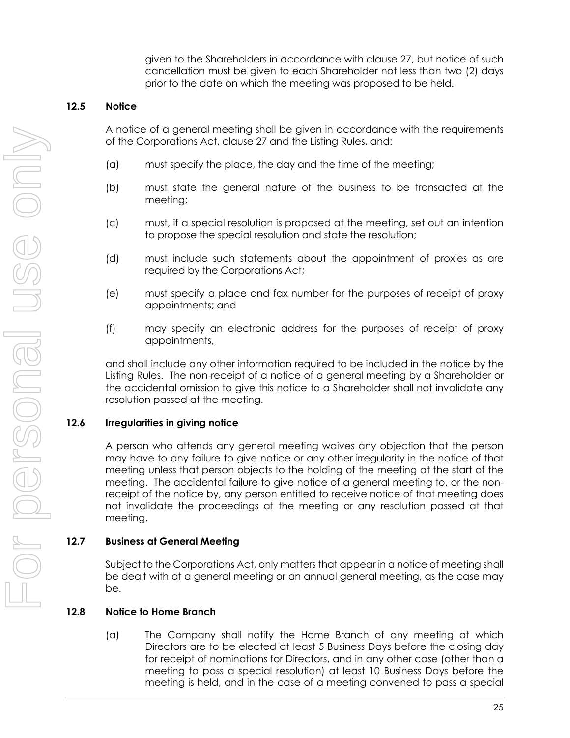given to the Shareholders in accordance with clause 27, but notice of such cancellation must be given to each Shareholder not less than two (2) days prior to the date on which the meeting was proposed to be held.

### 12.5 Notice

A notice of a general meeting shall be given in accordance with the requirements of the Corporations Act, clause 27 and the Listing Rules, and:

(a) must specify the place, the day and the time of the meeting;

(b) must state the general nature of the business to be transacted at the meeting;

(c) must, if a special resolution is proposed at the meeting, set out an intention to propose the special resolution and state the resolution;

(d) must include such statements about the appointment of proxies as are required by the Corporations Act;

(e) must specify a place and fax number for the purposes of receipt of proxy appointments; and

(f) may specify an electronic address for the purposes of receipt of proxy appointments,

and shall include any other information required to be included in the notice by the Listing Rules. The non-receipt of a notice of a general meeting by a Shareholder or the accidental omission to give this notice to a Shareholder shall not invalidate any resolution passed at the meeting.

### 12.6 Irregularities in giving notice

A person who attends any general meeting waives any objection that the person may have to any failure to give notice or any other irregularity in the notice of that meeting unless that person objects to the holding of the meeting at the start of the meeting. The accidental failure to give notice of a general meeting to, or the non-receipt of the notice by, any person entitled to receive notice of that meeting does not invalidate the proceedings at the meeting or any resolution passed at that meeting.

### 12.7 Business at General Meeting

Subject to the Corporations Act, only matters that appear in a notice of meeting shall be dealt with at a general meeting or an annual general meeting, as the case may be.

### 12.8 Notice to Home Branch

(a) The Company shall notify the Home Branch of any meeting at which Directors are to be elected at least 5 Business Days before the closing day for receipt of nominations for Directors, and in any other case (other than a meeting to pass a special resolution) at least 10 Business Days before the meeting is held, and in the case of a meeting convened to pass a special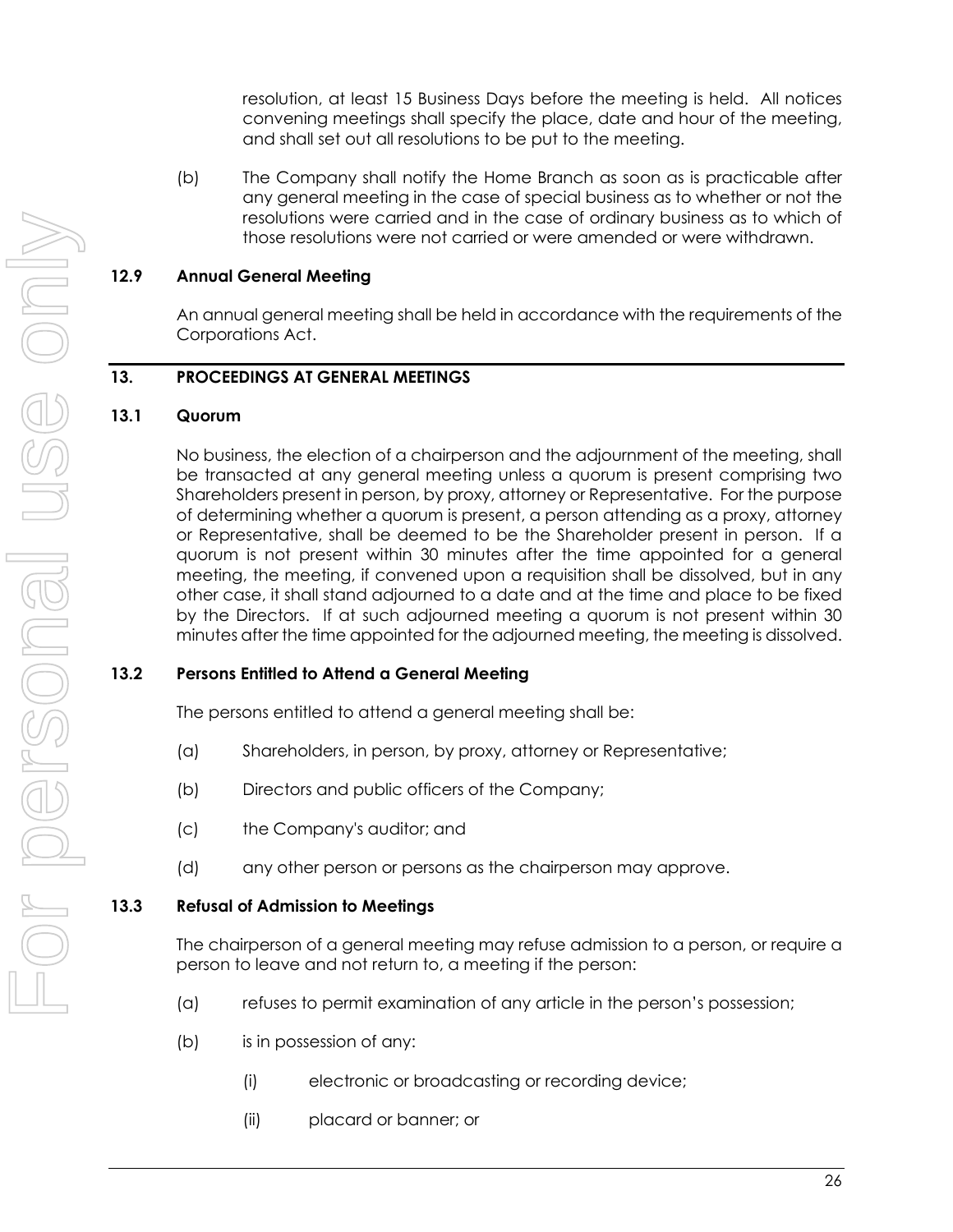resolution, at least 15 Business Days before the meeting is held. All notices convening meetings shall specify the place, date and hour of the meeting, and shall set out all resolutions to be put to the meeting.

(b) The Company shall notify the Home Branch as soon as is practicable after any general meeting in the case of special business as to whether or not the resolutions were carried and in the case of ordinary business as to which of those resolutions were not carried or were amended or were withdrawn.

### 12.9 Annual General Meeting

An annual general meeting shall be held in accordance with the requirements of the Corporations Act.

## 13. PROCEEDINGS AT GENERAL MEETINGS

### 13.1 Quorum

No business, the election of a chairperson and the adjournment of the meeting, shall be transacted at any general meeting unless a quorum is present comprising two Shareholders present in person, by proxy, attorney or Representative. For the purpose of determining whether a quorum is present, a person attending as a proxy, attorney or Representative, shall be deemed to be the Shareholder present in person. If a quorum is not present within 30 minutes after the time appointed for a general meeting, the meeting, if convened upon a requisition shall be dissolved, but in any other case, it shall stand adjourned to a date and at the time and place to be fixed by the Directors. If at such adjourned meeting a quorum is not present within 30 minutes after the time appointed for the adjourned meeting, the meeting is dissolved.

### 13.2 Persons Entitled to Attend a General Meeting

The persons entitled to attend a general meeting shall be:

(a) Shareholders, in person, by proxy, attorney or Representative;

(b) Directors and public officers of the Company;

(c) the Company's auditor; and

(d) any other person or persons as the chairperson may approve.

### 13.3 Refusal of Admission to Meetings

The chairperson of a general meeting may refuse admission to a person, or require a person to leave and not return to, a meeting if the person:

(a) refuses to permit examination of any article in the person's possession;

(b) is in possession of any:

(i) electronic or broadcasting or recording device;

(ii) placard or banner; or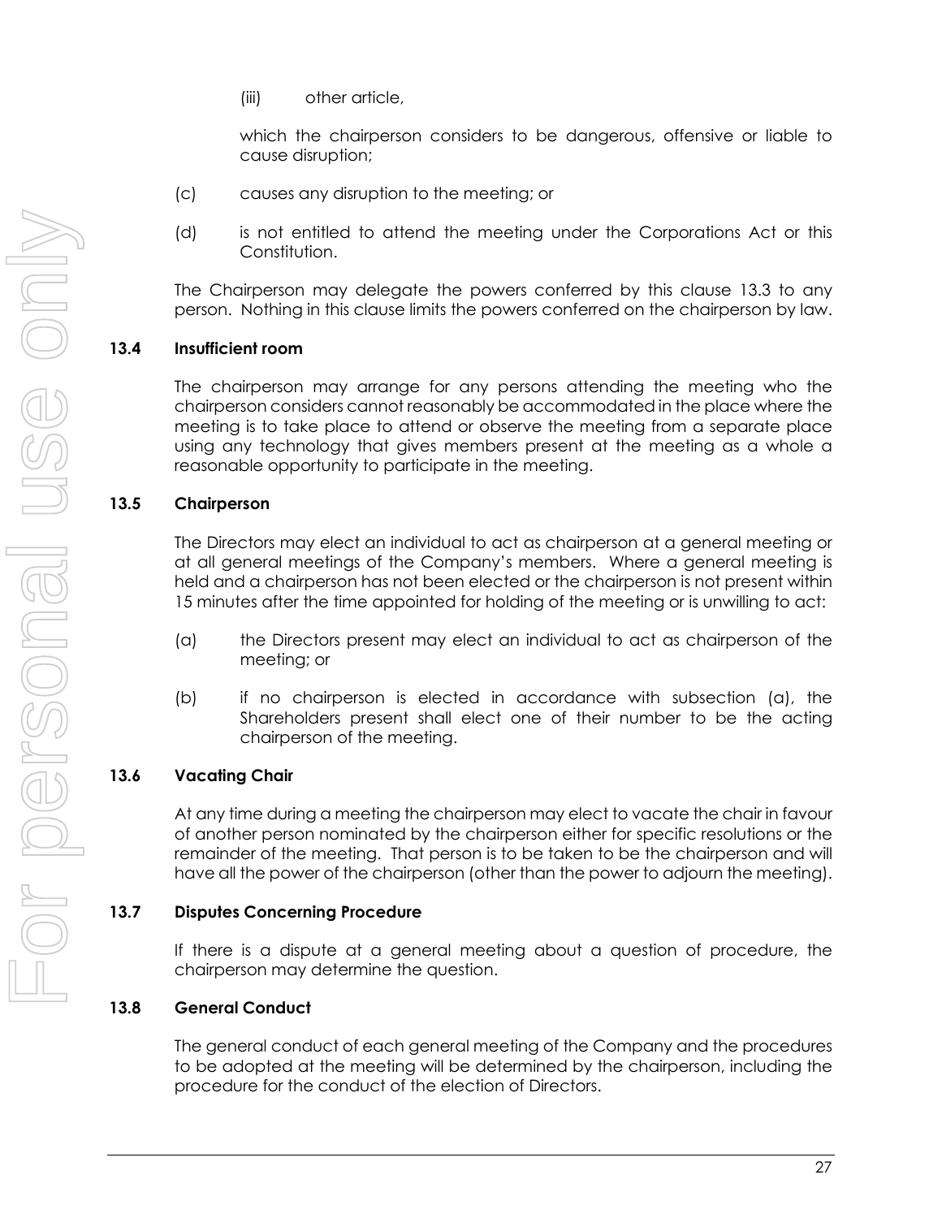(iii) other article,

which the chairperson considers to be dangerous, offensive or liable to cause disruption;

(c) causes any disruption to the meeting; or

(d) is not entitled to attend the meeting under the Corporations Act or this Constitution.

The Chairperson may delegate the powers conferred by this clause 13.3 to any person. Nothing in this clause limits the powers conferred on the chairperson by law.

### 13.4 Insufficient room

The chairperson may arrange for any persons attending the meeting who the chairperson considers cannot reasonably be accommodated in the place where the meeting is to take place to attend or observe the meeting from a separate place using any technology that gives members present at the meeting as a whole a reasonable opportunity to participate in the meeting.

### 13.5 Chairperson

The Directors may elect an individual to act as chairperson at a general meeting or at all general meetings of the Company's members. Where a general meeting is held and a chairperson has not been elected or the chairperson is not present within 15 minutes after the time appointed for holding of the meeting or is unwilling to act:

(a) the Directors present may elect an individual to act as chairperson of the meeting; or

(b) if no chairperson is elected in accordance with subsection (a), the Shareholders present shall elect one of their number to be the acting chairperson of the meeting.

### 13.6 Vacating Chair

At any time during a meeting the chairperson may elect to vacate the chair in favour of another person nominated by the chairperson either for specific resolutions or the remainder of the meeting. That person is to be taken to be the chairperson and will have all the power of the chairperson (other than the power to adjourn the meeting).

### 13.7 Disputes Concerning Procedure

If there is a dispute at a general meeting about a question of procedure, the chairperson may determine the question.

### 13.8 General Conduct

The general conduct of each general meeting of the Company and the procedures to be adopted at the meeting will be determined by the chairperson, including the procedure for the conduct of the election of Directors.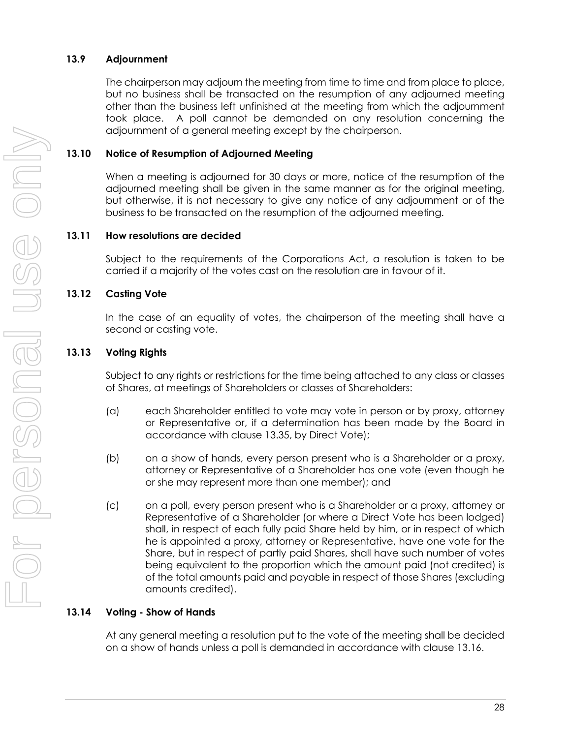### 13.9 Adjournment

The chairperson may adjourn the meeting from time to time and from place to place, but no business shall be transacted on the resumption of any adjourned meeting other than the business left unfinished at the meeting from which the adjournment took place. A poll cannot be demanded on any resolution concerning the adjournment of a general meeting except by the chairperson.

### 13.10 Notice of Resumption of Adjourned Meeting

When a meeting is adjourned for 30 days or more, notice of the resumption of the adjourned meeting shall be given in the same manner as for the original meeting, but otherwise, it is not necessary to give any notice of any adjournment or of the business to be transacted on the resumption of the adjourned meeting.

### 13.11 How resolutions are decided

Subject to the requirements of the Corporations Act, a resolution is taken to be carried if a majority of the votes cast on the resolution are in favour of it.

### 13.12 Casting Vote

In the case of an equality of votes, the chairperson of the meeting shall have a second or casting vote.

### 13.13 Voting Rights

Subject to any rights or restrictions for the time being attached to any class or classes of Shares, at meetings of Shareholders or classes of Shareholders:

(a) each Shareholder entitled to vote may vote in person or by proxy, attorney or Representative or, if a determination has been made by the Board in accordance with clause 13.35, by Direct Vote);

(b) on a show of hands, every person present who is a Shareholder or a proxy, attorney or Representative of a Shareholder has one vote (even though he or she may represent more than one member); and

(c) on a poll, every person present who is a Shareholder or a proxy, attorney or Representative of a Shareholder (or where a Direct Vote has been lodged) shall, in respect of each fully paid Share held by him, or in respect of which he is appointed a proxy, attorney or Representative, have one vote for the Share, but in respect of partly paid Shares, shall have such number of votes being equivalent to the proportion which the amount paid (not credited) is of the total amounts paid and payable in respect of those Shares (excluding amounts credited).

### 13.14 Voting - Show of Hands

At any general meeting a resolution put to the vote of the meeting shall be decided on a show of hands unless a poll is demanded in accordance with clause 13.16.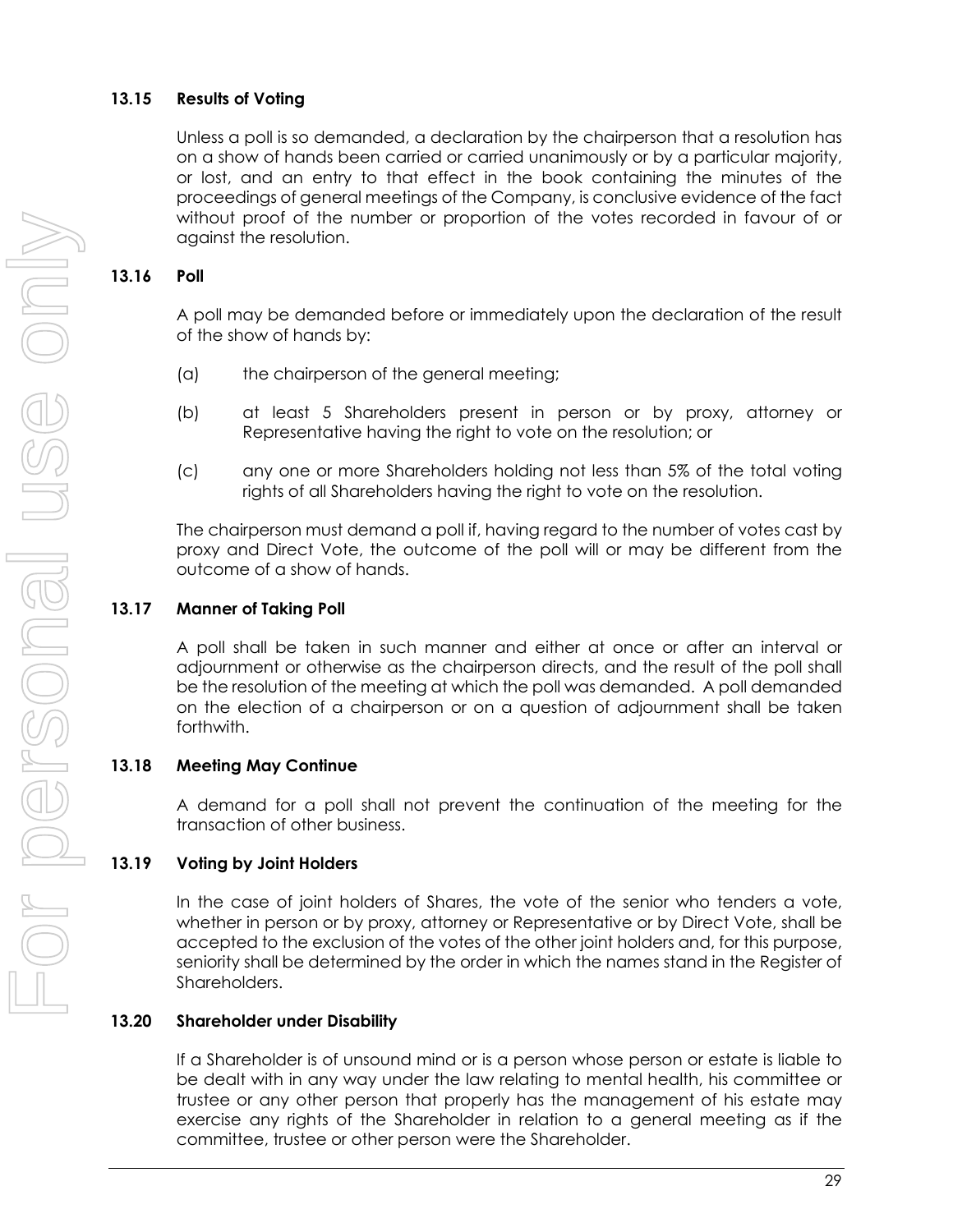### 13.15 Results of Voting

Unless a poll is so demanded, a declaration by the chairperson that a resolution has on a show of hands been carried or carried unanimously or by a particular majority, or lost, and an entry to that effect in the book containing the minutes of the proceedings of general meetings of the Company, is conclusive evidence of the fact without proof of the number or proportion of the votes recorded in favour of or against the resolution.

### 13.16 Poll

A poll may be demanded before or immediately upon the declaration of the result of the show of hands by:

(a) the chairperson of the general meeting;

(b) at least 5 Shareholders present in person or by proxy, attorney or Representative having the right to vote on the resolution; or

(c) any one or more Shareholders holding not less than 5% of the total voting rights of all Shareholders having the right to vote on the resolution.

The chairperson must demand a poll if, having regard to the number of votes cast by proxy and Direct Vote, the outcome of the poll will or may be different from the outcome of a show of hands.

### 13.17 Manner of Taking Poll

A poll shall be taken in such manner and either at once or after an interval or adjournment or otherwise as the chairperson directs, and the result of the poll shall be the resolution of the meeting at which the poll was demanded. A poll demanded on the election of a chairperson or on a question of adjournment shall be taken forthwith.

### 13.18 Meeting May Continue

A demand for a poll shall not prevent the continuation of the meeting for the transaction of other business.

### 13.19 Voting by Joint Holders

In the case of joint holders of Shares, the vote of the senior who tenders a vote, whether in person or by proxy, attorney or Representative or by Direct Vote, shall be accepted to the exclusion of the votes of the other joint holders and, for this purpose, seniority shall be determined by the order in which the names stand in the Register of Shareholders.

### 13.20 Shareholder under Disability

If a Shareholder is of unsound mind or is a person whose person or estate is liable to be dealt with in any way under the law relating to mental health, his committee or trustee or any other person that properly has the management of his estate may exercise any rights of the Shareholder in relation to a general meeting as if the committee, trustee or other person were the Shareholder.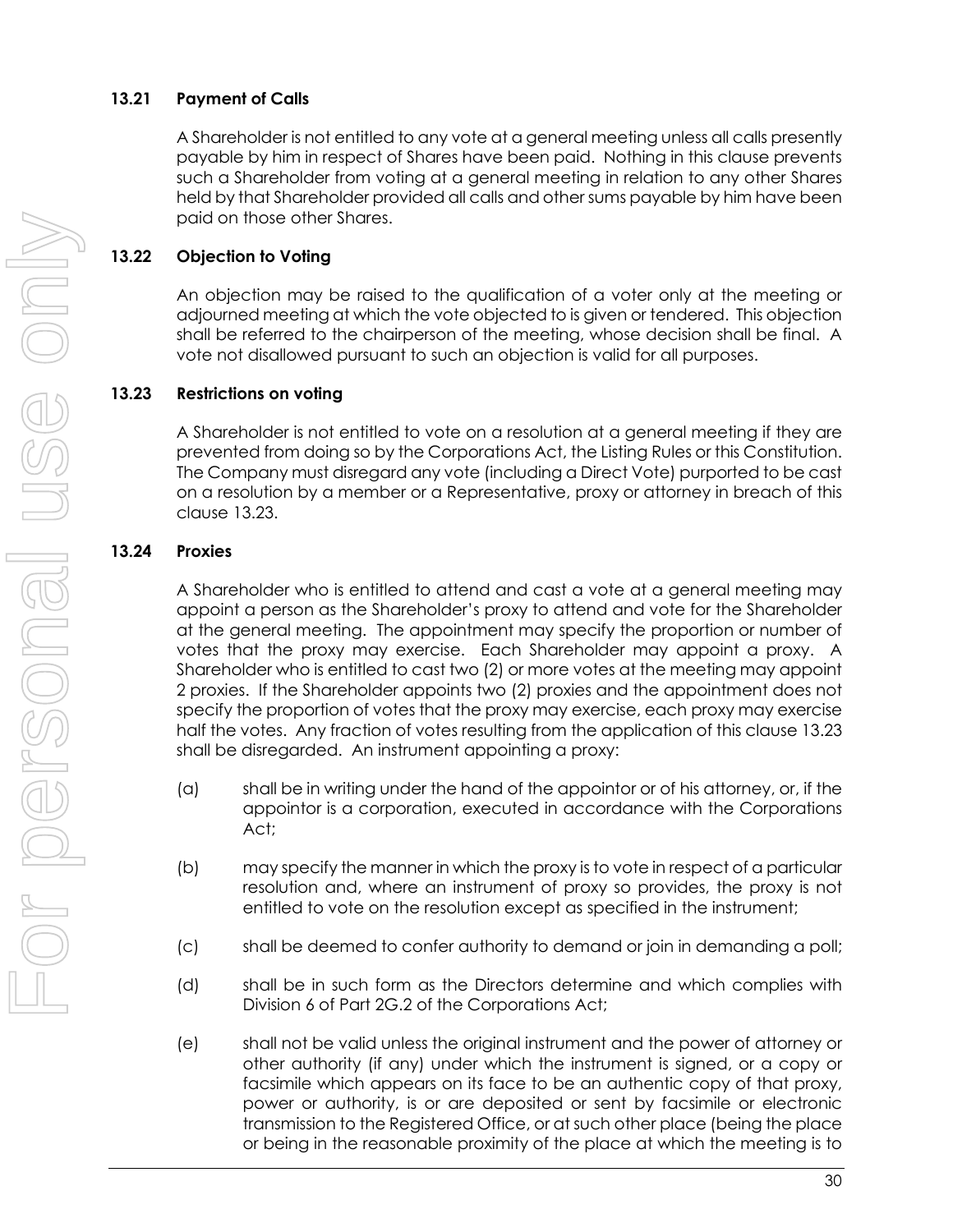### 13.21 Payment of Calls

A Shareholder is not entitled to any vote at a general meeting unless all calls presently payable by him in respect of Shares have been paid. Nothing in this clause prevents such a Shareholder from voting at a general meeting in relation to any other Shares held by that Shareholder provided all calls and other sums payable by him have been paid on those other Shares.

### 13.22 Objection to Voting

An objection may be raised to the qualification of a voter only at the meeting or adjourned meeting at which the vote objected to is given or tendered. This objection shall be referred to the chairperson of the meeting, whose decision shall be final. A vote not disallowed pursuant to such an objection is valid for all purposes.

### 13.23 Restrictions on voting

A Shareholder is not entitled to vote on a resolution at a general meeting if they are prevented from doing so by the Corporations Act, the Listing Rules or this Constitution. The Company must disregard any vote (including a Direct Vote) purported to be cast on a resolution by a member or a Representative, proxy or attorney in breach of this clause 13.23.

### 13.24 Proxies

A Shareholder who is entitled to attend and cast a vote at a general meeting may appoint a person as the Shareholder's proxy to attend and vote for the Shareholder at the general meeting. The appointment may specify the proportion or number of votes that the proxy may exercise. Each Shareholder may appoint a proxy. A Shareholder who is entitled to cast two (2) or more votes at the meeting may appoint 2 proxies. If the Shareholder appoints two (2) proxies and the appointment does not specify the proportion of votes that the proxy may exercise, each proxy may exercise half the votes. Any fraction of votes resulting from the application of this clause 13.23 shall be disregarded. An instrument appointing a proxy:

(a) shall be in writing under the hand of the appointor or of his attorney, or, if the appointor is a corporation, executed in accordance with the Corporations Act;

(b) may specify the manner in which the proxy is to vote in respect of a particular resolution and, where an instrument of proxy so provides, the proxy is not entitled to vote on the resolution except as specified in the instrument;

(c) shall be deemed to confer authority to demand or join in demanding a poll;

(d) shall be in such form as the Directors determine and which complies with Division 6 of Part 2G.2 of the Corporations Act;

(e) shall not be valid unless the original instrument and the power of attorney or other authority (if any) under which the instrument is signed, or a copy or facsimile which appears on its face to be an authentic copy of that proxy, power or authority, is or are deposited or sent by facsimile or electronic transmission to the Registered Office, or at such other place (being the place or being in the reasonable proximity of the place at which the meeting is to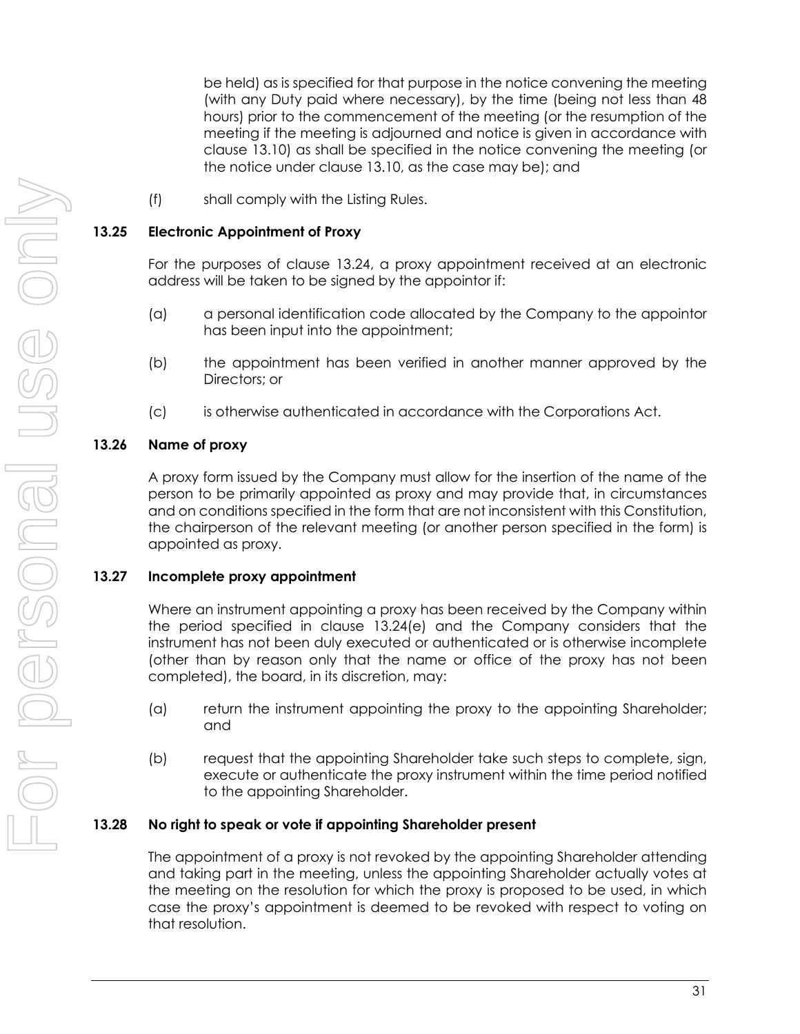be held) as is specified for that purpose in the notice convening the meeting (with any Duty paid where necessary), by the time (being not less than 48 hours) prior to the commencement of the meeting (or the resumption of the meeting if the meeting is adjourned and notice is given in accordance with clause 13.10) as shall be specified in the notice convening the meeting (or the notice under clause 13.10, as the case may be); and

(f) shall comply with the Listing Rules.

### 13.25 Electronic Appointment of Proxy

For the purposes of clause 13.24, a proxy appointment received at an electronic address will be taken to be signed by the appointor if:

(a) a personal identification code allocated by the Company to the appointor has been input into the appointment;

(b) the appointment has been verified in another manner approved by the Directors; or

(c) is otherwise authenticated in accordance with the Corporations Act.

### 13.26 Name of proxy

A proxy form issued by the Company must allow for the insertion of the name of the person to be primarily appointed as proxy and may provide that, in circumstances and on conditions specified in the form that are not inconsistent with this Constitution, the chairperson of the relevant meeting (or another person specified in the form) is appointed as proxy.

### 13.27 Incomplete proxy appointment

Where an instrument appointing a proxy has been received by the Company within the period specified in clause 13.24(e) and the Company considers that the instrument has not been duly executed or authenticated or is otherwise incomplete (other than by reason only that the name or office of the proxy has not been completed), the board, in its discretion, may:

(a) return the instrument appointing the proxy to the appointing Shareholder; and

(b) request that the appointing Shareholder take such steps to complete, sign, execute or authenticate the proxy instrument within the time period notified to the appointing Shareholder.

### 13.28 No right to speak or vote if appointing Shareholder present

The appointment of a proxy is not revoked by the appointing Shareholder attending and taking part in the meeting, unless the appointing Shareholder actually votes at the meeting on the resolution for which the proxy is proposed to be used, in which case the proxy's appointment is deemed to be revoked with respect to voting on that resolution.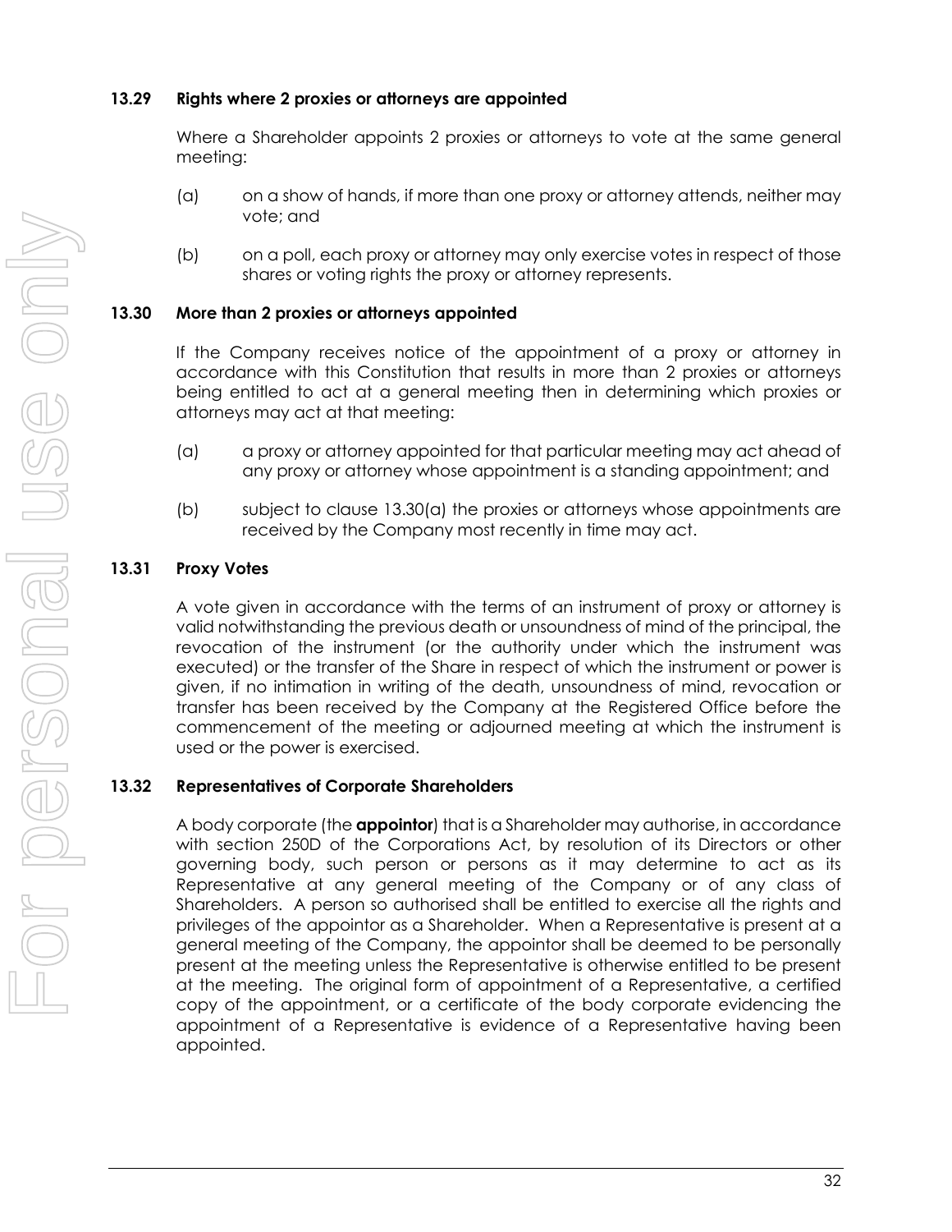### 13.29 Rights where 2 proxies or attorneys are appointed

Where a Shareholder appoints 2 proxies or attorneys to vote at the same general meeting:

(a) on a show of hands, if more than one proxy or attorney attends, neither may vote; and

(b) on a poll, each proxy or attorney may only exercise votes in respect of those shares or voting rights the proxy or attorney represents.

### 13.30 More than 2 proxies or attorneys appointed

If the Company receives notice of the appointment of a proxy or attorney in accordance with this Constitution that results in more than 2 proxies or attorneys being entitled to act at a general meeting then in determining which proxies or attorneys may act at that meeting:

(a) a proxy or attorney appointed for that particular meeting may act ahead of any proxy or attorney whose appointment is a standing appointment; and

(b) subject to clause 13.30(a) the proxies or attorneys whose appointments are received by the Company most recently in time may act.

### 13.31 Proxy Votes

A vote given in accordance with the terms of an instrument of proxy or attorney is valid notwithstanding the previous death or unsoundness of mind of the principal, the revocation of the instrument (or the authority under which the instrument was executed) or the transfer of the Share in respect of which the instrument or power is given, if no intimation in writing of the death, unsoundness of mind, revocation or transfer has been received by the Company at the Registered Office before the commencement of the meeting or adjourned meeting at which the instrument is used or the power is exercised.

### 13.32 Representatives of Corporate Shareholders

A body corporate (the **appointor**) that is a Shareholder may authorise, in accordance with section 250D of the Corporations Act, by resolution of its Directors or other governing body, such person or persons as it may determine to act as its Representative at any general meeting of the Company or of any class of Shareholders. A person so authorised shall be entitled to exercise all the rights and privileges of the appointor as a Shareholder. When a Representative is present at a general meeting of the Company, the appointor shall be deemed to be personally present at the meeting unless the Representative is otherwise entitled to be present at the meeting. The original form of appointment of a Representative, a certified copy of the appointment, or a certificate of the body corporate evidencing the appointment of a Representative is evidence of a Representative having been appointed.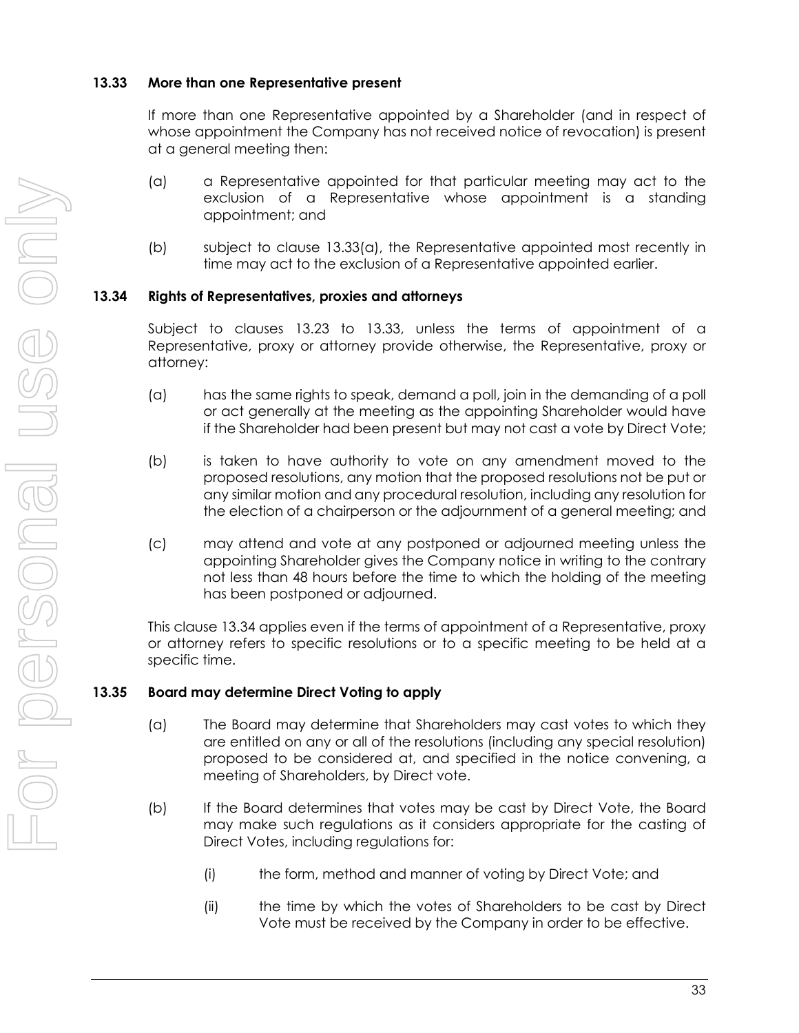### 13.33 More than one Representative present

If more than one Representative appointed by a Shareholder (and in respect of whose appointment the Company has not received notice of revocation) is present at a general meeting then:

(a) a Representative appointed for that particular meeting may act to the exclusion of a Representative whose appointment is a standing appointment; and

(b) subject to clause 13.33(a), the Representative appointed most recently in time may act to the exclusion of a Representative appointed earlier.

### 13.34 Rights of Representatives, proxies and attorneys

Subject to clauses 13.23 to 13.33, unless the terms of appointment of a Representative, proxy or attorney provide otherwise, the Representative, proxy or attorney:

(a) has the same rights to speak, demand a poll, join in the demanding of a poll or act generally at the meeting as the appointing Shareholder would have if the Shareholder had been present but may not cast a vote by Direct Vote;

(b) is taken to have authority to vote on any amendment moved to the proposed resolutions, any motion that the proposed resolutions not be put or any similar motion and any procedural resolution, including any resolution for the election of a chairperson or the adjournment of a general meeting; and

(c) may attend and vote at any postponed or adjourned meeting unless the appointing Shareholder gives the Company notice in writing to the contrary not less than 48 hours before the time to which the holding of the meeting has been postponed or adjourned.

This clause 13.34 applies even if the terms of appointment of a Representative, proxy or attorney refers to specific resolutions or to a specific meeting to be held at a specific time.

### 13.35 Board may determine Direct Voting to apply

(a) The Board may determine that Shareholders may cast votes to which they are entitled on any or all of the resolutions (including any special resolution) proposed to be considered at, and specified in the notice convening, a meeting of Shareholders, by Direct vote.

(b) If the Board determines that votes may be cast by Direct Vote, the Board may make such regulations as it considers appropriate for the casting of Direct Votes, including regulations for:

(i) the form, method and manner of voting by Direct Vote; and

(ii) the time by which the votes of Shareholders to be cast by Direct Vote must be received by the Company in order to be effective.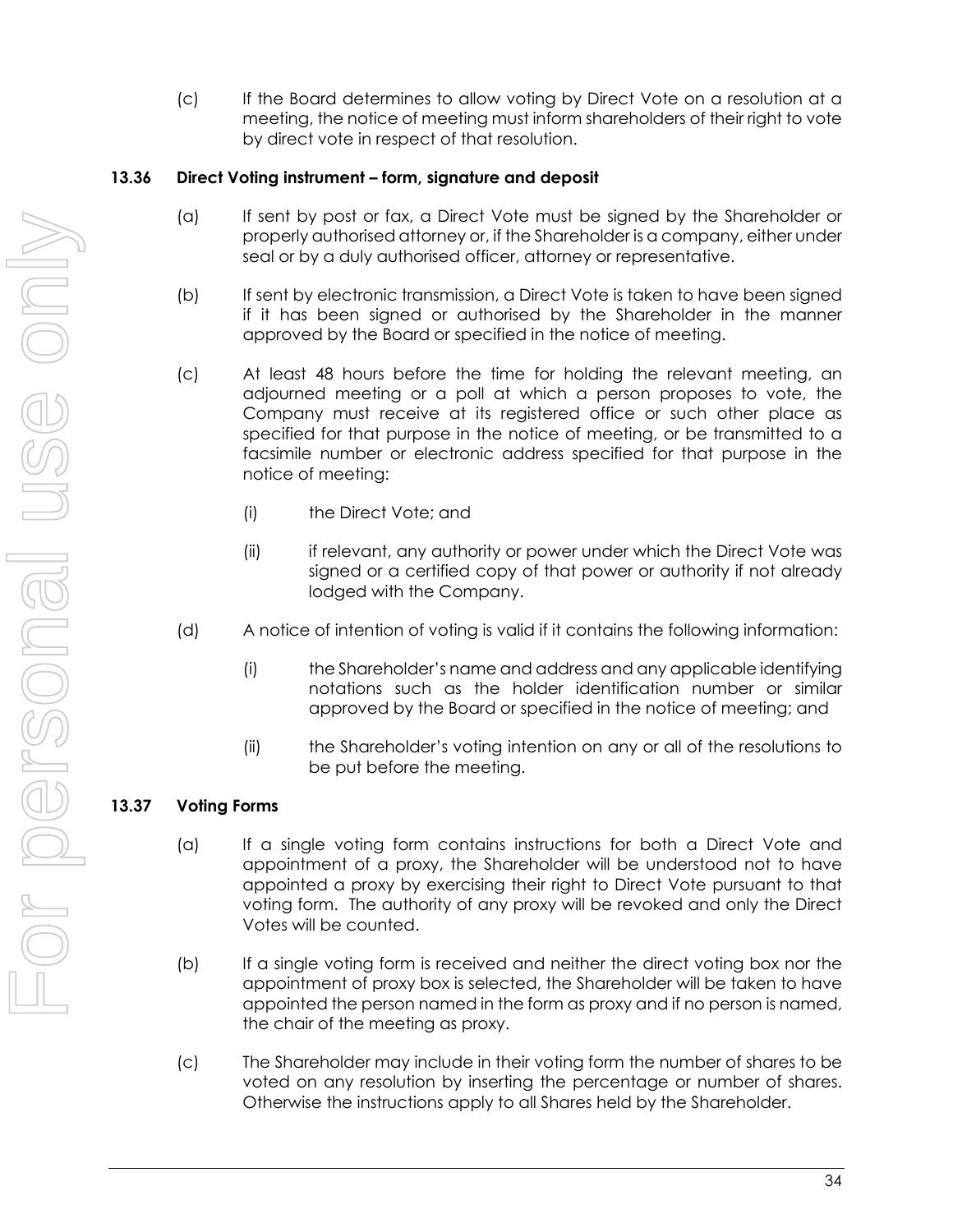(c) If the Board determines to allow voting by Direct Vote on a resolution at a meeting, the notice of meeting must inform shareholders of their right to vote by direct vote in respect of that resolution.

**13.36 Direct Voting instrument – form, signature and deposit**

(a) If sent by post or fax, a Direct Vote must be signed by the Shareholder or properly authorised attorney or, if the Shareholder is a company, either under seal or by a duly authorised officer, attorney or representative.

(b) If sent by electronic transmission, a Direct Vote is taken to have been signed if it has been signed or authorised by the Shareholder in the manner approved by the Board or specified in the notice of meeting.

(c) At least 48 hours before the time for holding the relevant meeting, an adjourned meeting or a poll at which a person proposes to vote, the Company must receive at its registered office or such other place as specified for that purpose in the notice of meeting, or be transmitted to a facsimile number or electronic address specified for that purpose in the notice of meeting:

(i) the Direct Vote; and

(ii) if relevant, any authority or power under which the Direct Vote was signed or a certified copy of that power or authority if not already lodged with the Company.

(d) A notice of intention of voting is valid if it contains the following information:

(i) the Shareholder's name and address and any applicable identifying notations such as the holder identification number or similar approved by the Board or specified in the notice of meeting; and

(ii) the Shareholder's voting intention on any or all of the resolutions to be put before the meeting.

**13.37 Voting Forms**

(a) If a single voting form contains instructions for both a Direct Vote and appointment of a proxy, the Shareholder will be understood not to have appointed a proxy by exercising their right to Direct Vote pursuant to that voting form. The authority of any proxy will be revoked and only the Direct Votes will be counted.

(b) If a single voting form is received and neither the direct voting box nor the appointment of proxy box is selected, the Shareholder will be taken to have appointed the person named in the form as proxy and if no person is named, the chair of the meeting as proxy.

(c) The Shareholder may include in their voting form the number of shares to be voted on any resolution by inserting the percentage or number of shares. Otherwise the instructions apply to all Shares held by the Shareholder.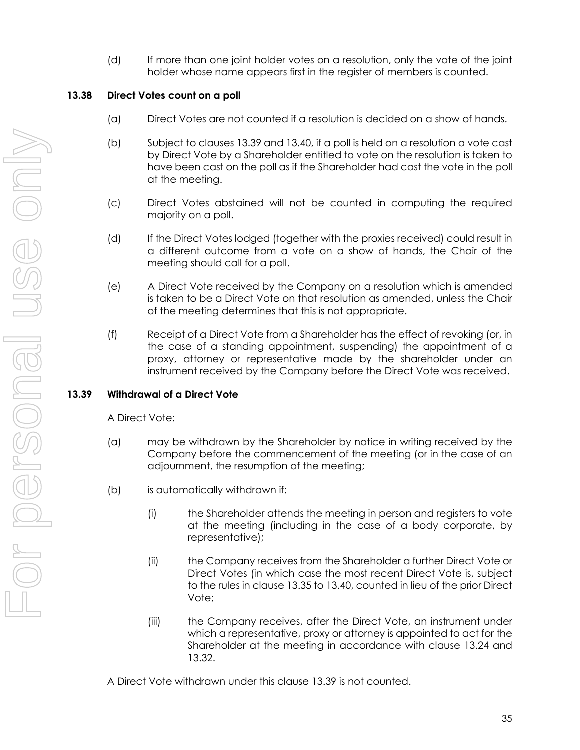(d) If more than one joint holder votes on a resolution, only the vote of the joint holder whose name appears first in the register of members is counted.

### 13.38 Direct Votes count on a poll

(a) Direct Votes are not counted if a resolution is decided on a show of hands.

(b) Subject to clauses 13.39 and 13.40, if a poll is held on a resolution a vote cast by Direct Vote by a Shareholder entitled to vote on the resolution is taken to have been cast on the poll as if the Shareholder had cast the vote in the poll at the meeting.

(c) Direct Votes abstained will not be counted in computing the required majority on a poll.

(d) If the Direct Votes lodged (together with the proxies received) could result in a different outcome from a vote on a show of hands, the Chair of the meeting should call for a poll.

(e) A Direct Vote received by the Company on a resolution which is amended is taken to be a Direct Vote on that resolution as amended, unless the Chair of the meeting determines that this is not appropriate.

(f) Receipt of a Direct Vote from a Shareholder has the effect of revoking (or, in the case of a standing appointment, suspending) the appointment of a proxy, attorney or representative made by the shareholder under an instrument received by the Company before the Direct Vote was received.

### 13.39 Withdrawal of a Direct Vote

A Direct Vote:

(a) may be withdrawn by the Shareholder by notice in writing received by the Company before the commencement of the meeting (or in the case of an adjournment, the resumption of the meeting;

(b) is automatically withdrawn if:

(i) the Shareholder attends the meeting in person and registers to vote at the meeting (including in the case of a body corporate, by representative);

(ii) the Company receives from the Shareholder a further Direct Vote or Direct Votes (in which case the most recent Direct Vote is, subject to the rules in clause 13.35 to 13.40, counted in lieu of the prior Direct Vote;

(iii) the Company receives, after the Direct Vote, an instrument under which a representative, proxy or attorney is appointed to act for the Shareholder at the meeting in accordance with clause 13.24 and 13.32.

A Direct Vote withdrawn under this clause 13.39 is not counted.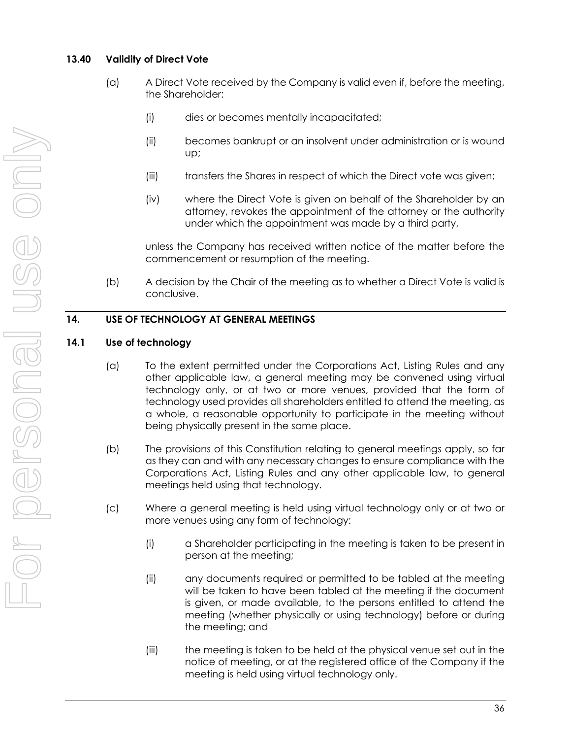### 13.40 Validity of Direct Vote

(a) A Direct Vote received by the Company is valid even if, before the meeting, the Shareholder:

(i) dies or becomes mentally incapacitated;

(ii) becomes bankrupt or an insolvent under administration or is wound up;

(iii) transfers the Shares in respect of which the Direct vote was given;

(iv) where the Direct Vote is given on behalf of the Shareholder by an attorney, revokes the appointment of the attorney or the authority under which the appointment was made by a third party,

unless the Company has received written notice of the matter before the commencement or resumption of the meeting.

(b) A decision by the Chair of the meeting as to whether a Direct Vote is valid is conclusive.

## 14. USE OF TECHNOLOGY AT GENERAL MEETINGS

### 14.1 Use of technology

(a) To the extent permitted under the Corporations Act, Listing Rules and any other applicable law, a general meeting may be convened using virtual technology only, or at two or more venues, provided that the form of technology used provides all shareholders entitled to attend the meeting, as a whole, a reasonable opportunity to participate in the meeting without being physically present in the same place.

(b) The provisions of this Constitution relating to general meetings apply, so far as they can and with any necessary changes to ensure compliance with the Corporations Act, Listing Rules and any other applicable law, to general meetings held using that technology.

(c) Where a general meeting is held using virtual technology only or at two or more venues using any form of technology:

(i) a Shareholder participating in the meeting is taken to be present in person at the meeting;

(ii) any documents required or permitted to be tabled at the meeting will be taken to have been tabled at the meeting if the document is given, or made available, to the persons entitled to attend the meeting (whether physically or using technology) before or during the meeting; and

(iii) the meeting is taken to be held at the physical venue set out in the notice of meeting, or at the registered office of the Company if the meeting is held using virtual technology only.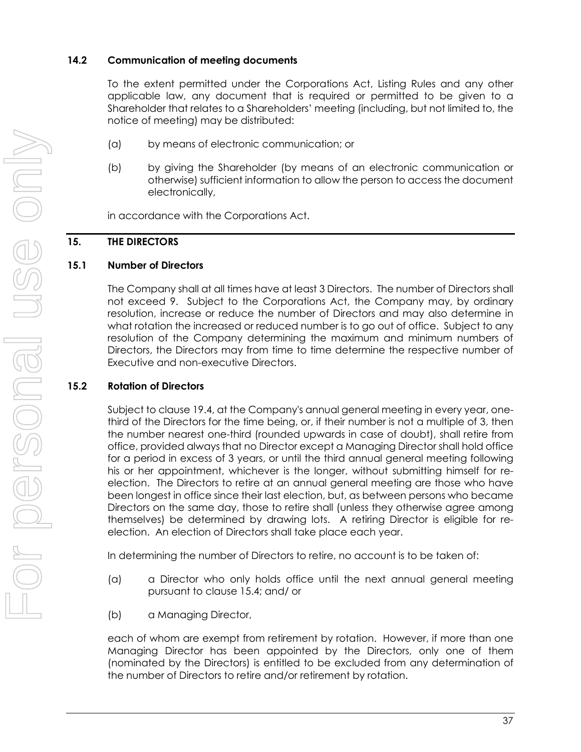### 14.2 Communication of meeting documents

To the extent permitted under the Corporations Act, Listing Rules and any other applicable law, any document that is required or permitted to be given to a Shareholder that relates to a Shareholders' meeting (including, but not limited to, the notice of meeting) may be distributed:

(a) by means of electronic communication; or

(b) by giving the Shareholder (by means of an electronic communication or otherwise) sufficient information to allow the person to access the document electronically,

in accordance with the Corporations Act.

## 15. THE DIRECTORS

### 15.1 Number of Directors

The Company shall at all times have at least 3 Directors. The number of Directors shall not exceed 9. Subject to the Corporations Act, the Company may, by ordinary resolution, increase or reduce the number of Directors and may also determine in what rotation the increased or reduced number is to go out of office. Subject to any resolution of the Company determining the maximum and minimum numbers of Directors, the Directors may from time to time determine the respective number of Executive and non-executive Directors.

### 15.2 Rotation of Directors

Subject to clause 19.4, at the Company's annual general meeting in every year, one-third of the Directors for the time being, or, if their number is not a multiple of 3, then the number nearest one-third (rounded upwards in case of doubt), shall retire from office, provided always that no Director except a Managing Director shall hold office for a period in excess of 3 years, or until the third annual general meeting following his or her appointment, whichever is the longer, without submitting himself for re-election. The Directors to retire at an annual general meeting are those who have been longest in office since their last election, but, as between persons who became Directors on the same day, those to retire shall (unless they otherwise agree among themselves) be determined by drawing lots. A retiring Director is eligible for re-election. An election of Directors shall take place each year.

In determining the number of Directors to retire, no account is to be taken of:

(a) a Director who only holds office until the next annual general meeting pursuant to clause 15.4; and/ or

(b) a Managing Director,

each of whom are exempt from retirement by rotation. However, if more than one Managing Director has been appointed by the Directors, only one of them (nominated by the Directors) is entitled to be excluded from any determination of the number of Directors to retire and/or retirement by rotation.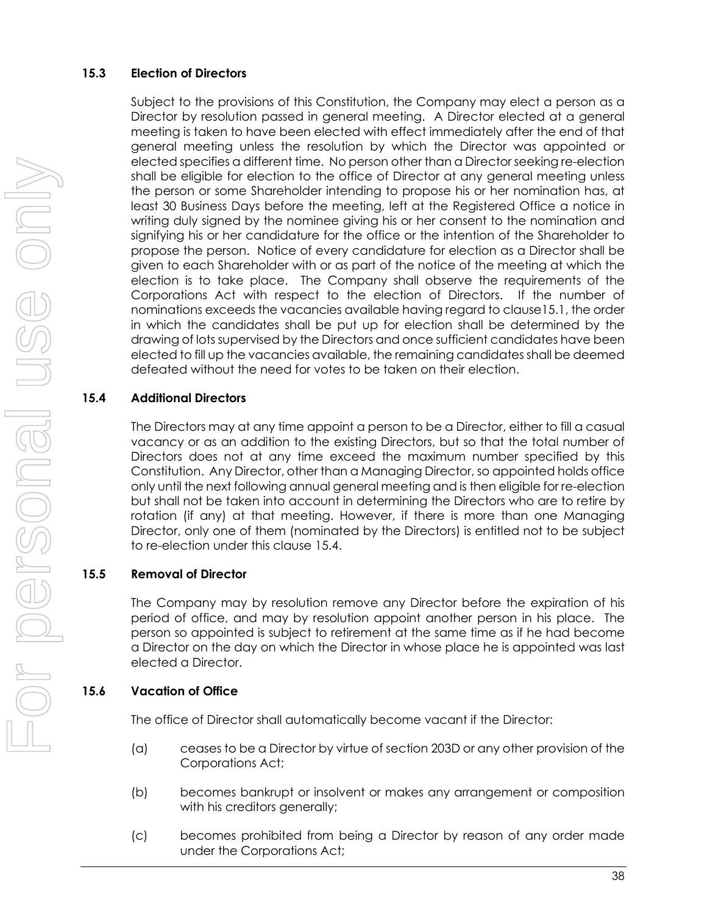### 15.3 Election of Directors

Subject to the provisions of this Constitution, the Company may elect a person as a Director by resolution passed in general meeting. A Director elected at a general meeting is taken to have been elected with effect immediately after the end of that general meeting unless the resolution by which the Director was appointed or elected specifies a different time. No person other than a Director seeking re-election shall be eligible for election to the office of Director at any general meeting unless the person or some Shareholder intending to propose his or her nomination has, at least 30 Business Days before the meeting, left at the Registered Office a notice in writing duly signed by the nominee giving his or her consent to the nomination and signifying his or her candidature for the office or the intention of the Shareholder to propose the person. Notice of every candidature for election as a Director shall be given to each Shareholder with or as part of the notice of the meeting at which the election is to take place. The Company shall observe the requirements of the Corporations Act with respect to the election of Directors. If the number of nominations exceeds the vacancies available having regard to clause15.1, the order in which the candidates shall be put up for election shall be determined by the drawing of lots supervised by the Directors and once sufficient candidates have been elected to fill up the vacancies available, the remaining candidates shall be deemed defeated without the need for votes to be taken on their election.

### 15.4 Additional Directors

The Directors may at any time appoint a person to be a Director, either to fill a casual vacancy or as an addition to the existing Directors, but so that the total number of Directors does not at any time exceed the maximum number specified by this Constitution. Any Director, other than a Managing Director, so appointed holds office only until the next following annual general meeting and is then eligible for re-election but shall not be taken into account in determining the Directors who are to retire by rotation (if any) at that meeting. However, if there is more than one Managing Director, only one of them (nominated by the Directors) is entitled not to be subject to re-election under this clause 15.4.

### 15.5 Removal of Director

The Company may by resolution remove any Director before the expiration of his period of office, and may by resolution appoint another person in his place. The person so appointed is subject to retirement at the same time as if he had become a Director on the day on which the Director in whose place he is appointed was last elected a Director.

### 15.6 Vacation of Office

The office of Director shall automatically become vacant if the Director:

(a) ceases to be a Director by virtue of section 203D or any other provision of the Corporations Act;

(b) becomes bankrupt or insolvent or makes any arrangement or composition with his creditors generally;

(c) becomes prohibited from being a Director by reason of any order made under the Corporations Act;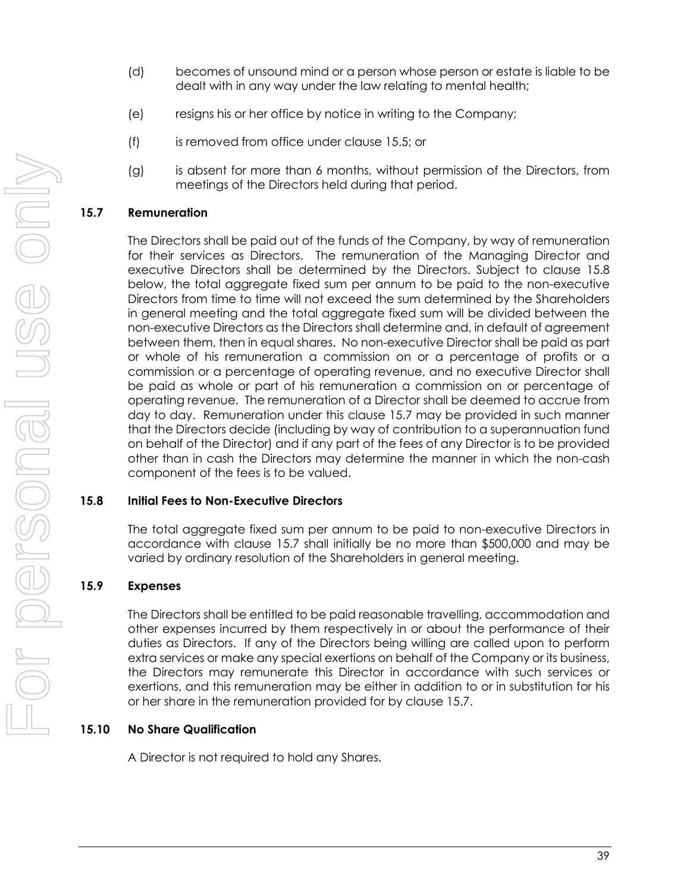(d) becomes of unsound mind or a person whose person or estate is liable to be dealt with in any way under the law relating to mental health;

(e) resigns his or her office by notice in writing to the Company;

(f) is removed from office under clause 15.5; or

(g) is absent for more than 6 months, without permission of the Directors, from meetings of the Directors held during that period.

### 15.7 Remuneration

The Directors shall be paid out of the funds of the Company, by way of remuneration for their services as Directors. The remuneration of the Managing Director and executive Directors shall be determined by the Directors. Subject to clause 15.8 below, the total aggregate fixed sum per annum to be paid to the non-executive Directors from time to time will not exceed the sum determined by the Shareholders in general meeting and the total aggregate fixed sum will be divided between the non-executive Directors as the Directors shall determine and, in default of agreement between them, then in equal shares. No non-executive Director shall be paid as part or whole of his remuneration a commission on or a percentage of profits or a commission or a percentage of operating revenue, and no executive Director shall be paid as whole or part of his remuneration a commission on or percentage of operating revenue. The remuneration of a Director shall be deemed to accrue from day to day. Remuneration under this clause 15.7 may be provided in such manner that the Directors decide (including by way of contribution to a superannuation fund on behalf of the Director) and if any part of the fees of any Director is to be provided other than in cash the Directors may determine the manner in which the non-cash component of the fees is to be valued.

### 15.8 Initial Fees to Non-Executive Directors

The total aggregate fixed sum per annum to be paid to non-executive Directors in accordance with clause 15.7 shall initially be no more than $500,000 and may be varied by ordinary resolution of the Shareholders in general meeting.

### 15.9 Expenses

The Directors shall be entitled to be paid reasonable travelling, accommodation and other expenses incurred by them respectively in or about the performance of their duties as Directors. If any of the Directors being willing are called upon to perform extra services or make any special exertions on behalf of the Company or its business, the Directors may remunerate this Director in accordance with such services or exertions, and this remuneration may be either in addition to or in substitution for his or her share in the remuneration provided for by clause 15.7.

### 15.10 No Share Qualification

A Director is not required to hold any Shares.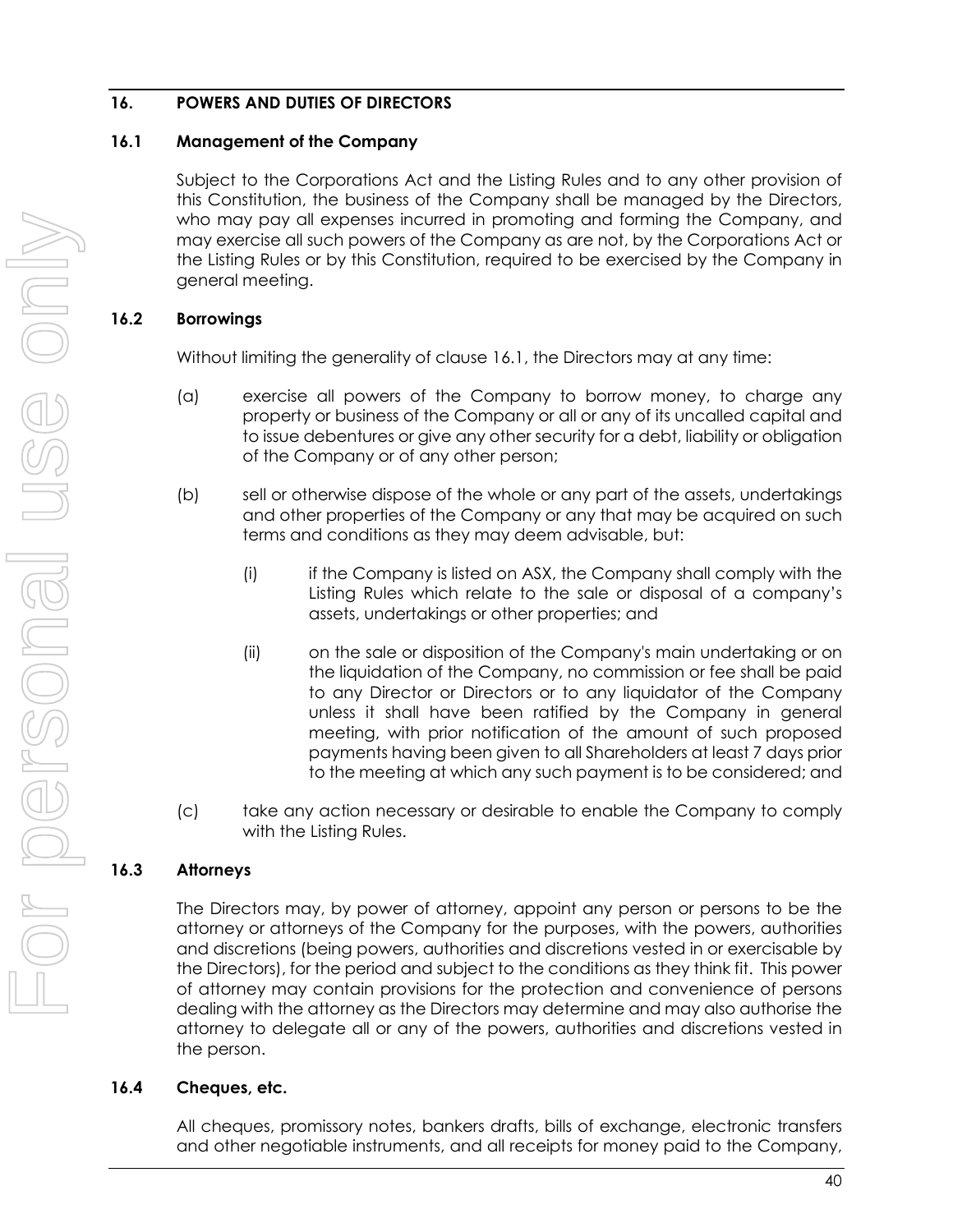## 16. POWERS AND DUTIES OF DIRECTORS

### 16.1 Management of the Company

Subject to the Corporations Act and the Listing Rules and to any other provision of this Constitution, the business of the Company shall be managed by the Directors, who may pay all expenses incurred in promoting and forming the Company, and may exercise all such powers of the Company as are not, by the Corporations Act or the Listing Rules or by this Constitution, required to be exercised by the Company in general meeting.

### 16.2 Borrowings

Without limiting the generality of clause 16.1, the Directors may at any time:

(a) exercise all powers of the Company to borrow money, to charge any property or business of the Company or all or any of its uncalled capital and to issue debentures or give any other security for a debt, liability or obligation of the Company or of any other person;

(b) sell or otherwise dispose of the whole or any part of the assets, undertakings and other properties of the Company or any that may be acquired on such terms and conditions as they may deem advisable, but:

   (i) if the Company is listed on ASX, the Company shall comply with the Listing Rules which relate to the sale or disposal of a company's assets, undertakings or other properties; and

   (ii) on the sale or disposition of the Company's main undertaking or on the liquidation of the Company, no commission or fee shall be paid to any Director or Directors or to any liquidator of the Company unless it shall have been ratified by the Company in general meeting, with prior notification of the amount of such proposed payments having been given to all Shareholders at least 7 days prior to the meeting at which any such payment is to be considered; and

(c) take any action necessary or desirable to enable the Company to comply with the Listing Rules.

### 16.3 Attorneys

The Directors may, by power of attorney, appoint any person or persons to be the attorney or attorneys of the Company for the purposes, with the powers, authorities and discretions (being powers, authorities and discretions vested in or exercisable by the Directors), for the period and subject to the conditions as they think fit. This power of attorney may contain provisions for the protection and convenience of persons dealing with the attorney as the Directors may determine and may also authorise the attorney to delegate all or any of the powers, authorities and discretions vested in the person.

### 16.4 Cheques, etc.

All cheques, promissory notes, bankers drafts, bills of exchange, electronic transfers and other negotiable instruments, and all receipts for money paid to the Company,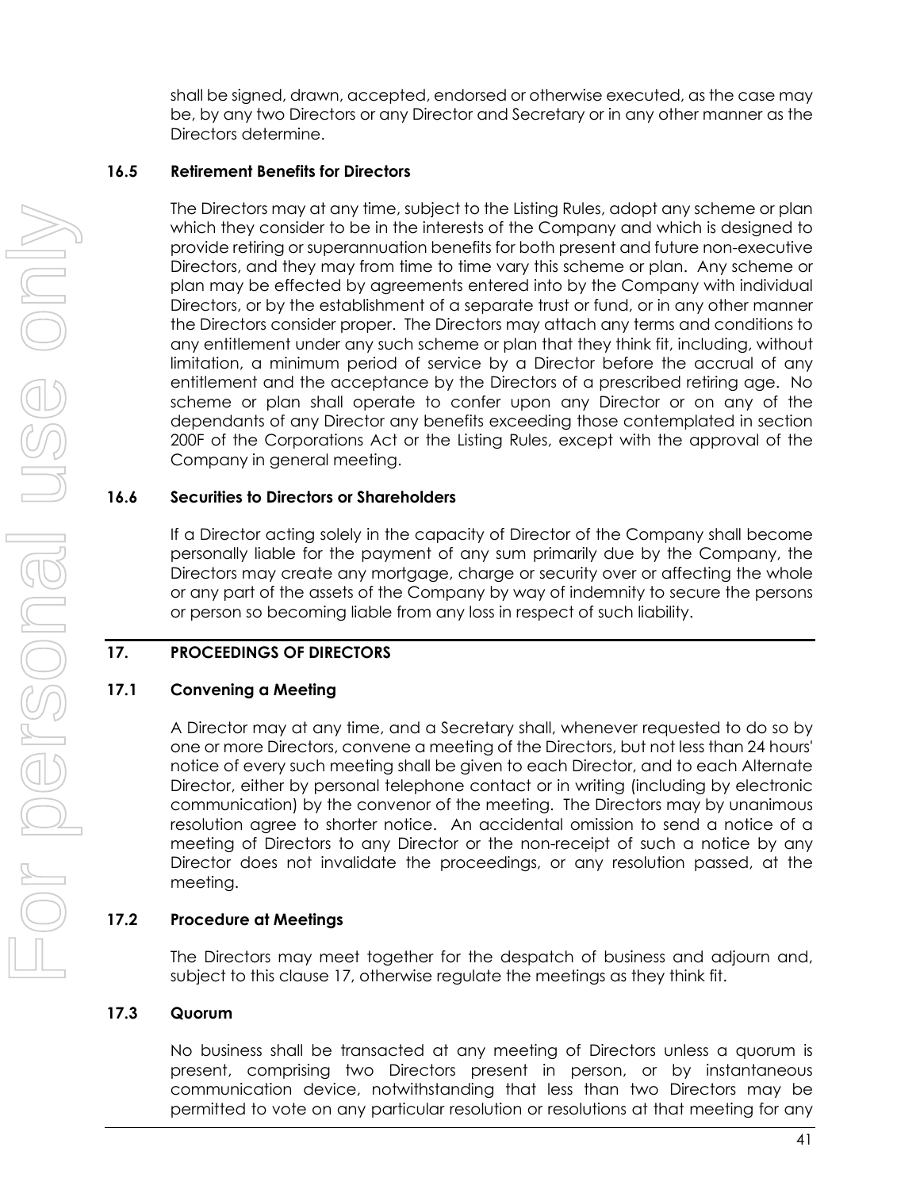shall be signed, drawn, accepted, endorsed or otherwise executed, as the case may be, by any two Directors or any Director and Secretary or in any other manner as the Directors determine.

### 16.5 Retirement Benefits for Directors

The Directors may at any time, subject to the Listing Rules, adopt any scheme or plan which they consider to be in the interests of the Company and which is designed to provide retiring or superannuation benefits for both present and future non-executive Directors, and they may from time to time vary this scheme or plan. Any scheme or plan may be effected by agreements entered into by the Company with individual Directors, or by the establishment of a separate trust or fund, or in any other manner the Directors consider proper. The Directors may attach any terms and conditions to any entitlement under any such scheme or plan that they think fit, including, without limitation, a minimum period of service by a Director before the accrual of any entitlement and the acceptance by the Directors of a prescribed retiring age. No scheme or plan shall operate to confer upon any Director or on any of the dependants of any Director any benefits exceeding those contemplated in section 200F of the Corporations Act or the Listing Rules, except with the approval of the Company in general meeting.

### 16.6 Securities to Directors or Shareholders

If a Director acting solely in the capacity of Director of the Company shall become personally liable for the payment of any sum primarily due by the Company, the Directors may create any mortgage, charge or security over or affecting the whole or any part of the assets of the Company by way of indemnity to secure the persons or person so becoming liable from any loss in respect of such liability.

## 17. PROCEEDINGS OF DIRECTORS

### 17.1 Convening a Meeting

A Director may at any time, and a Secretary shall, whenever requested to do so by one or more Directors, convene a meeting of the Directors, but not less than 24 hours' notice of every such meeting shall be given to each Director, and to each Alternate Director, either by personal telephone contact or in writing (including by electronic communication) by the convenor of the meeting. The Directors may by unanimous resolution agree to shorter notice. An accidental omission to send a notice of a meeting of Directors to any Director or the non-receipt of such a notice by any Director does not invalidate the proceedings, or any resolution passed, at the meeting.

### 17.2 Procedure at Meetings

The Directors may meet together for the despatch of business and adjourn and, subject to this clause 17, otherwise regulate the meetings as they think fit.

### 17.3 Quorum

No business shall be transacted at any meeting of Directors unless a quorum is present, comprising two Directors present in person, or by instantaneous communication device, notwithstanding that less than two Directors may be permitted to vote on any particular resolution or resolutions at that meeting for any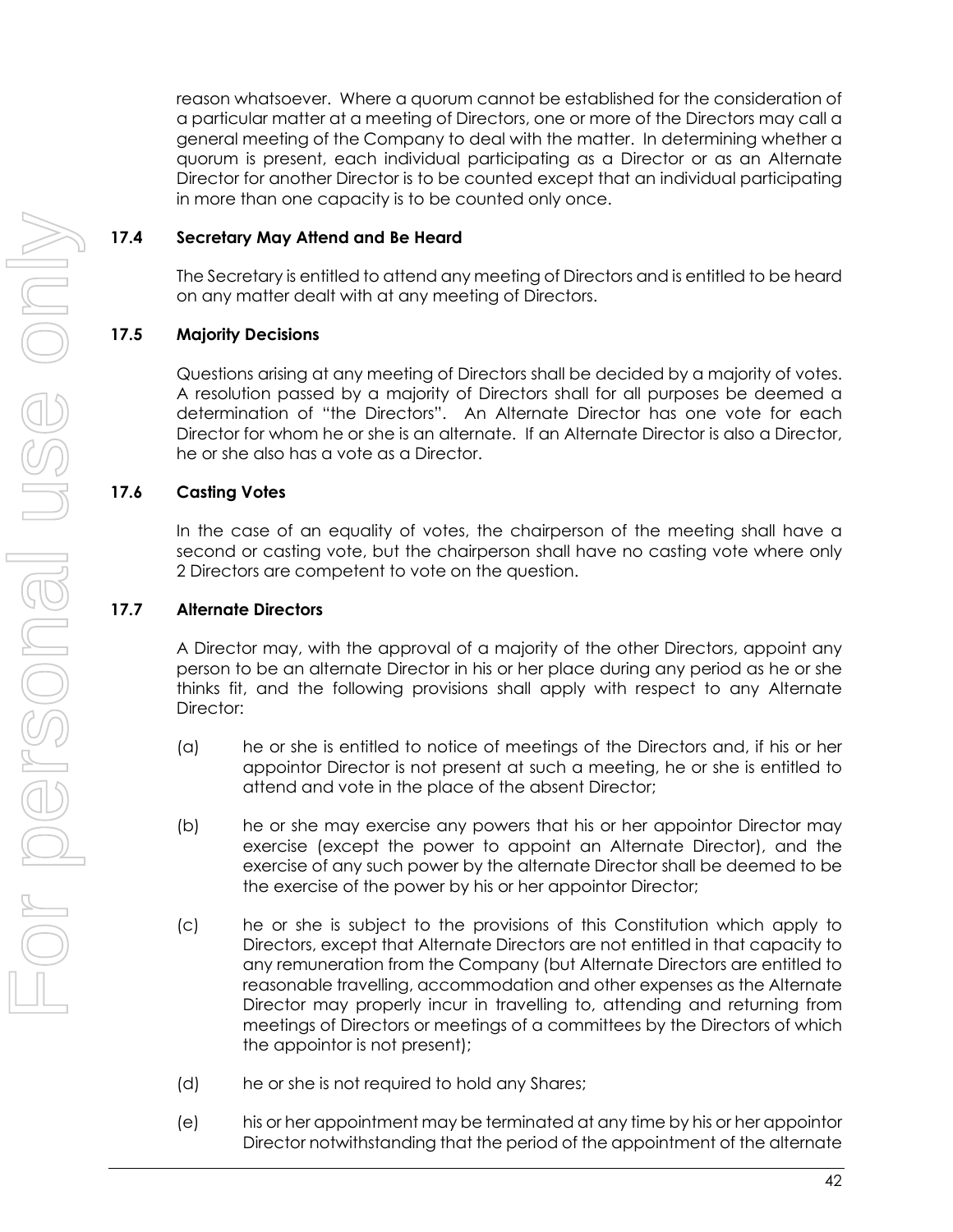reason whatsoever. Where a quorum cannot be established for the consideration of a particular matter at a meeting of Directors, one or more of the Directors may call a general meeting of the Company to deal with the matter. In determining whether a quorum is present, each individual participating as a Director or as an Alternate Director for another Director is to be counted except that an individual participating in more than one capacity is to be counted only once.

### 17.4 Secretary May Attend and Be Heard

The Secretary is entitled to attend any meeting of Directors and is entitled to be heard on any matter dealt with at any meeting of Directors.

### 17.5 Majority Decisions

Questions arising at any meeting of Directors shall be decided by a majority of votes. A resolution passed by a majority of Directors shall for all purposes be deemed a determination of "the Directors". An Alternate Director has one vote for each Director for whom he or she is an alternate. If an Alternate Director is also a Director, he or she also has a vote as a Director.

### 17.6 Casting Votes

In the case of an equality of votes, the chairperson of the meeting shall have a second or casting vote, but the chairperson shall have no casting vote where only 2 Directors are competent to vote on the question.

### 17.7 Alternate Directors

A Director may, with the approval of a majority of the other Directors, appoint any person to be an alternate Director in his or her place during any period as he or she thinks fit, and the following provisions shall apply with respect to any Alternate Director:

(a) he or she is entitled to notice of meetings of the Directors and, if his or her appointor Director is not present at such a meeting, he or she is entitled to attend and vote in the place of the absent Director;

(b) he or she may exercise any powers that his or her appointor Director may exercise (except the power to appoint an Alternate Director), and the exercise of any such power by the alternate Director shall be deemed to be the exercise of the power by his or her appointor Director;

(c) he or she is subject to the provisions of this Constitution which apply to Directors, except that Alternate Directors are not entitled in that capacity to any remuneration from the Company (but Alternate Directors are entitled to reasonable travelling, accommodation and other expenses as the Alternate Director may properly incur in travelling to, attending and returning from meetings of Directors or meetings of a committees by the Directors of which the appointor is not present);

(d) he or she is not required to hold any Shares;

(e) his or her appointment may be terminated at any time by his or her appointor Director notwithstanding that the period of the appointment of the alternate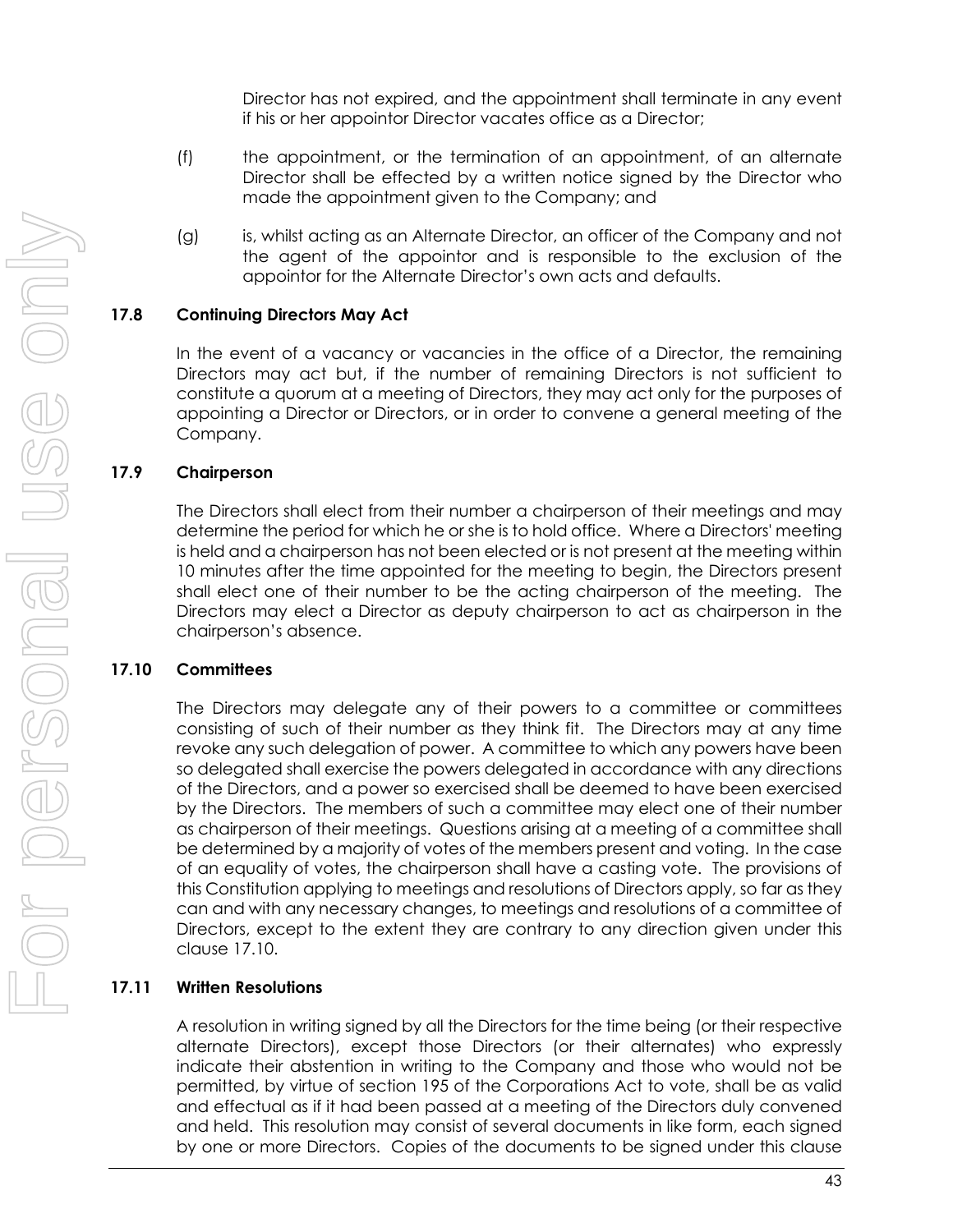Director has not expired, and the appointment shall terminate in any event if his or her appointor Director vacates office as a Director;

(f) the appointment, or the termination of an appointment, of an alternate Director shall be effected by a written notice signed by the Director who made the appointment given to the Company; and

(g) is, whilst acting as an Alternate Director, an officer of the Company and not the agent of the appointor and is responsible to the exclusion of the appointor for the Alternate Director's own acts and defaults.

### 17.8 Continuing Directors May Act

In the event of a vacancy or vacancies in the office of a Director, the remaining Directors may act but, if the number of remaining Directors is not sufficient to constitute a quorum at a meeting of Directors, they may act only for the purposes of appointing a Director or Directors, or in order to convene a general meeting of the Company.

### 17.9 Chairperson

The Directors shall elect from their number a chairperson of their meetings and may determine the period for which he or she is to hold office. Where a Directors' meeting is held and a chairperson has not been elected or is not present at the meeting within 10 minutes after the time appointed for the meeting to begin, the Directors present shall elect one of their number to be the acting chairperson of the meeting. The Directors may elect a Director as deputy chairperson to act as chairperson in the chairperson's absence.

### 17.10 Committees

The Directors may delegate any of their powers to a committee or committees consisting of such of their number as they think fit. The Directors may at any time revoke any such delegation of power. A committee to which any powers have been so delegated shall exercise the powers delegated in accordance with any directions of the Directors, and a power so exercised shall be deemed to have been exercised by the Directors. The members of such a committee may elect one of their number as chairperson of their meetings. Questions arising at a meeting of a committee shall be determined by a majority of votes of the members present and voting. In the case of an equality of votes, the chairperson shall have a casting vote. The provisions of this Constitution applying to meetings and resolutions of Directors apply, so far as they can and with any necessary changes, to meetings and resolutions of a committee of Directors, except to the extent they are contrary to any direction given under this clause 17.10.

### 17.11 Written Resolutions

A resolution in writing signed by all the Directors for the time being (or their respective alternate Directors), except those Directors (or their alternates) who expressly indicate their abstention in writing to the Company and those who would not be permitted, by virtue of section 195 of the Corporations Act to vote, shall be as valid and effectual as if it had been passed at a meeting of the Directors duly convened and held. This resolution may consist of several documents in like form, each signed by one or more Directors. Copies of the documents to be signed under this clause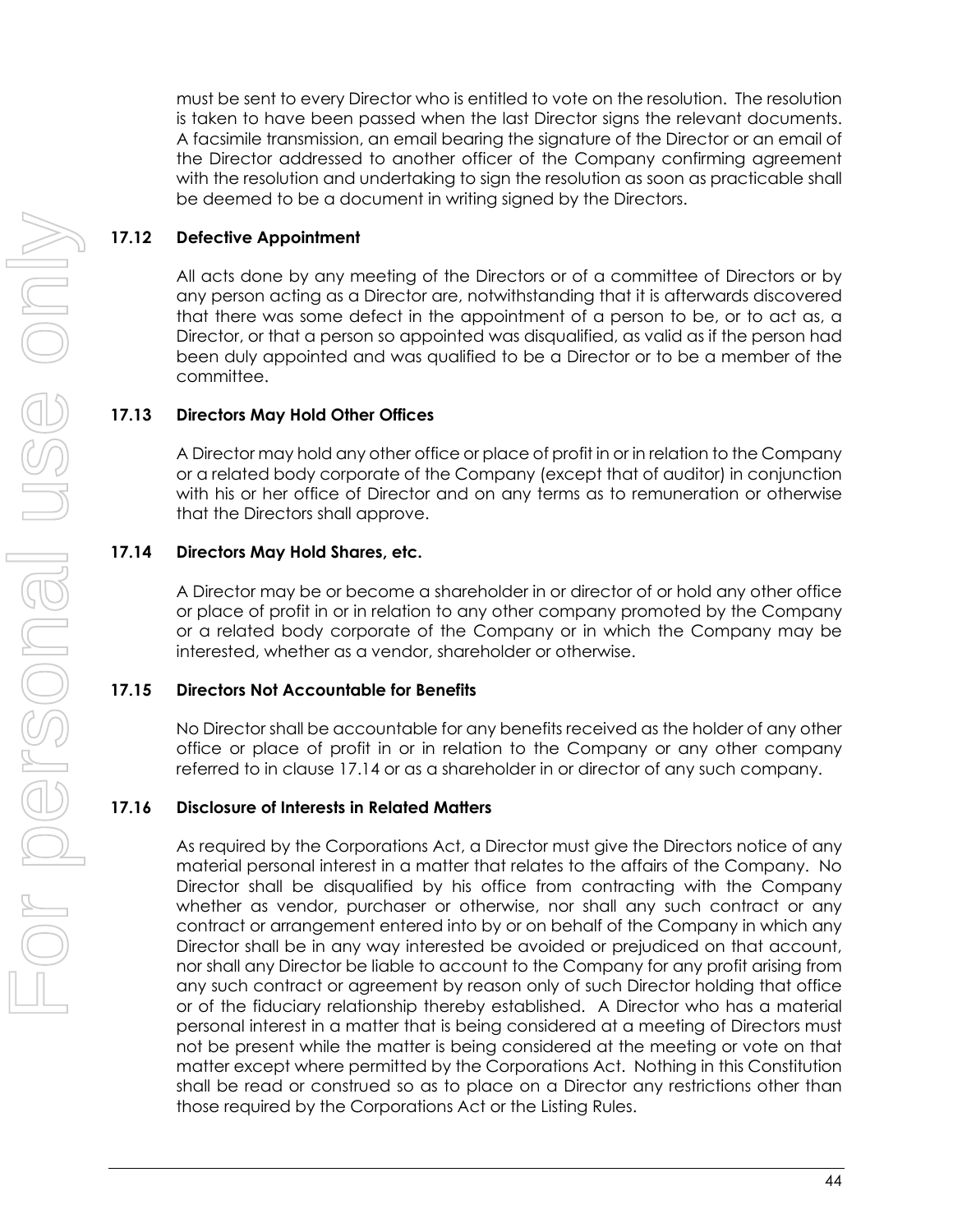must be sent to every Director who is entitled to vote on the resolution. The resolution is taken to have been passed when the last Director signs the relevant documents. A facsimile transmission, an email bearing the signature of the Director or an email of the Director addressed to another officer of the Company confirming agreement with the resolution and undertaking to sign the resolution as soon as practicable shall be deemed to be a document in writing signed by the Directors.

### 17.12 Defective Appointment

All acts done by any meeting of the Directors or of a committee of Directors or by any person acting as a Director are, notwithstanding that it is afterwards discovered that there was some defect in the appointment of a person to be, or to act as, a Director, or that a person so appointed was disqualified, as valid as if the person had been duly appointed and was qualified to be a Director or to be a member of the committee.

### 17.13 Directors May Hold Other Offices

A Director may hold any other office or place of profit in or in relation to the Company or a related body corporate of the Company (except that of auditor) in conjunction with his or her office of Director and on any terms as to remuneration or otherwise that the Directors shall approve.

### 17.14 Directors May Hold Shares, etc.

A Director may be or become a shareholder in or director of or hold any other office or place of profit in or in relation to any other company promoted by the Company or a related body corporate of the Company or in which the Company may be interested, whether as a vendor, shareholder or otherwise.

### 17.15 Directors Not Accountable for Benefits

No Director shall be accountable for any benefits received as the holder of any other office or place of profit in or in relation to the Company or any other company referred to in clause 17.14 or as a shareholder in or director of any such company.

### 17.16 Disclosure of Interests in Related Matters

As required by the Corporations Act, a Director must give the Directors notice of any material personal interest in a matter that relates to the affairs of the Company. No Director shall be disqualified by his office from contracting with the Company whether as vendor, purchaser or otherwise, nor shall any such contract or any contract or arrangement entered into by or on behalf of the Company in which any Director shall be in any way interested be avoided or prejudiced on that account, nor shall any Director be liable to account to the Company for any profit arising from any such contract or agreement by reason only of such Director holding that office or of the fiduciary relationship thereby established. A Director who has a material personal interest in a matter that is being considered at a meeting of Directors must not be present while the matter is being considered at the meeting or vote on that matter except where permitted by the Corporations Act. Nothing in this Constitution shall be read or construed so as to place on a Director any restrictions other than those required by the Corporations Act or the Listing Rules.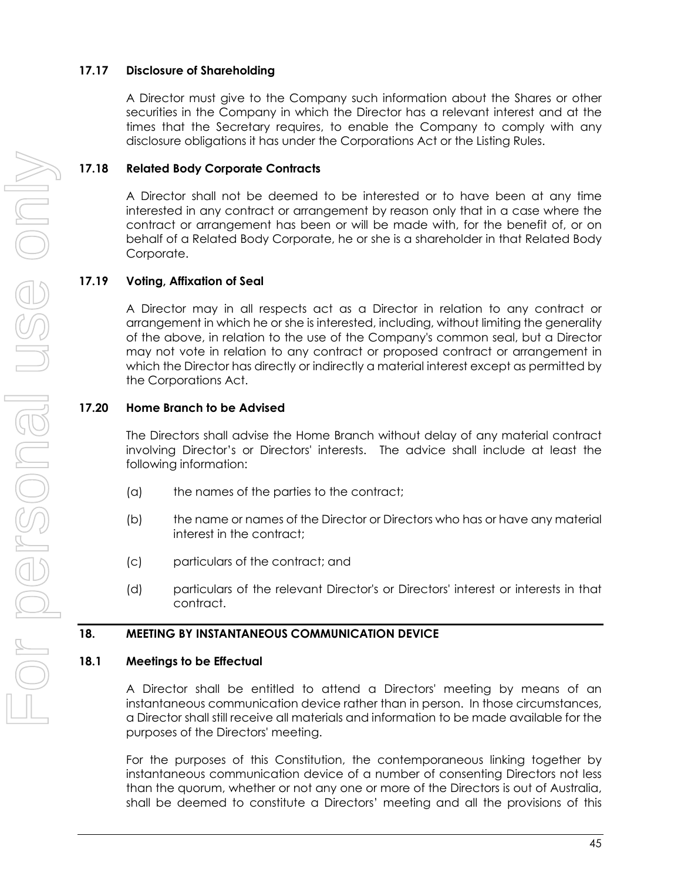### 17.17 Disclosure of Shareholding

A Director must give to the Company such information about the Shares or other securities in the Company in which the Director has a relevant interest and at the times that the Secretary requires, to enable the Company to comply with any disclosure obligations it has under the Corporations Act or the Listing Rules.

### 17.18 Related Body Corporate Contracts

A Director shall not be deemed to be interested or to have been at any time interested in any contract or arrangement by reason only that in a case where the contract or arrangement has been or will be made with, for the benefit of, or on behalf of a Related Body Corporate, he or she is a shareholder in that Related Body Corporate.

### 17.19 Voting, Affixation of Seal

A Director may in all respects act as a Director in relation to any contract or arrangement in which he or she is interested, including, without limiting the generality of the above, in relation to the use of the Company's common seal, but a Director may not vote in relation to any contract or proposed contract or arrangement in which the Director has directly or indirectly a material interest except as permitted by the Corporations Act.

### 17.20 Home Branch to be Advised

The Directors shall advise the Home Branch without delay of any material contract involving Director's or Directors' interests. The advice shall include at least the following information:

(a) the names of the parties to the contract;

(b) the name or names of the Director or Directors who has or have any material interest in the contract;

(c) particulars of the contract; and

(d) particulars of the relevant Director's or Directors' interest or interests in that contract.

## 18. MEETING BY INSTANTANEOUS COMMUNICATION DEVICE

### 18.1 Meetings to be Effectual

A Director shall be entitled to attend a Directors' meeting by means of an instantaneous communication device rather than in person. In those circumstances, a Director shall still receive all materials and information to be made available for the purposes of the Directors' meeting.

For the purposes of this Constitution, the contemporaneous linking together by instantaneous communication device of a number of consenting Directors not less than the quorum, whether or not any one or more of the Directors is out of Australia, shall be deemed to constitute a Directors' meeting and all the provisions of this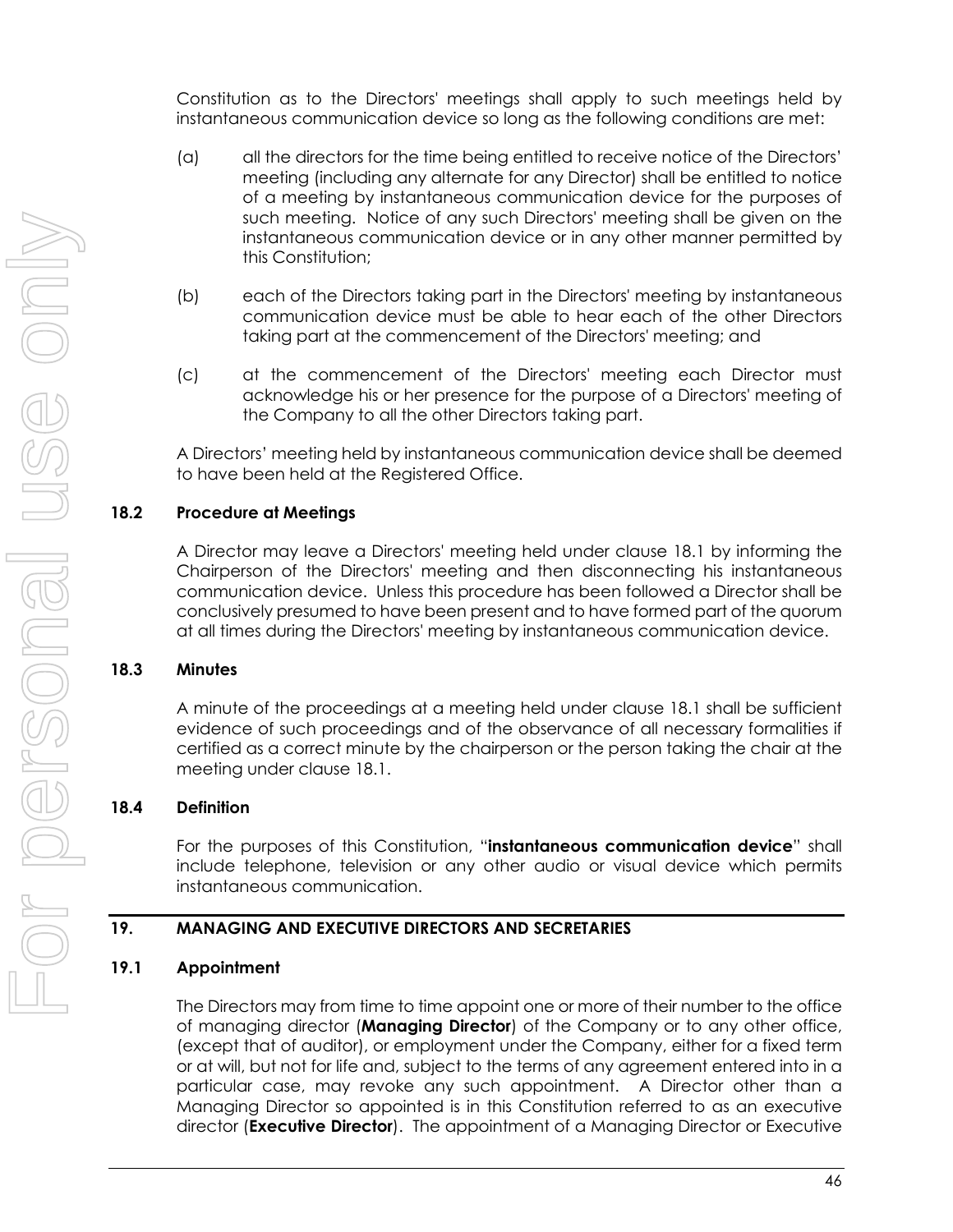Constitution as to the Directors' meetings shall apply to such meetings held by instantaneous communication device so long as the following conditions are met:

(a) all the directors for the time being entitled to receive notice of the Directors' meeting (including any alternate for any Director) shall be entitled to notice of a meeting by instantaneous communication device for the purposes of such meeting. Notice of any such Directors' meeting shall be given on the instantaneous communication device or in any other manner permitted by this Constitution;

(b) each of the Directors taking part in the Directors' meeting by instantaneous communication device must be able to hear each of the other Directors taking part at the commencement of the Directors' meeting; and

(c) at the commencement of the Directors' meeting each Director must acknowledge his or her presence for the purpose of a Directors' meeting of the Company to all the other Directors taking part.

A Directors' meeting held by instantaneous communication device shall be deemed to have been held at the Registered Office.

### 18.2 Procedure at Meetings

A Director may leave a Directors' meeting held under clause 18.1 by informing the Chairperson of the Directors' meeting and then disconnecting his instantaneous communication device. Unless this procedure has been followed a Director shall be conclusively presumed to have been present and to have formed part of the quorum at all times during the Directors' meeting by instantaneous communication device.

### 18.3 Minutes

A minute of the proceedings at a meeting held under clause 18.1 shall be sufficient evidence of such proceedings and of the observance of all necessary formalities if certified as a correct minute by the chairperson or the person taking the chair at the meeting under clause 18.1.

### 18.4 Definition

For the purposes of this Constitution, "**instantaneous communication device**" shall include telephone, television or any other audio or visual device which permits instantaneous communication.

## 19. MANAGING AND EXECUTIVE DIRECTORS AND SECRETARIES

### 19.1 Appointment

The Directors may from time to time appoint one or more of their number to the office of managing director (**Managing Director**) of the Company or to any other office, (except that of auditor), or employment under the Company, either for a fixed term or at will, but not for life and, subject to the terms of any agreement entered into in a particular case, may revoke any such appointment. A Director other than a Managing Director so appointed is in this Constitution referred to as an executive director (**Executive Director**). The appointment of a Managing Director or Executive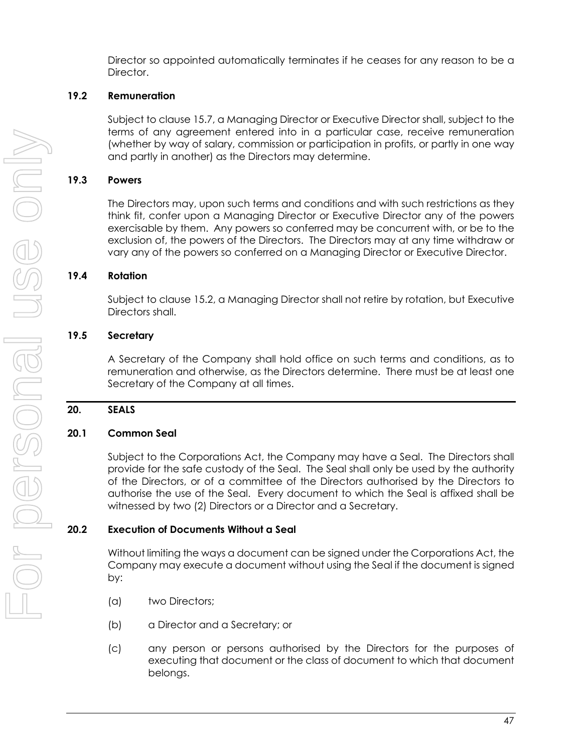Director so appointed automatically terminates if he ceases for any reason to be a Director.

### 19.2 Remuneration

Subject to clause 15.7, a Managing Director or Executive Director shall, subject to the terms of any agreement entered into in a particular case, receive remuneration (whether by way of salary, commission or participation in profits, or partly in one way and partly in another) as the Directors may determine.

### 19.3 Powers

The Directors may, upon such terms and conditions and with such restrictions as they think fit, confer upon a Managing Director or Executive Director any of the powers exercisable by them. Any powers so conferred may be concurrent with, or be to the exclusion of, the powers of the Directors. The Directors may at any time withdraw or vary any of the powers so conferred on a Managing Director or Executive Director.

### 19.4 Rotation

Subject to clause 15.2, a Managing Director shall not retire by rotation, but Executive Directors shall.

### 19.5 Secretary

A Secretary of the Company shall hold office on such terms and conditions, as to remuneration and otherwise, as the Directors determine. There must be at least one Secretary of the Company at all times.

## 20. SEALS

### 20.1 Common Seal

Subject to the Corporations Act, the Company may have a Seal. The Directors shall provide for the safe custody of the Seal. The Seal shall only be used by the authority of the Directors, or of a committee of the Directors authorised by the Directors to authorise the use of the Seal. Every document to which the Seal is affixed shall be witnessed by two (2) Directors or a Director and a Secretary.

### 20.2 Execution of Documents Without a Seal

Without limiting the ways a document can be signed under the Corporations Act, the Company may execute a document without using the Seal if the document is signed by:

(a) two Directors;

(b) a Director and a Secretary; or

(c) any person or persons authorised by the Directors for the purposes of executing that document or the class of document to which that document belongs.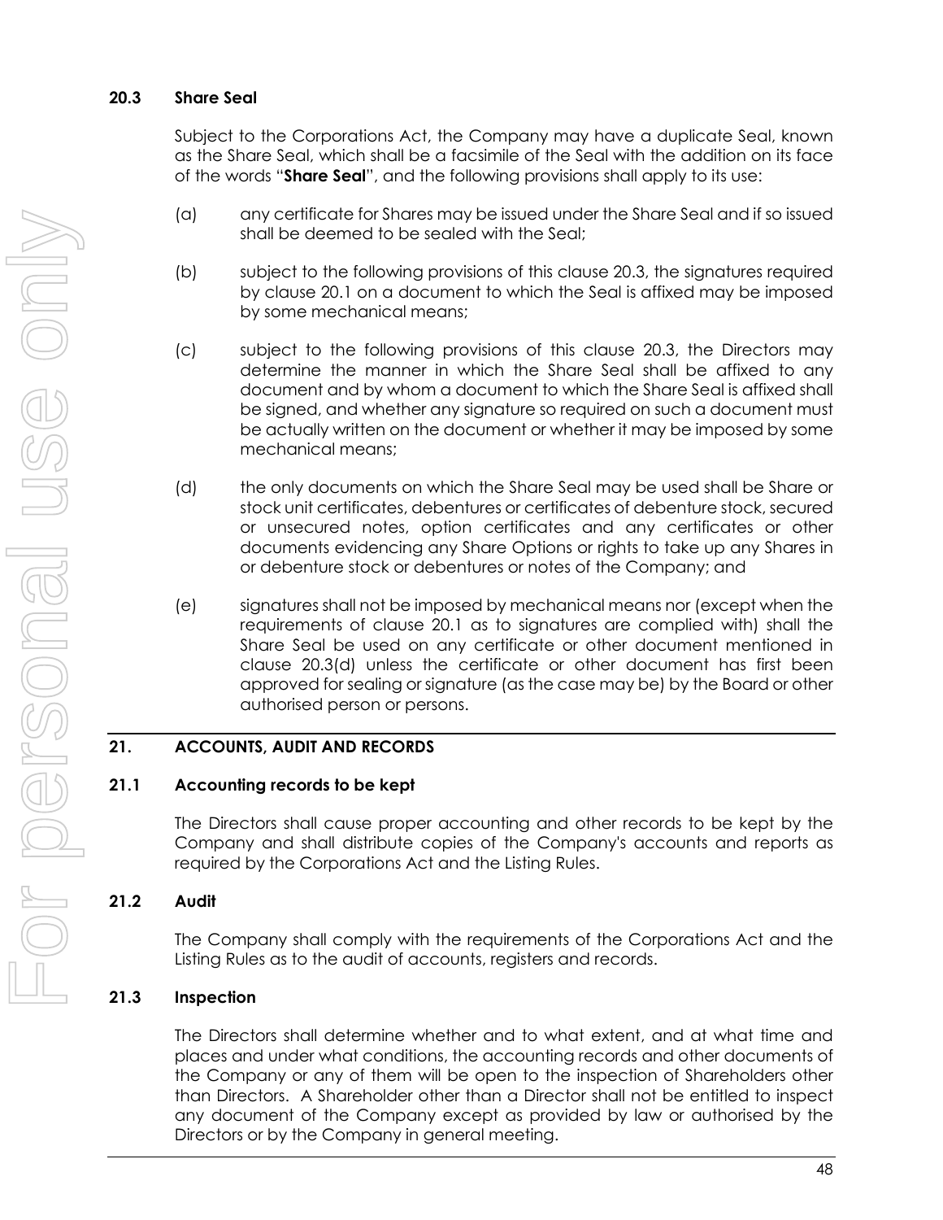### 20.3 Share Seal

Subject to the Corporations Act, the Company may have a duplicate Seal, known as the Share Seal, which shall be a facsimile of the Seal with the addition on its face of the words "**Share Seal**", and the following provisions shall apply to its use:

(a) any certificate for Shares may be issued under the Share Seal and if so issued shall be deemed to be sealed with the Seal;

(b) subject to the following provisions of this clause 20.3, the signatures required by clause 20.1 on a document to which the Seal is affixed may be imposed by some mechanical means;

(c) subject to the following provisions of this clause 20.3, the Directors may determine the manner in which the Share Seal shall be affixed to any document and by whom a document to which the Share Seal is affixed shall be signed, and whether any signature so required on such a document must be actually written on the document or whether it may be imposed by some mechanical means;

(d) the only documents on which the Share Seal may be used shall be Share or stock unit certificates, debentures or certificates of debenture stock, secured or unsecured notes, option certificates and any certificates or other documents evidencing any Share Options or rights to take up any Shares in or debenture stock or debentures or notes of the Company; and

(e) signatures shall not be imposed by mechanical means nor (except when the requirements of clause 20.1 as to signatures are complied with) shall the Share Seal be used on any certificate or other document mentioned in clause 20.3(d) unless the certificate or other document has first been approved for sealing or signature (as the case may be) by the Board or other authorised person or persons.

## 21. ACCOUNTS, AUDIT AND RECORDS

### 21.1 Accounting records to be kept

The Directors shall cause proper accounting and other records to be kept by the Company and shall distribute copies of the Company's accounts and reports as required by the Corporations Act and the Listing Rules.

### 21.2 Audit

The Company shall comply with the requirements of the Corporations Act and the Listing Rules as to the audit of accounts, registers and records.

### 21.3 Inspection

The Directors shall determine whether and to what extent, and at what time and places and under what conditions, the accounting records and other documents of the Company or any of them will be open to the inspection of Shareholders other than Directors. A Shareholder other than a Director shall not be entitled to inspect any document of the Company except as provided by law or authorised by the Directors or by the Company in general meeting.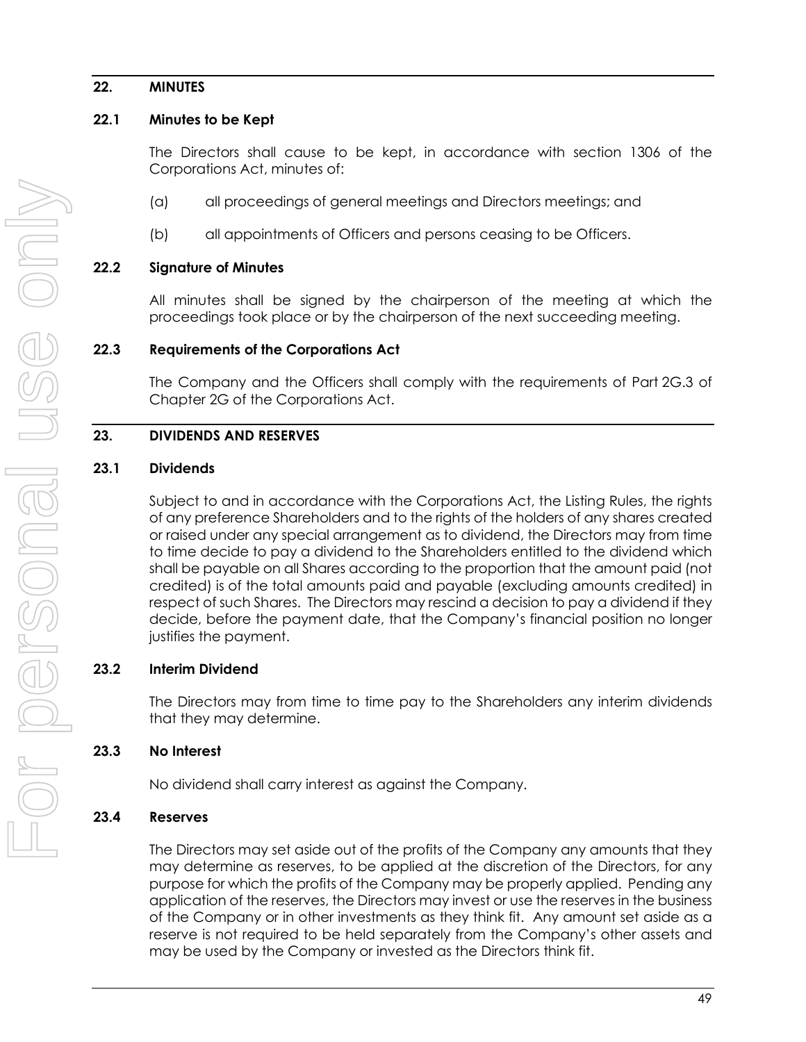## 22. MINUTES

### 22.1 Minutes to be Kept

The Directors shall cause to be kept, in accordance with section 1306 of the Corporations Act, minutes of:

(a) all proceedings of general meetings and Directors meetings; and

(b) all appointments of Officers and persons ceasing to be Officers.

### 22.2 Signature of Minutes

All minutes shall be signed by the chairperson of the meeting at which the proceedings took place or by the chairperson of the next succeeding meeting.

### 22.3 Requirements of the Corporations Act

The Company and the Officers shall comply with the requirements of Part 2G.3 of Chapter 2G of the Corporations Act.

## 23. DIVIDENDS AND RESERVES

### 23.1 Dividends

Subject to and in accordance with the Corporations Act, the Listing Rules, the rights of any preference Shareholders and to the rights of the holders of any shares created or raised under any special arrangement as to dividend, the Directors may from time to time decide to pay a dividend to the Shareholders entitled to the dividend which shall be payable on all Shares according to the proportion that the amount paid (not credited) is of the total amounts paid and payable (excluding amounts credited) in respect of such Shares. The Directors may rescind a decision to pay a dividend if they decide, before the payment date, that the Company's financial position no longer justifies the payment.

### 23.2 Interim Dividend

The Directors may from time to time pay to the Shareholders any interim dividends that they may determine.

### 23.3 No Interest

No dividend shall carry interest as against the Company.

### 23.4 Reserves

The Directors may set aside out of the profits of the Company any amounts that they may determine as reserves, to be applied at the discretion of the Directors, for any purpose for which the profits of the Company may be properly applied. Pending any application of the reserves, the Directors may invest or use the reserves in the business of the Company or in other investments as they think fit. Any amount set aside as a reserve is not required to be held separately from the Company's other assets and may be used by the Company or invested as the Directors think fit.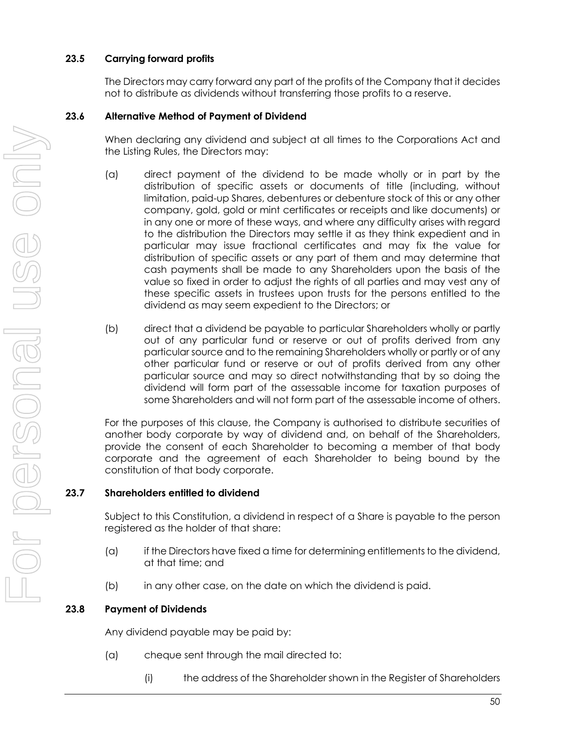### 23.5 Carrying forward profits

The Directors may carry forward any part of the profits of the Company that it decides not to distribute as dividends without transferring those profits to a reserve.

### 23.6 Alternative Method of Payment of Dividend

When declaring any dividend and subject at all times to the Corporations Act and the Listing Rules, the Directors may:

(a) direct payment of the dividend to be made wholly or in part by the distribution of specific assets or documents of title (including, without limitation, paid-up Shares, debentures or debenture stock of this or any other company, gold, gold or mint certificates or receipts and like documents) or in any one or more of these ways, and where any difficulty arises with regard to the distribution the Directors may settle it as they think expedient and in particular may issue fractional certificates and may fix the value for distribution of specific assets or any part of them and may determine that cash payments shall be made to any Shareholders upon the basis of the value so fixed in order to adjust the rights of all parties and may vest any of these specific assets in trustees upon trusts for the persons entitled to the dividend as may seem expedient to the Directors; or

(b) direct that a dividend be payable to particular Shareholders wholly or partly out of any particular fund or reserve or out of profits derived from any particular source and to the remaining Shareholders wholly or partly or of any other particular fund or reserve or out of profits derived from any other particular source and may so direct notwithstanding that by so doing the dividend will form part of the assessable income for taxation purposes of some Shareholders and will not form part of the assessable income of others.

For the purposes of this clause, the Company is authorised to distribute securities of another body corporate by way of dividend and, on behalf of the Shareholders, provide the consent of each Shareholder to becoming a member of that body corporate and the agreement of each Shareholder to being bound by the constitution of that body corporate.

### 23.7 Shareholders entitled to dividend

Subject to this Constitution, a dividend in respect of a Share is payable to the person registered as the holder of that share:

(a) if the Directors have fixed a time for determining entitlements to the dividend, at that time; and

(b) in any other case, on the date on which the dividend is paid.

### 23.8 Payment of Dividends

Any dividend payable may be paid by:

(a) cheque sent through the mail directed to:

(i) the address of the Shareholder shown in the Register of Shareholders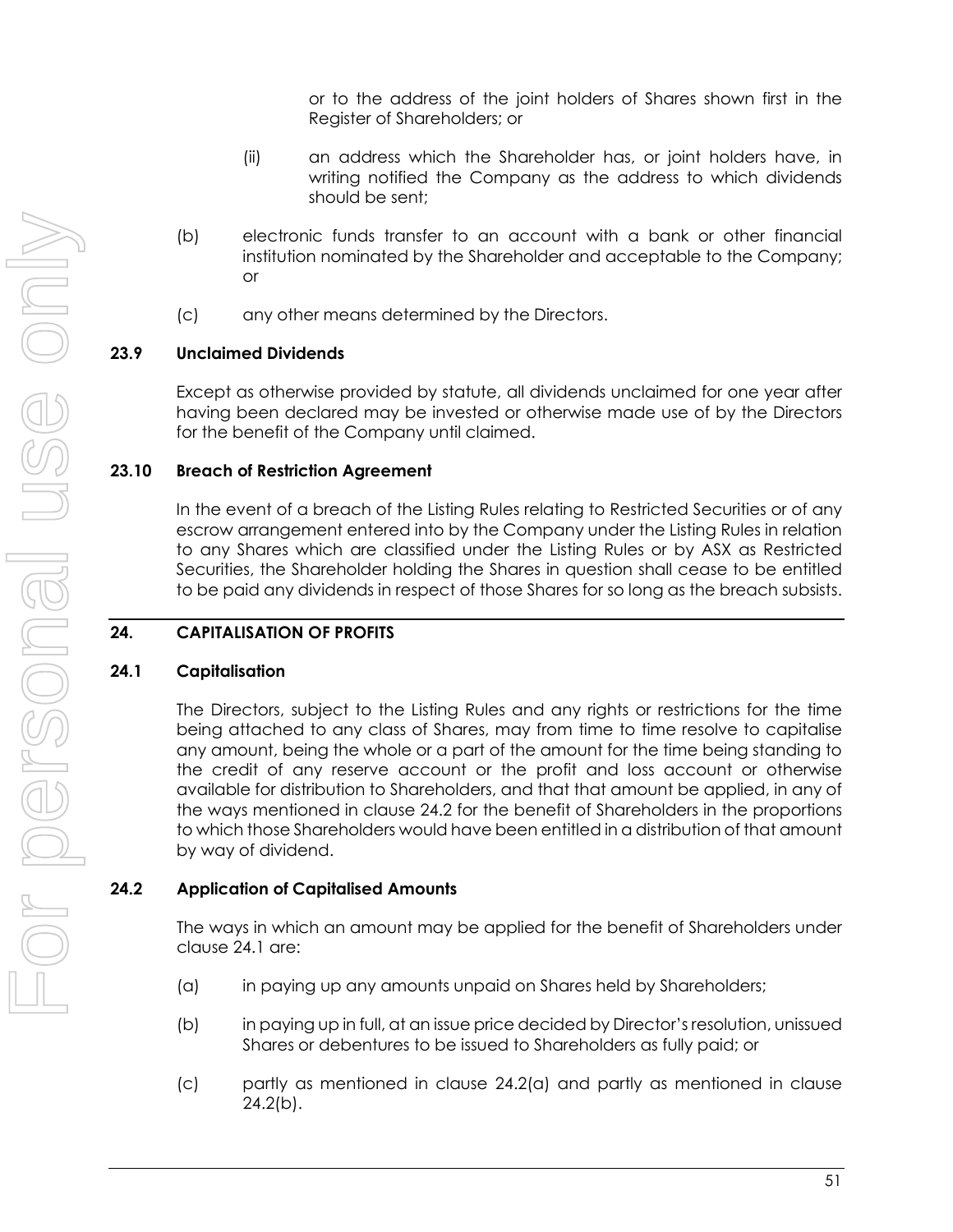or to the address of the joint holders of Shares shown first in the Register of Shareholders; or

(ii) an address which the Shareholder has, or joint holders have, in writing notified the Company as the address to which dividends should be sent;

(b) electronic funds transfer to an account with a bank or other financial institution nominated by the Shareholder and acceptable to the Company; or

(c) any other means determined by the Directors.

### 23.9 Unclaimed Dividends

Except as otherwise provided by statute, all dividends unclaimed for one year after having been declared may be invested or otherwise made use of by the Directors for the benefit of the Company until claimed.

### 23.10 Breach of Restriction Agreement

In the event of a breach of the Listing Rules relating to Restricted Securities or of any escrow arrangement entered into by the Company under the Listing Rules in relation to any Shares which are classified under the Listing Rules or by ASX as Restricted Securities, the Shareholder holding the Shares in question shall cease to be entitled to be paid any dividends in respect of those Shares for so long as the breach subsists.

## 24. CAPITALISATION OF PROFITS

### 24.1 Capitalisation

The Directors, subject to the Listing Rules and any rights or restrictions for the time being attached to any class of Shares, may from time to time resolve to capitalise any amount, being the whole or a part of the amount for the time being standing to the credit of any reserve account or the profit and loss account or otherwise available for distribution to Shareholders, and that that amount be applied, in any of the ways mentioned in clause 24.2 for the benefit of Shareholders in the proportions to which those Shareholders would have been entitled in a distribution of that amount by way of dividend.

### 24.2 Application of Capitalised Amounts

The ways in which an amount may be applied for the benefit of Shareholders under clause 24.1 are:

(a) in paying up any amounts unpaid on Shares held by Shareholders;

(b) in paying up in full, at an issue price decided by Director's resolution, unissued Shares or debentures to be issued to Shareholders as fully paid; or

(c) partly as mentioned in clause 24.2(a) and partly as mentioned in clause 24.2(b).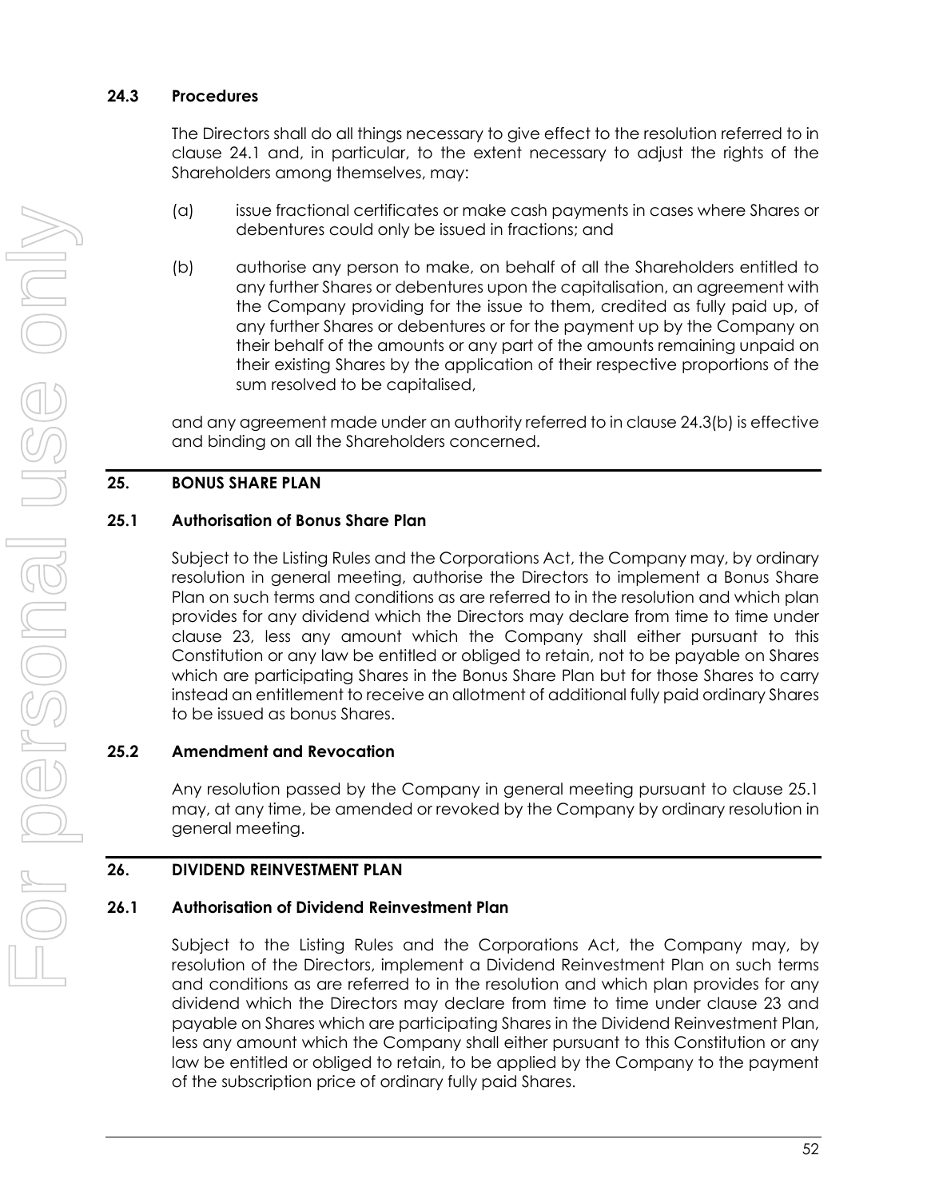### 24.3 Procedures

The Directors shall do all things necessary to give effect to the resolution referred to in clause 24.1 and, in particular, to the extent necessary to adjust the rights of the Shareholders among themselves, may:

(a) issue fractional certificates or make cash payments in cases where Shares or debentures could only be issued in fractions; and

(b) authorise any person to make, on behalf of all the Shareholders entitled to any further Shares or debentures upon the capitalisation, an agreement with the Company providing for the issue to them, credited as fully paid up, of any further Shares or debentures or for the payment up by the Company on their behalf of the amounts or any part of the amounts remaining unpaid on their existing Shares by the application of their respective proportions of the sum resolved to be capitalised,

and any agreement made under an authority referred to in clause 24.3(b) is effective and binding on all the Shareholders concerned.

## 25. BONUS SHARE PLAN

### 25.1 Authorisation of Bonus Share Plan

Subject to the Listing Rules and the Corporations Act, the Company may, by ordinary resolution in general meeting, authorise the Directors to implement a Bonus Share Plan on such terms and conditions as are referred to in the resolution and which plan provides for any dividend which the Directors may declare from time to time under clause 23, less any amount which the Company shall either pursuant to this Constitution or any law be entitled or obliged to retain, not to be payable on Shares which are participating Shares in the Bonus Share Plan but for those Shares to carry instead an entitlement to receive an allotment of additional fully paid ordinary Shares to be issued as bonus Shares.

### 25.2 Amendment and Revocation

Any resolution passed by the Company in general meeting pursuant to clause 25.1 may, at any time, be amended or revoked by the Company by ordinary resolution in general meeting.

## 26. DIVIDEND REINVESTMENT PLAN

### 26.1 Authorisation of Dividend Reinvestment Plan

Subject to the Listing Rules and the Corporations Act, the Company may, by resolution of the Directors, implement a Dividend Reinvestment Plan on such terms and conditions as are referred to in the resolution and which plan provides for any dividend which the Directors may declare from time to time under clause 23 and payable on Shares which are participating Shares in the Dividend Reinvestment Plan, less any amount which the Company shall either pursuant to this Constitution or any law be entitled or obliged to retain, to be applied by the Company to the payment of the subscription price of ordinary fully paid Shares.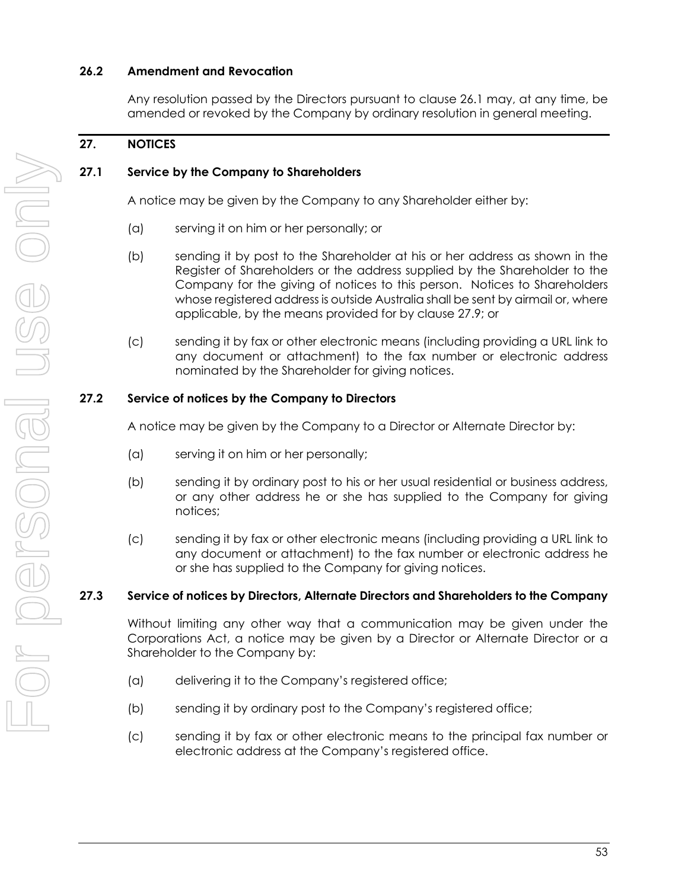### 26.2 Amendment and Revocation

Any resolution passed by the Directors pursuant to clause 26.1 may, at any time, be amended or revoked by the Company by ordinary resolution in general meeting.

## 27. NOTICES

### 27.1 Service by the Company to Shareholders

A notice may be given by the Company to any Shareholder either by:

(a) serving it on him or her personally; or

(b) sending it by post to the Shareholder at his or her address as shown in the Register of Shareholders or the address supplied by the Shareholder to the Company for the giving of notices to this person. Notices to Shareholders whose registered address is outside Australia shall be sent by airmail or, where applicable, by the means provided for by clause 27.9; or

(c) sending it by fax or other electronic means (including providing a URL link to any document or attachment) to the fax number or electronic address nominated by the Shareholder for giving notices.

### 27.2 Service of notices by the Company to Directors

A notice may be given by the Company to a Director or Alternate Director by:

(a) serving it on him or her personally;

(b) sending it by ordinary post to his or her usual residential or business address, or any other address he or she has supplied to the Company for giving notices;

(c) sending it by fax or other electronic means (including providing a URL link to any document or attachment) to the fax number or electronic address he or she has supplied to the Company for giving notices.

### 27.3 Service of notices by Directors, Alternate Directors and Shareholders to the Company

Without limiting any other way that a communication may be given under the Corporations Act, a notice may be given by a Director or Alternate Director or a Shareholder to the Company by:

(a) delivering it to the Company's registered office;

(b) sending it by ordinary post to the Company's registered office;

(c) sending it by fax or other electronic means to the principal fax number or electronic address at the Company's registered office.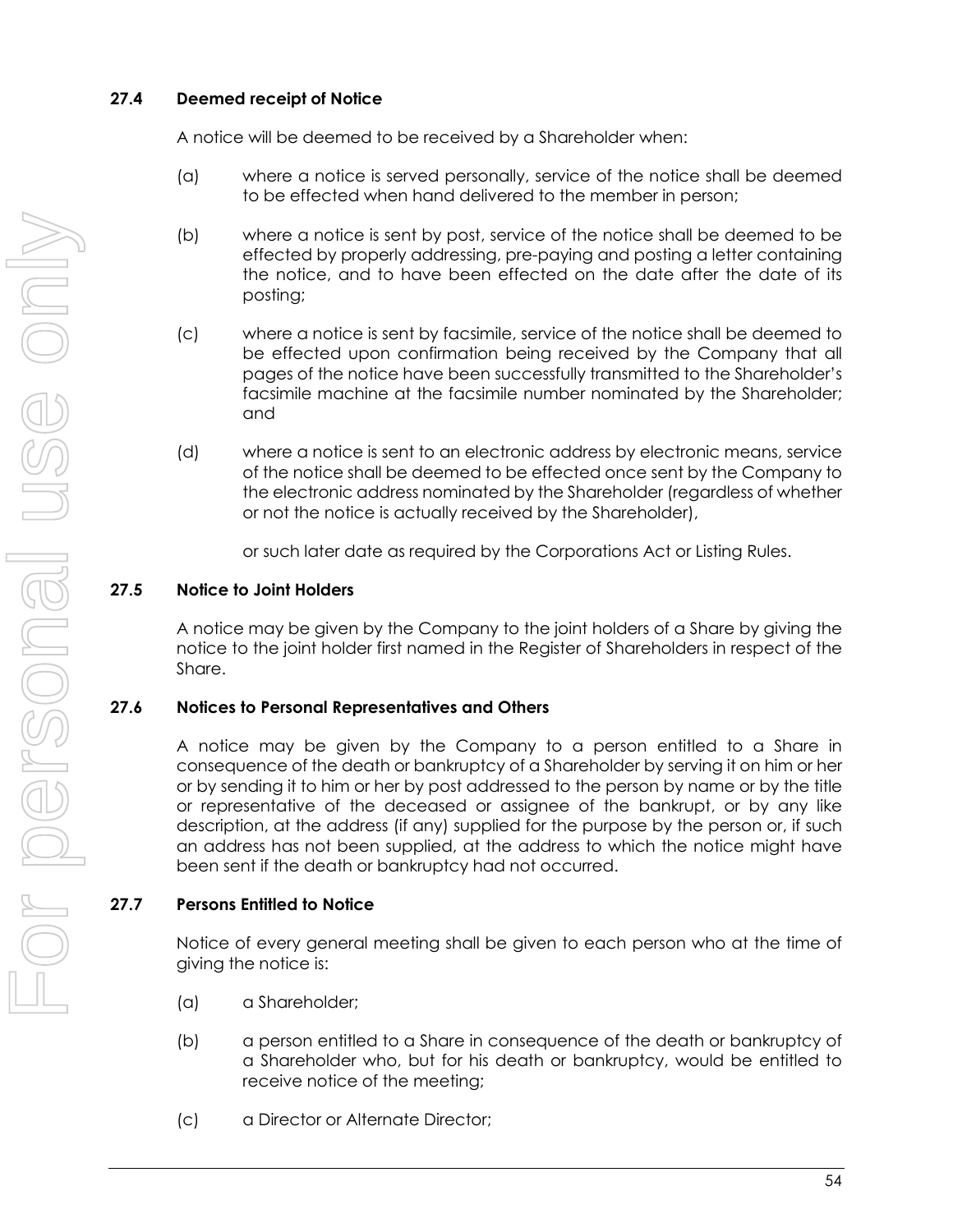### 27.4 Deemed receipt of Notice

A notice will be deemed to be received by a Shareholder when:

(a) where a notice is served personally, service of the notice shall be deemed to be effected when hand delivered to the member in person;

(b) where a notice is sent by post, service of the notice shall be deemed to be effected by properly addressing, pre-paying and posting a letter containing the notice, and to have been effected on the date after the date of its posting;

(c) where a notice is sent by facsimile, service of the notice shall be deemed to be effected upon confirmation being received by the Company that all pages of the notice have been successfully transmitted to the Shareholder's facsimile machine at the facsimile number nominated by the Shareholder; and

(d) where a notice is sent to an electronic address by electronic means, service of the notice shall be deemed to be effected once sent by the Company to the electronic address nominated by the Shareholder (regardless of whether or not the notice is actually received by the Shareholder),

or such later date as required by the Corporations Act or Listing Rules.

### 27.5 Notice to Joint Holders

A notice may be given by the Company to the joint holders of a Share by giving the notice to the joint holder first named in the Register of Shareholders in respect of the Share.

### 27.6 Notices to Personal Representatives and Others

A notice may be given by the Company to a person entitled to a Share in consequence of the death or bankruptcy of a Shareholder by serving it on him or her or by sending it to him or her by post addressed to the person by name or by the title or representative of the deceased or assignee of the bankrupt, or by any like description, at the address (if any) supplied for the purpose by the person or, if such an address has not been supplied, at the address to which the notice might have been sent if the death or bankruptcy had not occurred.

### 27.7 Persons Entitled to Notice

Notice of every general meeting shall be given to each person who at the time of giving the notice is:

(a) a Shareholder;

(b) a person entitled to a Share in consequence of the death or bankruptcy of a Shareholder who, but for his death or bankruptcy, would be entitled to receive notice of the meeting;

(c) a Director or Alternate Director;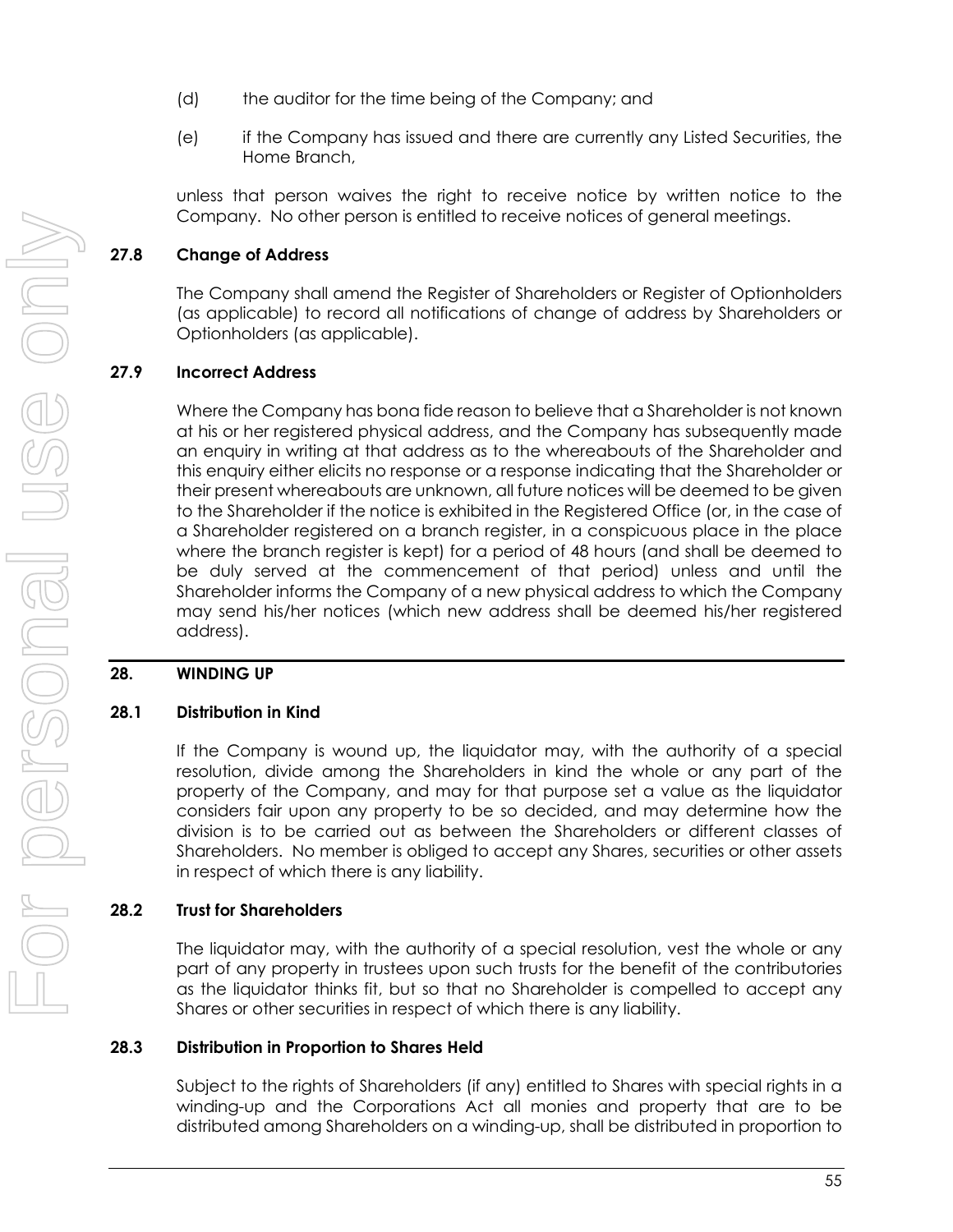(d) the auditor for the time being of the Company; and

(e) if the Company has issued and there are currently any Listed Securities, the Home Branch,

unless that person waives the right to receive notice by written notice to the Company. No other person is entitled to receive notices of general meetings.

### 27.8 Change of Address

The Company shall amend the Register of Shareholders or Register of Optionholders (as applicable) to record all notifications of change of address by Shareholders or Optionholders (as applicable).

### 27.9 Incorrect Address

Where the Company has bona fide reason to believe that a Shareholder is not known at his or her registered physical address, and the Company has subsequently made an enquiry in writing at that address as to the whereabouts of the Shareholder and this enquiry either elicits no response or a response indicating that the Shareholder or their present whereabouts are unknown, all future notices will be deemed to be given to the Shareholder if the notice is exhibited in the Registered Office (or, in the case of a Shareholder registered on a branch register, in a conspicuous place in the place where the branch register is kept) for a period of 48 hours (and shall be deemed to be duly served at the commencement of that period) unless and until the Shareholder informs the Company of a new physical address to which the Company may send his/her notices (which new address shall be deemed his/her registered address).

## 28. WINDING UP

### 28.1 Distribution in Kind

If the Company is wound up, the liquidator may, with the authority of a special resolution, divide among the Shareholders in kind the whole or any part of the property of the Company, and may for that purpose set a value as the liquidator considers fair upon any property to be so decided, and may determine how the division is to be carried out as between the Shareholders or different classes of Shareholders. No member is obliged to accept any Shares, securities or other assets in respect of which there is any liability.

### 28.2 Trust for Shareholders

The liquidator may, with the authority of a special resolution, vest the whole or any part of any property in trustees upon such trusts for the benefit of the contributories as the liquidator thinks fit, but so that no Shareholder is compelled to accept any Shares or other securities in respect of which there is any liability.

### 28.3 Distribution in Proportion to Shares Held

Subject to the rights of Shareholders (if any) entitled to Shares with special rights in a winding-up and the Corporations Act all monies and property that are to be distributed among Shareholders on a winding-up, shall be distributed in proportion to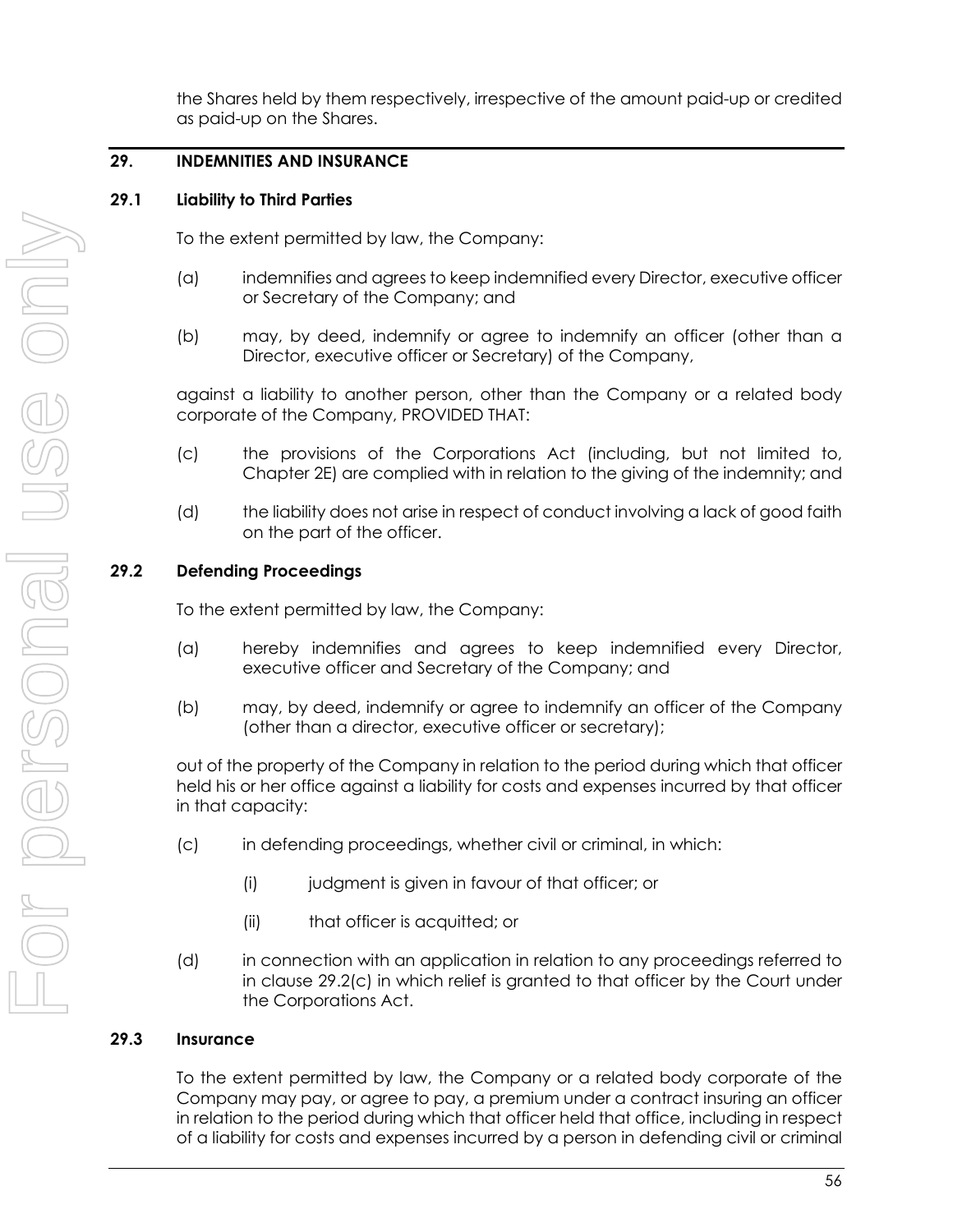the Shares held by them respectively, irrespective of the amount paid-up or credited as paid-up on the Shares.

## 29. INDEMNITIES AND INSURANCE

### 29.1 Liability to Third Parties

To the extent permitted by law, the Company:

(a) indemnifies and agrees to keep indemnified every Director, executive officer or Secretary of the Company; and

(b) may, by deed, indemnify or agree to indemnify an officer (other than a Director, executive officer or Secretary) of the Company,

against a liability to another person, other than the Company or a related body corporate of the Company, PROVIDED THAT:

(c) the provisions of the Corporations Act (including, but not limited to, Chapter 2E) are complied with in relation to the giving of the indemnity; and

(d) the liability does not arise in respect of conduct involving a lack of good faith on the part of the officer.

### 29.2 Defending Proceedings

To the extent permitted by law, the Company:

(a) hereby indemnifies and agrees to keep indemnified every Director, executive officer and Secretary of the Company; and

(b) may, by deed, indemnify or agree to indemnify an officer of the Company (other than a director, executive officer or secretary);

out of the property of the Company in relation to the period during which that officer held his or her office against a liability for costs and expenses incurred by that officer in that capacity:

(c) in defending proceedings, whether civil or criminal, in which:

(i) judgment is given in favour of that officer; or

(ii) that officer is acquitted; or

(d) in connection with an application in relation to any proceedings referred to in clause 29.2(c) in which relief is granted to that officer by the Court under the Corporations Act.

### 29.3 Insurance

To the extent permitted by law, the Company or a related body corporate of the Company may pay, or agree to pay, a premium under a contract insuring an officer in relation to the period during which that officer held that office, including in respect of a liability for costs and expenses incurred by a person in defending civil or criminal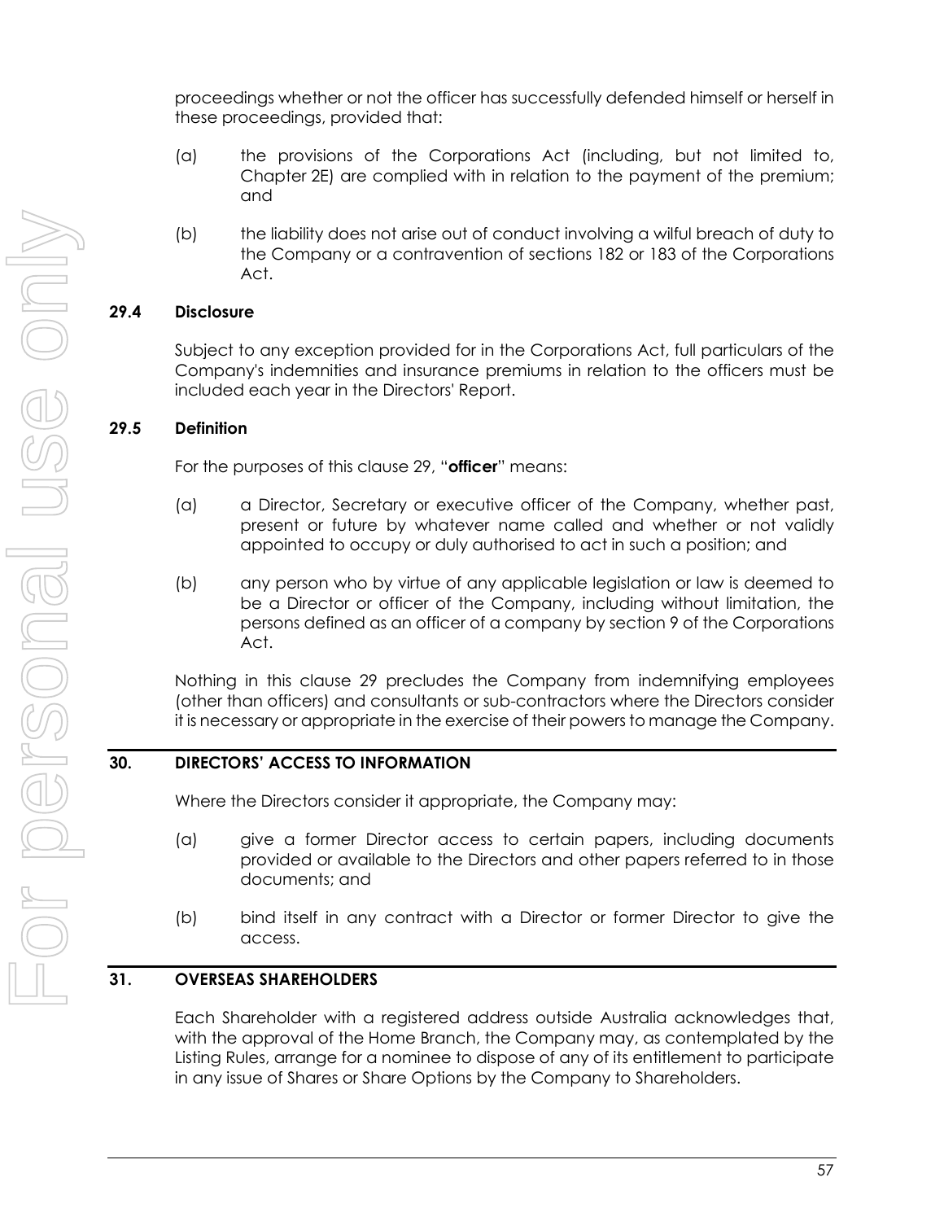proceedings whether or not the officer has successfully defended himself or herself in these proceedings, provided that:

(a) the provisions of the Corporations Act (including, but not limited to, Chapter 2E) are complied with in relation to the payment of the premium; and

(b) the liability does not arise out of conduct involving a wilful breach of duty to the Company or a contravention of sections 182 or 183 of the Corporations Act.

### 29.4 Disclosure

Subject to any exception provided for in the Corporations Act, full particulars of the Company's indemnities and insurance premiums in relation to the officers must be included each year in the Directors' Report.

### 29.5 Definition

For the purposes of this clause 29, "**officer**" means:

(a) a Director, Secretary or executive officer of the Company, whether past, present or future by whatever name called and whether or not validly appointed to occupy or duly authorised to act in such a position; and

(b) any person who by virtue of any applicable legislation or law is deemed to be a Director or officer of the Company, including without limitation, the persons defined as an officer of a company by section 9 of the Corporations Act.

Nothing in this clause 29 precludes the Company from indemnifying employees (other than officers) and consultants or sub-contractors where the Directors consider it is necessary or appropriate in the exercise of their powers to manage the Company.

## 30. DIRECTORS' ACCESS TO INFORMATION

Where the Directors consider it appropriate, the Company may:

(a) give a former Director access to certain papers, including documents provided or available to the Directors and other papers referred to in those documents; and

(b) bind itself in any contract with a Director or former Director to give the access.

## 31. OVERSEAS SHAREHOLDERS

Each Shareholder with a registered address outside Australia acknowledges that, with the approval of the Home Branch, the Company may, as contemplated by the Listing Rules, arrange for a nominee to dispose of any of its entitlement to participate in any issue of Shares or Share Options by the Company to Shareholders.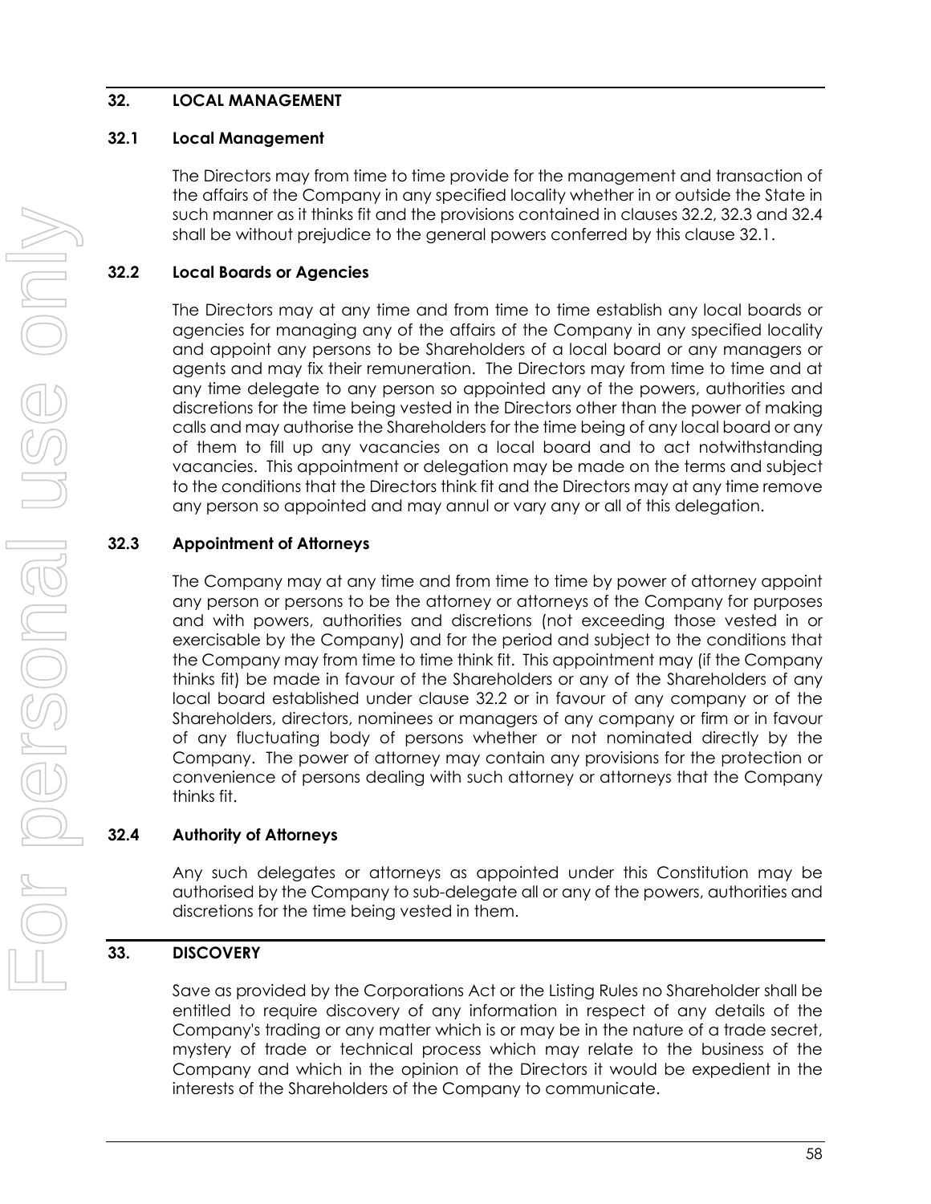## 32. LOCAL MANAGEMENT

### 32.1 Local Management

The Directors may from time to time provide for the management and transaction of the affairs of the Company in any specified locality whether in or outside the State in such manner as it thinks fit and the provisions contained in clauses 32.2, 32.3 and 32.4 shall be without prejudice to the general powers conferred by this clause 32.1.

### 32.2 Local Boards or Agencies

The Directors may at any time and from time to time establish any local boards or agencies for managing any of the affairs of the Company in any specified locality and appoint any persons to be Shareholders of a local board or any managers or agents and may fix their remuneration. The Directors may from time to time and at any time delegate to any person so appointed any of the powers, authorities and discretions for the time being vested in the Directors other than the power of making calls and may authorise the Shareholders for the time being of any local board or any of them to fill up any vacancies on a local board and to act notwithstanding vacancies. This appointment or delegation may be made on the terms and subject to the conditions that the Directors think fit and the Directors may at any time remove any person so appointed and may annul or vary any or all of this delegation.

### 32.3 Appointment of Attorneys

The Company may at any time and from time to time by power of attorney appoint any person or persons to be the attorney or attorneys of the Company for purposes and with powers, authorities and discretions (not exceeding those vested in or exercisable by the Company) and for the period and subject to the conditions that the Company may from time to time think fit. This appointment may (if the Company thinks fit) be made in favour of the Shareholders or any of the Shareholders of any local board established under clause 32.2 or in favour of any company or of the Shareholders, directors, nominees or managers of any company or firm or in favour of any fluctuating body of persons whether or not nominated directly by the Company. The power of attorney may contain any provisions for the protection or convenience of persons dealing with such attorney or attorneys that the Company thinks fit.

### 32.4 Authority of Attorneys

Any such delegates or attorneys as appointed under this Constitution may be authorised by the Company to sub-delegate all or any of the powers, authorities and discretions for the time being vested in them.

## 33. DISCOVERY

Save as provided by the Corporations Act or the Listing Rules no Shareholder shall be entitled to require discovery of any information in respect of any details of the Company's trading or any matter which is or may be in the nature of a trade secret, mystery of trade or technical process which may relate to the business of the Company and which in the opinion of the Directors it would be expedient in the interests of the Shareholders of the Company to communicate.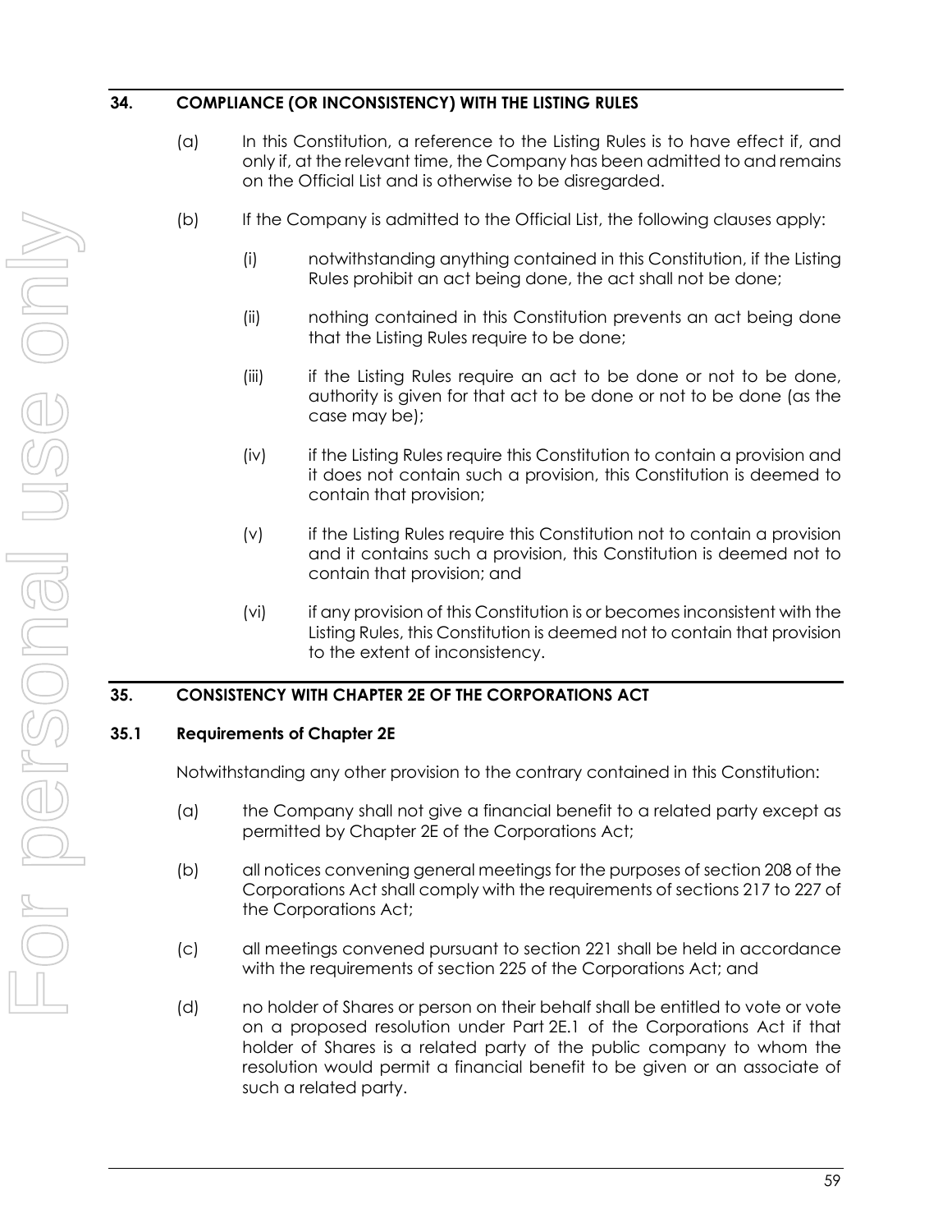## 34. COMPLIANCE (OR INCONSISTENCY) WITH THE LISTING RULES

(a) In this Constitution, a reference to the Listing Rules is to have effect if, and only if, at the relevant time, the Company has been admitted to and remains on the Official List and is otherwise to be disregarded.

(b) If the Company is admitted to the Official List, the following clauses apply:

(i) notwithstanding anything contained in this Constitution, if the Listing Rules prohibit an act being done, the act shall not be done;

(ii) nothing contained in this Constitution prevents an act being done that the Listing Rules require to be done;

(iii) if the Listing Rules require an act to be done or not to be done, authority is given for that act to be done or not to be done (as the case may be);

(iv) if the Listing Rules require this Constitution to contain a provision and it does not contain such a provision, this Constitution is deemed to contain that provision;

(v) if the Listing Rules require this Constitution not to contain a provision and it contains such a provision, this Constitution is deemed not to contain that provision; and

(vi) if any provision of this Constitution is or becomes inconsistent with the Listing Rules, this Constitution is deemed not to contain that provision to the extent of inconsistency.

## 35. CONSISTENCY WITH CHAPTER 2E OF THE CORPORATIONS ACT

### 35.1 Requirements of Chapter 2E

Notwithstanding any other provision to the contrary contained in this Constitution:

(a) the Company shall not give a financial benefit to a related party except as permitted by Chapter 2E of the Corporations Act;

(b) all notices convening general meetings for the purposes of section 208 of the Corporations Act shall comply with the requirements of sections 217 to 227 of the Corporations Act;

(c) all meetings convened pursuant to section 221 shall be held in accordance with the requirements of section 225 of the Corporations Act; and

(d) no holder of Shares or person on their behalf shall be entitled to vote or vote on a proposed resolution under Part 2E.1 of the Corporations Act if that holder of Shares is a related party of the public company to whom the resolution would permit a financial benefit to be given or an associate of such a related party.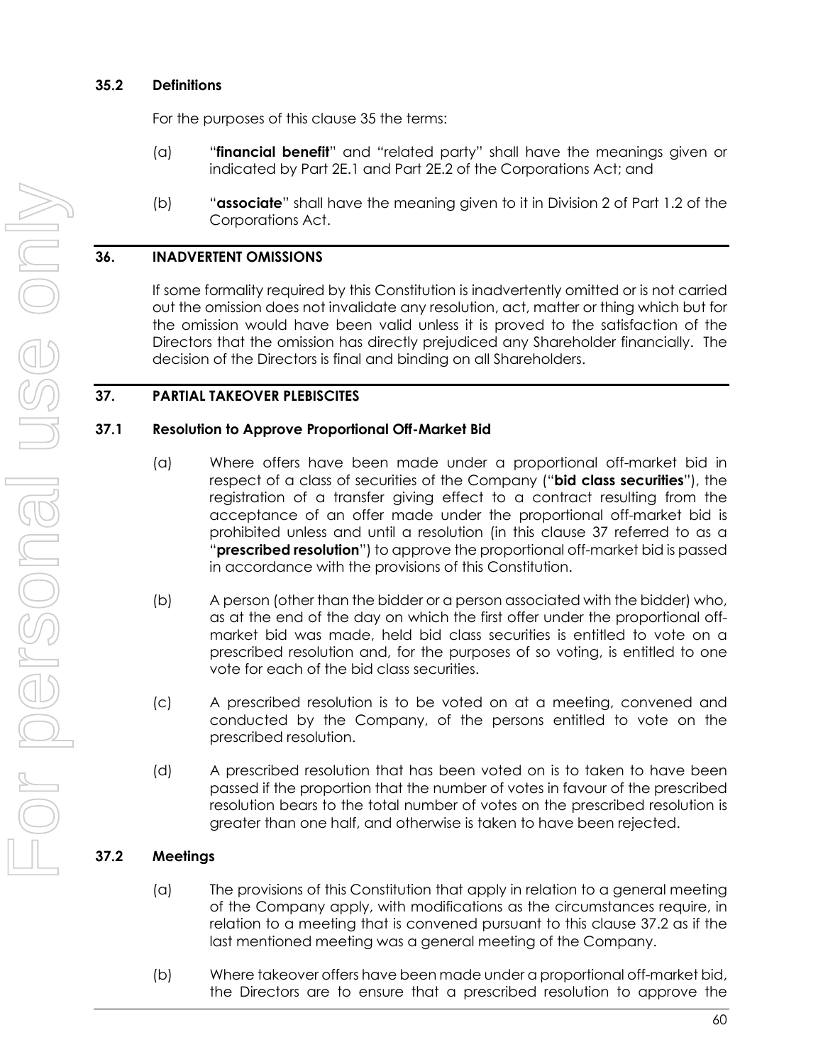### 35.2 Definitions

For the purposes of this clause 35 the terms:

(a) "**financial benefit**" and "related party" shall have the meanings given or indicated by Part 2E.1 and Part 2E.2 of the Corporations Act; and

(b) "**associate**" shall have the meaning given to it in Division 2 of Part 1.2 of the Corporations Act.

## 36. INADVERTENT OMISSIONS

If some formality required by this Constitution is inadvertently omitted or is not carried out the omission does not invalidate any resolution, act, matter or thing which but for the omission would have been valid unless it is proved to the satisfaction of the Directors that the omission has directly prejudiced any Shareholder financially. The decision of the Directors is final and binding on all Shareholders.

## 37. PARTIAL TAKEOVER PLEBISCITES

### 37.1 Resolution to Approve Proportional Off-Market Bid

(a) Where offers have been made under a proportional off-market bid in respect of a class of securities of the Company ("**bid class securities**"), the registration of a transfer giving effect to a contract resulting from the acceptance of an offer made under the proportional off-market bid is prohibited unless and until a resolution (in this clause 37 referred to as a "**prescribed resolution**") to approve the proportional off-market bid is passed in accordance with the provisions of this Constitution.

(b) A person (other than the bidder or a person associated with the bidder) who, as at the end of the day on which the first offer under the proportional off-market bid was made, held bid class securities is entitled to vote on a prescribed resolution and, for the purposes of so voting, is entitled to one vote for each of the bid class securities.

(c) A prescribed resolution is to be voted on at a meeting, convened and conducted by the Company, of the persons entitled to vote on the prescribed resolution.

(d) A prescribed resolution that has been voted on is to taken to have been passed if the proportion that the number of votes in favour of the prescribed resolution bears to the total number of votes on the prescribed resolution is greater than one half, and otherwise is taken to have been rejected.

### 37.2 Meetings

(a) The provisions of this Constitution that apply in relation to a general meeting of the Company apply, with modifications as the circumstances require, in relation to a meeting that is convened pursuant to this clause 37.2 as if the last mentioned meeting was a general meeting of the Company.

(b) Where takeover offers have been made under a proportional off-market bid, the Directors are to ensure that a prescribed resolution to approve the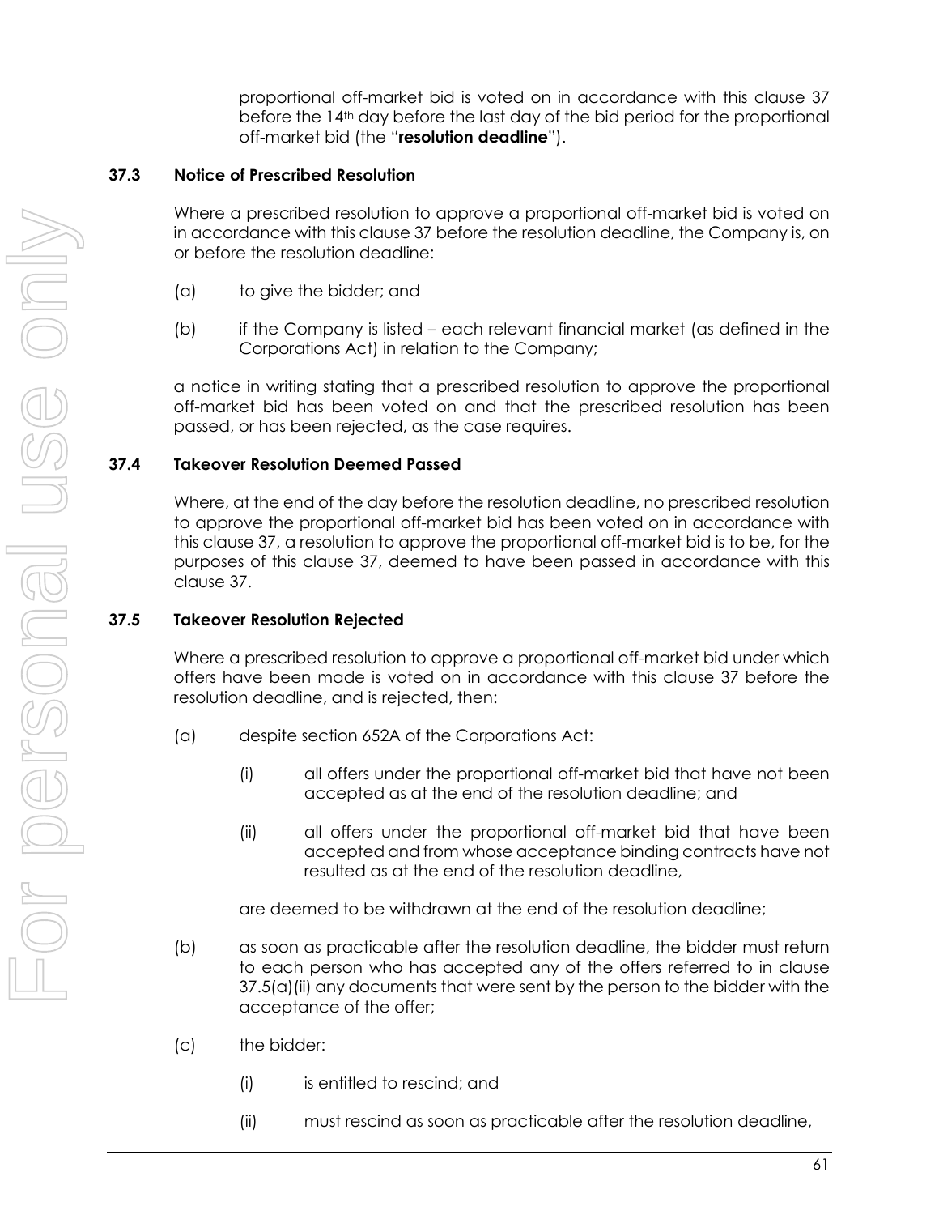proportional off-market bid is voted on in accordance with this clause 37 before the 14th day before the last day of the bid period for the proportional off-market bid (the "**resolution deadline**").

### 37.3 Notice of Prescribed Resolution

Where a prescribed resolution to approve a proportional off-market bid is voted on in accordance with this clause 37 before the resolution deadline, the Company is, on or before the resolution deadline:

(a) to give the bidder; and

(b) if the Company is listed – each relevant financial market (as defined in the Corporations Act) in relation to the Company;

a notice in writing stating that a prescribed resolution to approve the proportional off-market bid has been voted on and that the prescribed resolution has been passed, or has been rejected, as the case requires.

### 37.4 Takeover Resolution Deemed Passed

Where, at the end of the day before the resolution deadline, no prescribed resolution to approve the proportional off-market bid has been voted on in accordance with this clause 37, a resolution to approve the proportional off-market bid is to be, for the purposes of this clause 37, deemed to have been passed in accordance with this clause 37.

### 37.5 Takeover Resolution Rejected

Where a prescribed resolution to approve a proportional off-market bid under which offers have been made is voted on in accordance with this clause 37 before the resolution deadline, and is rejected, then:

(a) despite section 652A of the Corporations Act:

(i) all offers under the proportional off-market bid that have not been accepted as at the end of the resolution deadline; and

(ii) all offers under the proportional off-market bid that have been accepted and from whose acceptance binding contracts have not resulted as at the end of the resolution deadline,

are deemed to be withdrawn at the end of the resolution deadline;

(b) as soon as practicable after the resolution deadline, the bidder must return to each person who has accepted any of the offers referred to in clause 37.5(a)(ii) any documents that were sent by the person to the bidder with the acceptance of the offer;

(c) the bidder:

(i) is entitled to rescind; and

(ii) must rescind as soon as practicable after the resolution deadline,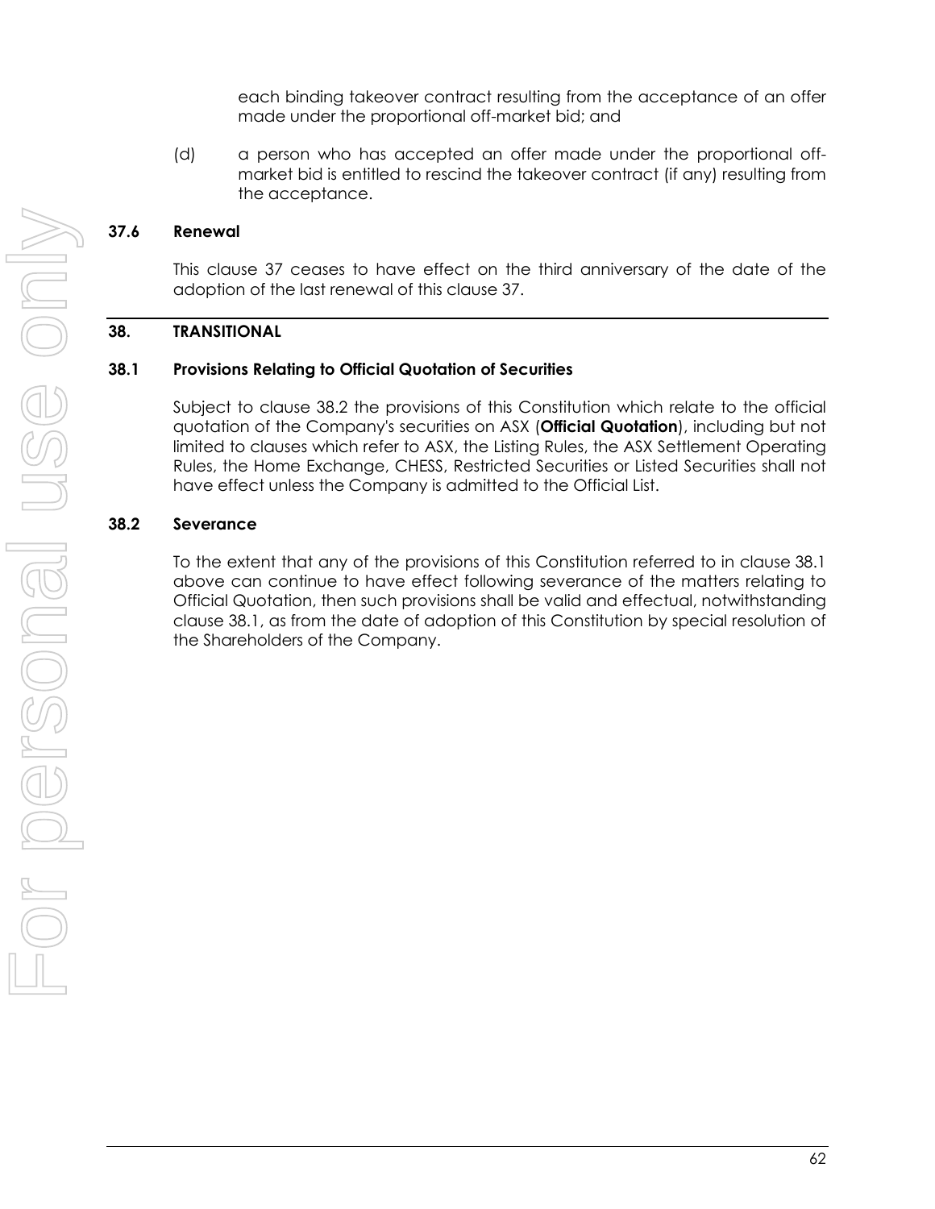each binding takeover contract resulting from the acceptance of an offer made under the proportional off-market bid; and

(d) a person who has accepted an offer made under the proportional off-market bid is entitled to rescind the takeover contract (if any) resulting from the acceptance.

### 37.6 Renewal

This clause 37 ceases to have effect on the third anniversary of the date of the adoption of the last renewal of this clause 37.

## 38. TRANSITIONAL

### 38.1 Provisions Relating to Official Quotation of Securities

Subject to clause 38.2 the provisions of this Constitution which relate to the official quotation of the Company's securities on ASX (**Official Quotation**), including but not limited to clauses which refer to ASX, the Listing Rules, the ASX Settlement Operating Rules, the Home Exchange, CHESS, Restricted Securities or Listed Securities shall not have effect unless the Company is admitted to the Official List.

### 38.2 Severance

To the extent that any of the provisions of this Constitution referred to in clause 38.1 above can continue to have effect following severance of the matters relating to Official Quotation, then such provisions shall be valid and effectual, notwithstanding clause 38.1, as from the date of adoption of this Constitution by special resolution of the Shareholders of the Company.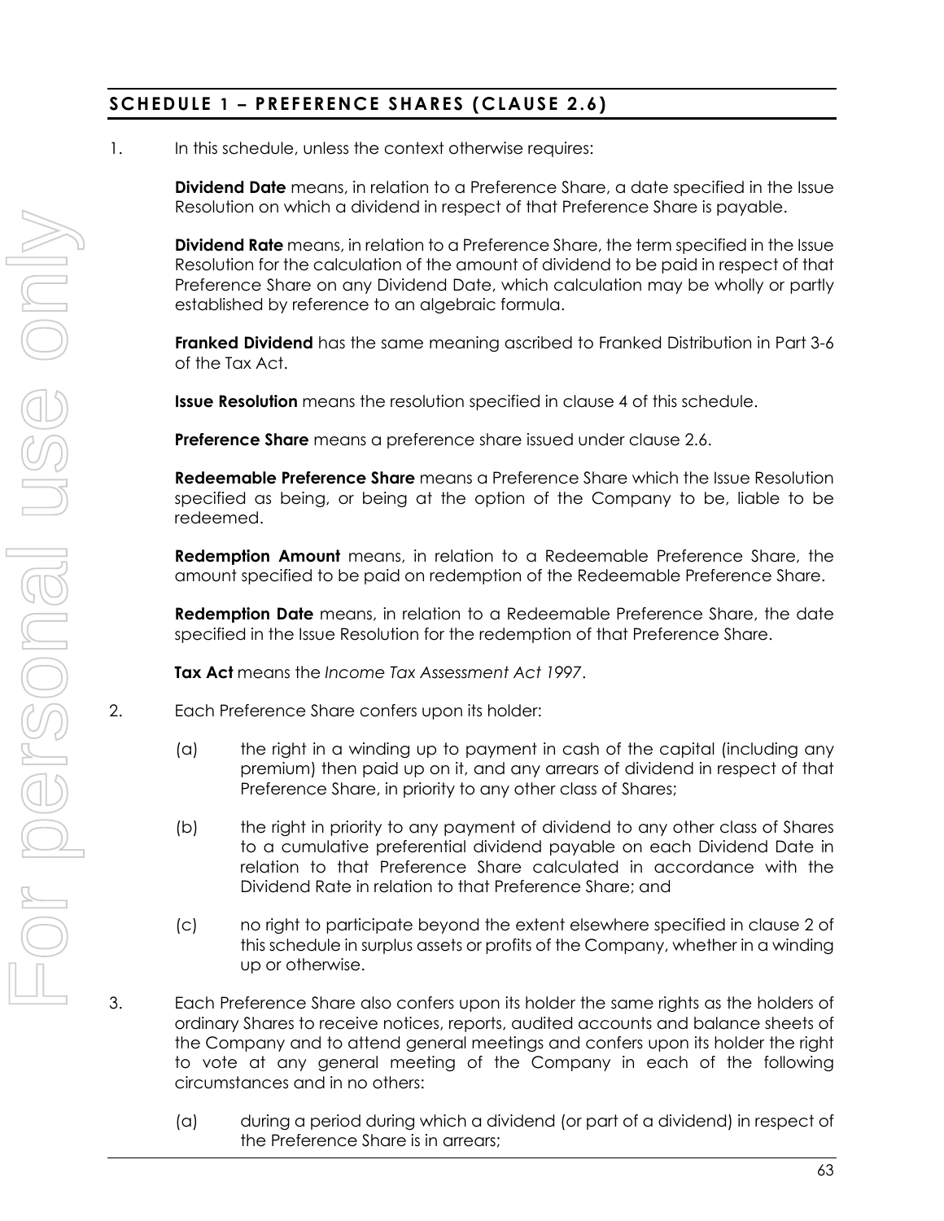## SCHEDULE 1 – PREFERENCE SHARES (CLAUSE 2.6)

1. In this schedule, unless the context otherwise requires:

   **Dividend Date** means, in relation to a Preference Share, a date specified in the Issue Resolution on which a dividend in respect of that Preference Share is payable.

   **Dividend Rate** means, in relation to a Preference Share, the term specified in the Issue Resolution for the calculation of the amount of dividend to be paid in respect of that Preference Share on any Dividend Date, which calculation may be wholly or partly established by reference to an algebraic formula.

   **Franked Dividend** has the same meaning ascribed to Franked Distribution in Part 3-6 of the Tax Act.

   **Issue Resolution** means the resolution specified in clause 4 of this schedule.

   **Preference Share** means a preference share issued under clause 2.6.

   **Redeemable Preference Share** means a Preference Share which the Issue Resolution specified as being, or being at the option of the Company to be, liable to be redeemed.

   **Redemption Amount** means, in relation to a Redeemable Preference Share, the amount specified to be paid on redemption of the Redeemable Preference Share.

   **Redemption Date** means, in relation to a Redeemable Preference Share, the date specified in the Issue Resolution for the redemption of that Preference Share.

   **Tax Act** means the *Income Tax Assessment Act 1997*.

2. Each Preference Share confers upon its holder:

   (a) the right in a winding up to payment in cash of the capital (including any premium) then paid up on it, and any arrears of dividend in respect of that Preference Share, in priority to any other class of Shares;

   (b) the right in priority to any payment of dividend to any other class of Shares to a cumulative preferential dividend payable on each Dividend Date in relation to that Preference Share calculated in accordance with the Dividend Rate in relation to that Preference Share; and

   (c) no right to participate beyond the extent elsewhere specified in clause 2 of this schedule in surplus assets or profits of the Company, whether in a winding up or otherwise.

3. Each Preference Share also confers upon its holder the same rights as the holders of ordinary Shares to receive notices, reports, audited accounts and balance sheets of the Company and to attend general meetings and confers upon its holder the right to vote at any general meeting of the Company in each of the following circumstances and in no others:

   (a) during a period during which a dividend (or part of a dividend) in respect of the Preference Share is in arrears;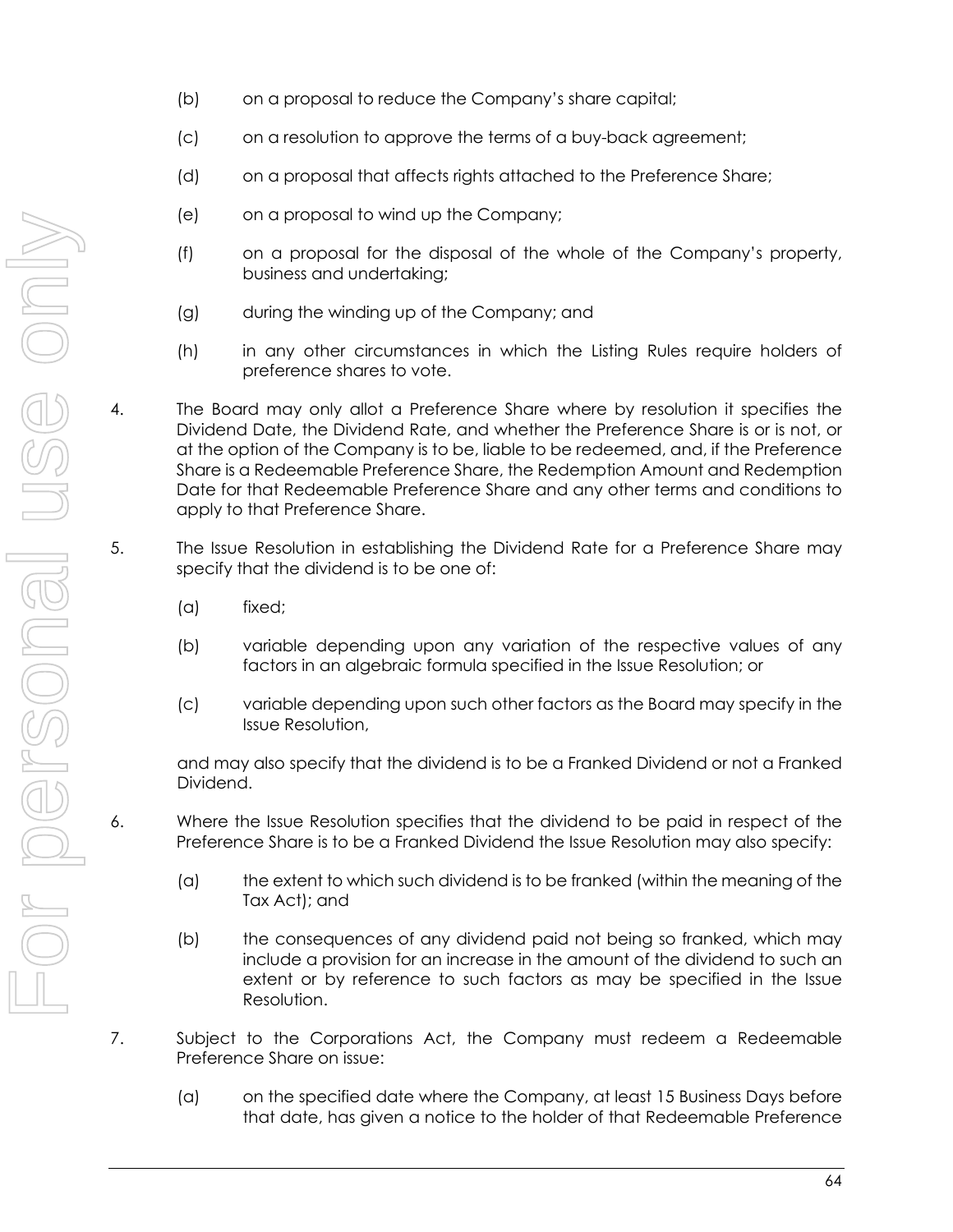(b) on a proposal to reduce the Company's share capital;

(c) on a resolution to approve the terms of a buy-back agreement;

(d) on a proposal that affects rights attached to the Preference Share;

(e) on a proposal to wind up the Company;

(f) on a proposal for the disposal of the whole of the Company's property, business and undertaking;

(g) during the winding up of the Company; and

(h) in any other circumstances in which the Listing Rules require holders of preference shares to vote.

4. The Board may only allot a Preference Share where by resolution it specifies the Dividend Date, the Dividend Rate, and whether the Preference Share is or is not, or at the option of the Company is to be, liable to be redeemed, and, if the Preference Share is a Redeemable Preference Share, the Redemption Amount and Redemption Date for that Redeemable Preference Share and any other terms and conditions to apply to that Preference Share.

5. The Issue Resolution in establishing the Dividend Rate for a Preference Share may specify that the dividend is to be one of:

   (a) fixed;

   (b) variable depending upon any variation of the respective values of any factors in an algebraic formula specified in the Issue Resolution; or

   (c) variable depending upon such other factors as the Board may specify in the Issue Resolution,

   and may also specify that the dividend is to be a Franked Dividend or not a Franked Dividend.

6. Where the Issue Resolution specifies that the dividend to be paid in respect of the Preference Share is to be a Franked Dividend the Issue Resolution may also specify:

   (a) the extent to which such dividend is to be franked (within the meaning of the Tax Act); and

   (b) the consequences of any dividend paid not being so franked, which may include a provision for an increase in the amount of the dividend to such an extent or by reference to such factors as may be specified in the Issue Resolution.

7. Subject to the Corporations Act, the Company must redeem a Redeemable Preference Share on issue:

   (a) on the specified date where the Company, at least 15 Business Days before that date, has given a notice to the holder of that Redeemable Preference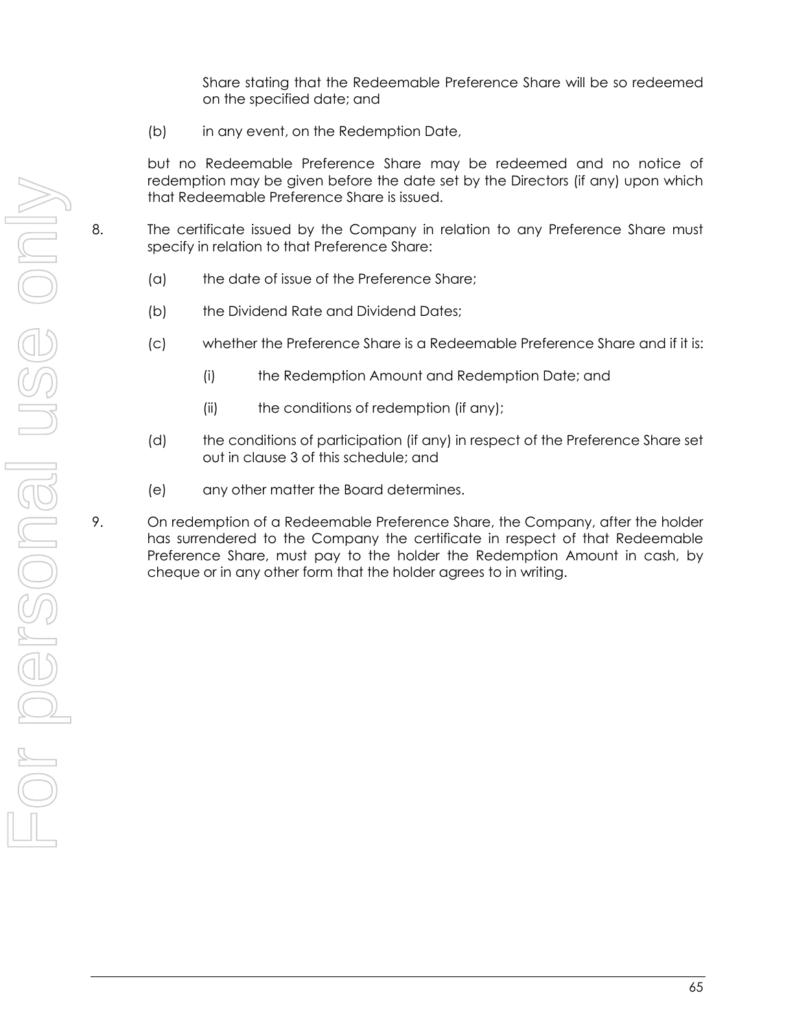Share stating that the Redeemable Preference Share will be so redeemed on the specified date; and

(b) in any event, on the Redemption Date,

but no Redeemable Preference Share may be redeemed and no notice of redemption may be given before the date set by the Directors (if any) upon which that Redeemable Preference Share is issued.

8. The certificate issued by the Company in relation to any Preference Share must specify in relation to that Preference Share:

   (a) the date of issue of the Preference Share;

   (b) the Dividend Rate and Dividend Dates;

   (c) whether the Preference Share is a Redeemable Preference Share and if it is:

      (i) the Redemption Amount and Redemption Date; and

      (ii) the conditions of redemption (if any);

   (d) the conditions of participation (if any) in respect of the Preference Share set out in clause 3 of this schedule; and

   (e) any other matter the Board determines.

9. On redemption of a Redeemable Preference Share, the Company, after the holder has surrendered to the Company the certificate in respect of that Redeemable Preference Share, must pay to the holder the Redemption Amount in cash, by cheque or in any other form that the holder agrees to in writing.